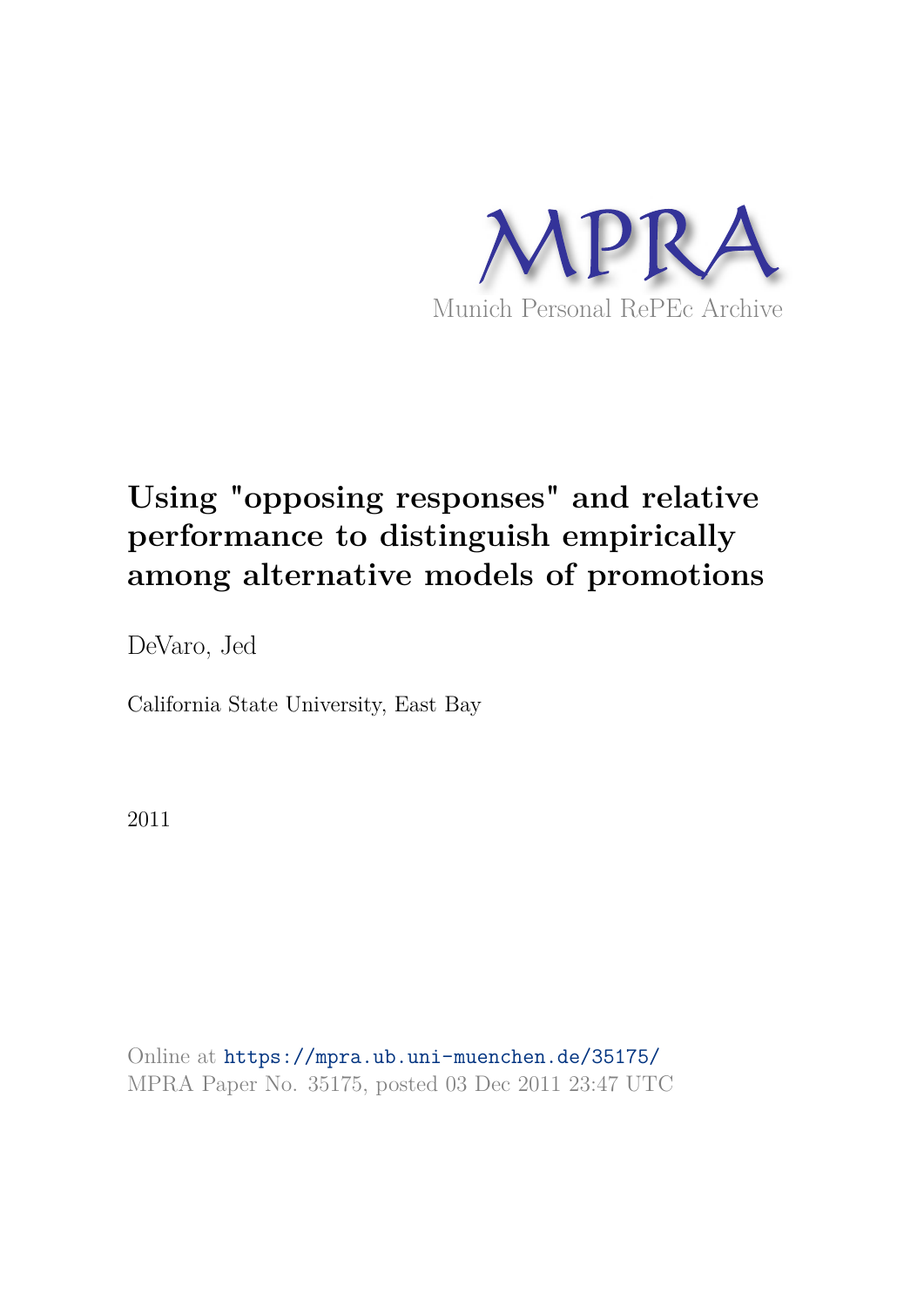MPRA

Munich Personal RePEc Archive

# Using "opposing responses" and relative performance to distinguish empirically among alternative models of promotions

DeVaro, Jed

California State University, East Bay

2011

Online at https://mpra.ub.uni-muenchen.de/35175/
MPRA Paper No. 35175, posted 03 Dec 2011 23:47 UTC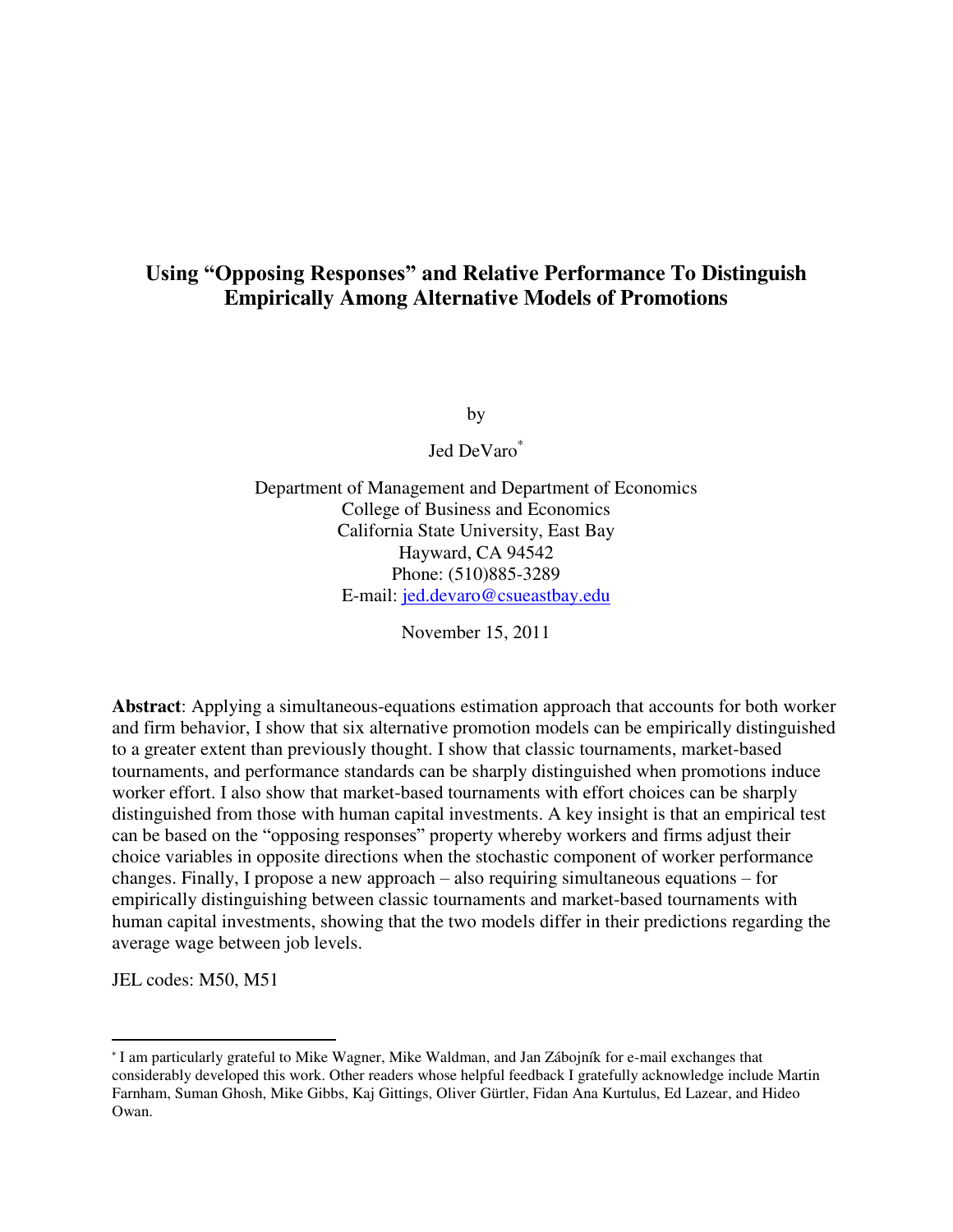# Using "Opposing Responses" and Relative Performance To Distinguish Empirically Among Alternative Models of Promotions

by

Jed DeVaro[*]

Department of Management and Department of Economics
College of Business and Economics
California State University, East Bay
Hayward, CA 94542
Phone: (510)885-3289
E-mail: jed.devaro@csueastbay.edu

November 15, 2011

**Abstract**: Applying a simultaneous-equations estimation approach that accounts for both worker and firm behavior, I show that six alternative promotion models can be empirically distinguished to a greater extent than previously thought. I show that classic tournaments, market-based tournaments, and performance standards can be sharply distinguished when promotions induce worker effort. I also show that market-based tournaments with effort choices can be sharply distinguished from those with human capital investments. A key insight is that an empirical test can be based on the "opposing responses" property whereby workers and firms adjust their choice variables in opposite directions when the stochastic component of worker performance changes. Finally, I propose a new approach – also requiring simultaneous equations – for empirically distinguishing between classic tournaments and market-based tournaments with human capital investments, showing that the two models differ in their predictions regarding the average wage between job levels.

JEL codes: M50, M51

---

[*] I am particularly grateful to Mike Wagner, Mike Waldman, and Jan Zábojník for e-mail exchanges that considerably developed this work. Other readers whose helpful feedback I gratefully acknowledge include Martin Farnham, Suman Ghosh, Mike Gibbs, Kaj Gittings, Oliver Gürtler, Fidan Ana Kurtulus, Ed Lazear, and Hideo Owan.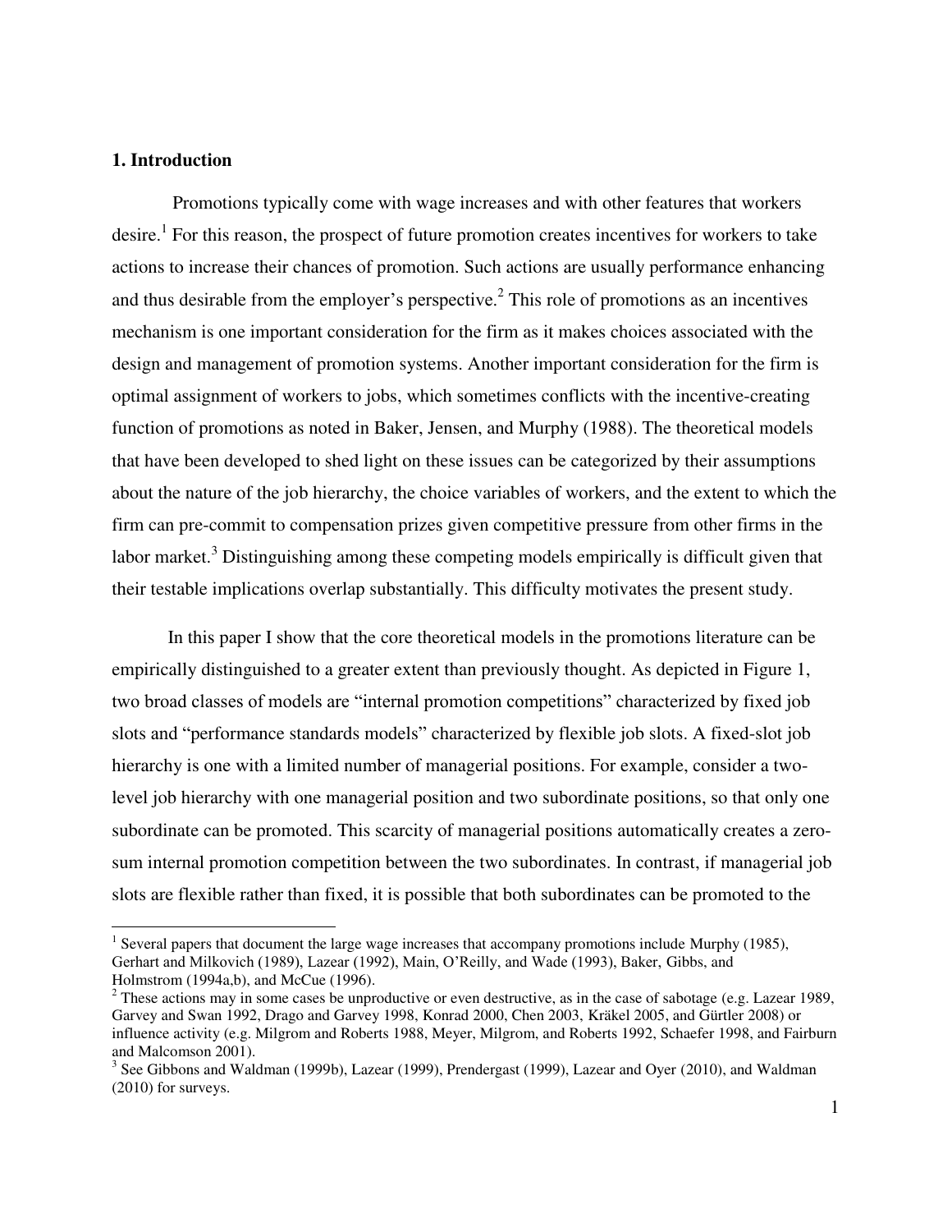## 1. Introduction

Promotions typically come with wage increases and with other features that workers desire.[1] For this reason, the prospect of future promotion creates incentives for workers to take actions to increase their chances of promotion. Such actions are usually performance enhancing and thus desirable from the employer's perspective.[2] This role of promotions as an incentives mechanism is one important consideration for the firm as it makes choices associated with the design and management of promotion systems. Another important consideration for the firm is optimal assignment of workers to jobs, which sometimes conflicts with the incentive-creating function of promotions as noted in Baker, Jensen, and Murphy (1988). The theoretical models that have been developed to shed light on these issues can be categorized by their assumptions about the nature of the job hierarchy, the choice variables of workers, and the extent to which the firm can pre-commit to compensation prizes given competitive pressure from other firms in the labor market.[3] Distinguishing among these competing models empirically is difficult given that their testable implications overlap substantially. This difficulty motivates the present study.

In this paper I show that the core theoretical models in the promotions literature can be empirically distinguished to a greater extent than previously thought. As depicted in Figure 1, two broad classes of models are "internal promotion competitions" characterized by fixed job slots and "performance standards models" characterized by flexible job slots. A fixed-slot job hierarchy is one with a limited number of managerial positions. For example, consider a two-level job hierarchy with one managerial position and two subordinate positions, so that only one subordinate can be promoted. This scarcity of managerial positions automatically creates a zero-sum internal promotion competition between the two subordinates. In contrast, if managerial job slots are flexible rather than fixed, it is possible that both subordinates can be promoted to the

---

[1] Several papers that document the large wage increases that accompany promotions include Murphy (1985), Gerhart and Milkovich (1989), Lazear (1992), Main, O'Reilly, and Wade (1993), Baker, Gibbs, and Holmstrom (1994a,b), and McCue (1996).

[2] These actions may in some cases be unproductive or even destructive, as in the case of sabotage (e.g. Lazear 1989, Garvey and Swan 1992, Drago and Garvey 1998, Konrad 2000, Chen 2003, Kräkel 2005, and Gürtler 2008) or influence activity (e.g. Milgrom and Roberts 1988, Meyer, Milgrom, and Roberts 1992, Schaefer 1998, and Fairburn and Malcomson 2001).

[3] See Gibbons and Waldman (1999b), Lazear (1999), Prendergast (1999), Lazear and Oyer (2010), and Waldman (2010) for surveys.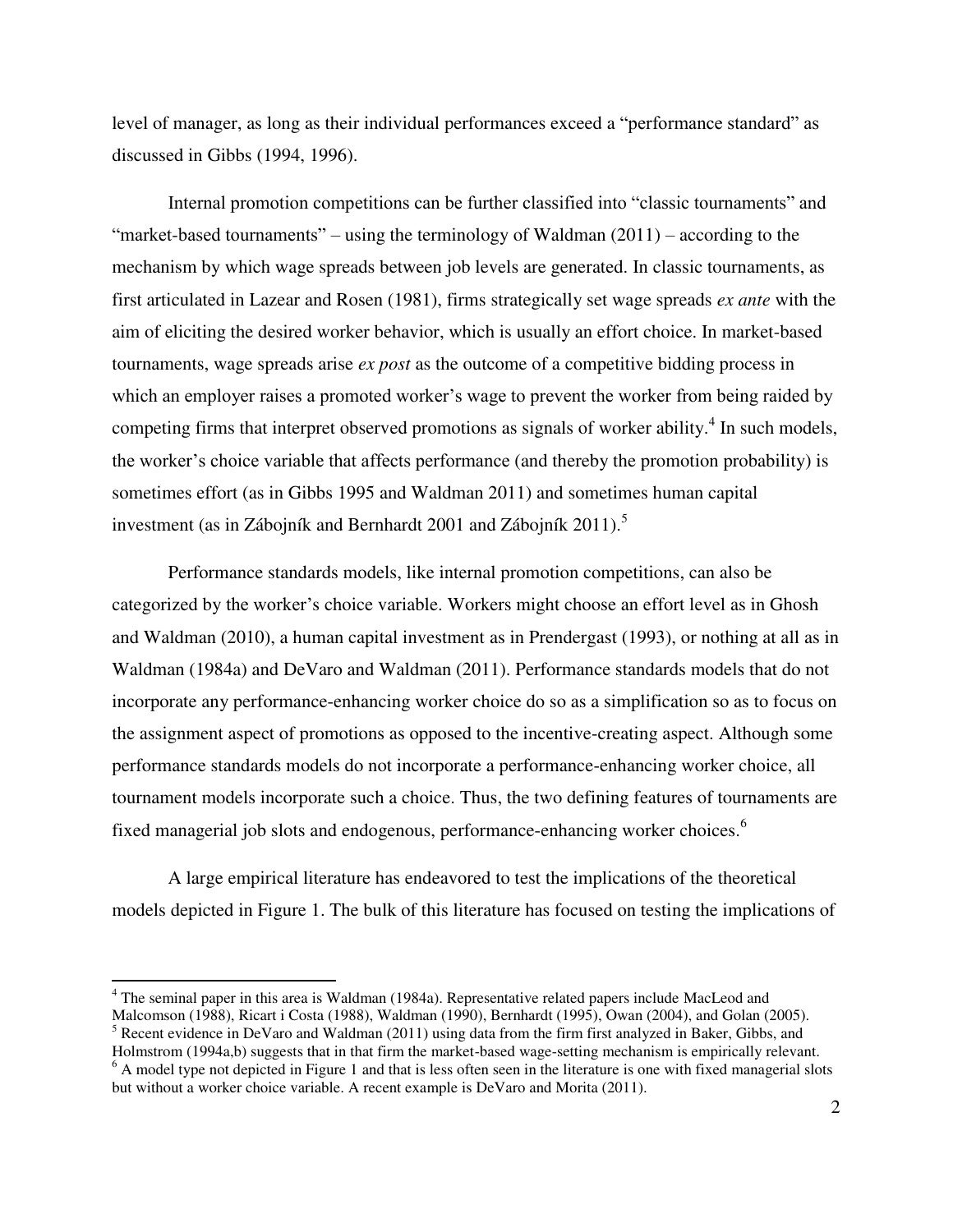level of manager, as long as their individual performances exceed a "performance standard" as discussed in Gibbs (1994, 1996).

Internal promotion competitions can be further classified into "classic tournaments" and "market-based tournaments" – using the terminology of Waldman (2011) – according to the mechanism by which wage spreads between job levels are generated. In classic tournaments, as first articulated in Lazear and Rosen (1981), firms strategically set wage spreads *ex ante* with the aim of eliciting the desired worker behavior, which is usually an effort choice. In market-based tournaments, wage spreads arise *ex post* as the outcome of a competitive bidding process in which an employer raises a promoted worker's wage to prevent the worker from being raided by competing firms that interpret observed promotions as signals of worker ability.[4] In such models, the worker's choice variable that affects performance (and thereby the promotion probability) is sometimes effort (as in Gibbs 1995 and Waldman 2011) and sometimes human capital investment (as in Zábojník and Bernhardt 2001 and Zábojník 2011).[5]

Performance standards models, like internal promotion competitions, can also be categorized by the worker's choice variable. Workers might choose an effort level as in Ghosh and Waldman (2010), a human capital investment as in Prendergast (1993), or nothing at all as in Waldman (1984a) and DeVaro and Waldman (2011). Performance standards models that do not incorporate any performance-enhancing worker choice do so as a simplification so as to focus on the assignment aspect of promotions as opposed to the incentive-creating aspect. Although some performance standards models do not incorporate a performance-enhancing worker choice, all tournament models incorporate such a choice. Thus, the two defining features of tournaments are fixed managerial job slots and endogenous, performance-enhancing worker choices.[6]

A large empirical literature has endeavored to test the implications of the theoretical models depicted in Figure 1. The bulk of this literature has focused on testing the implications of

---

[4] The seminal paper in this area is Waldman (1984a). Representative related papers include MacLeod and Malcomson (1988), Ricart i Costa (1988), Waldman (1990), Bernhardt (1995), Owan (2004), and Golan (2005).

[5] Recent evidence in DeVaro and Waldman (2011) using data from the firm first analyzed in Baker, Gibbs, and Holmstrom (1994a,b) suggests that in that firm the market-based wage-setting mechanism is empirically relevant.

[6] A model type not depicted in Figure 1 and that is less often seen in the literature is one with fixed managerial slots but without a worker choice variable. A recent example is DeVaro and Morita (2011).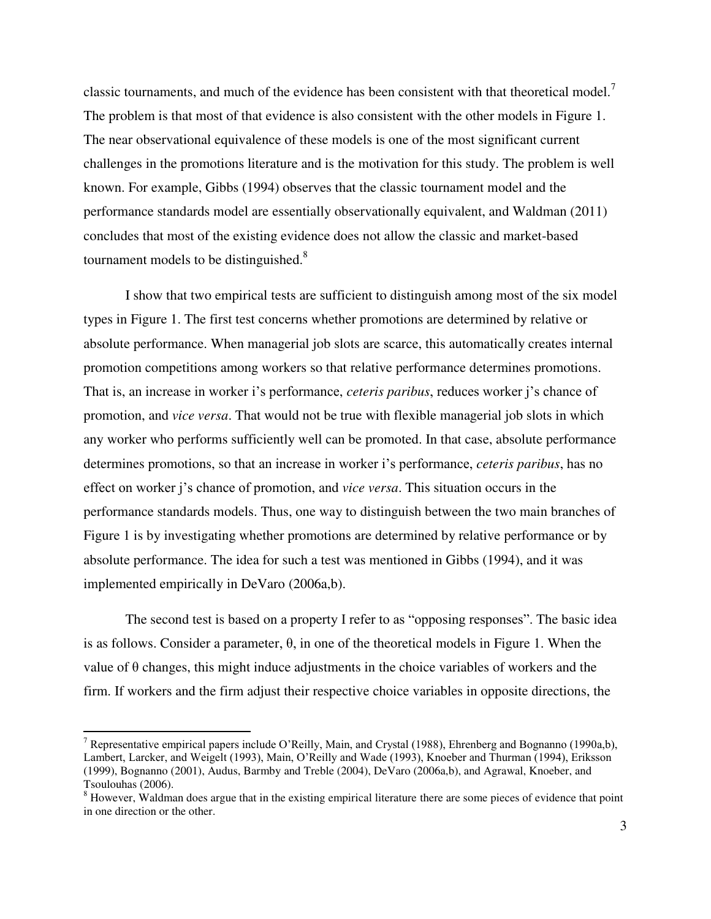classic tournaments, and much of the evidence has been consistent with that theoretical model.[7] The problem is that most of that evidence is also consistent with the other models in Figure 1. The near observational equivalence of these models is one of the most significant current challenges in the promotions literature and is the motivation for this study. The problem is well known. For example, Gibbs (1994) observes that the classic tournament model and the performance standards model are essentially observationally equivalent, and Waldman (2011) concludes that most of the existing evidence does not allow the classic and market-based tournament models to be distinguished.[8]

I show that two empirical tests are sufficient to distinguish among most of the six model types in Figure 1. The first test concerns whether promotions are determined by relative or absolute performance. When managerial job slots are scarce, this automatically creates internal promotion competitions among workers so that relative performance determines promotions. That is, an increase in worker i's performance, *ceteris paribus*, reduces worker j's chance of promotion, and *vice versa*. That would not be true with flexible managerial job slots in which any worker who performs sufficiently well can be promoted. In that case, absolute performance determines promotions, so that an increase in worker i's performance, *ceteris paribus*, has no effect on worker j's chance of promotion, and *vice versa*. This situation occurs in the performance standards models. Thus, one way to distinguish between the two main branches of Figure 1 is by investigating whether promotions are determined by relative performance or by absolute performance. The idea for such a test was mentioned in Gibbs (1994), and it was implemented empirically in DeVaro (2006a,b).

The second test is based on a property I refer to as "opposing responses". The basic idea is as follows. Consider a parameter, $\theta$, in one of the theoretical models in Figure 1. When the value of $\theta$ changes, this might induce adjustments in the choice variables of workers and the firm. If workers and the firm adjust their respective choice variables in opposite directions, the

---

[7] Representative empirical papers include O'Reilly, Main, and Crystal (1988), Ehrenberg and Bognanno (1990a,b), Lambert, Larcker, and Weigelt (1993), Main, O'Reilly and Wade (1993), Knoeber and Thurman (1994), Eriksson (1999), Bognanno (2001), Audus, Barmby and Treble (2004), DeVaro (2006a,b), and Agrawal, Knoeber, and Tsoulouhas (2006).

[8] However, Waldman does argue that in the existing empirical literature there are some pieces of evidence that point in one direction or the other.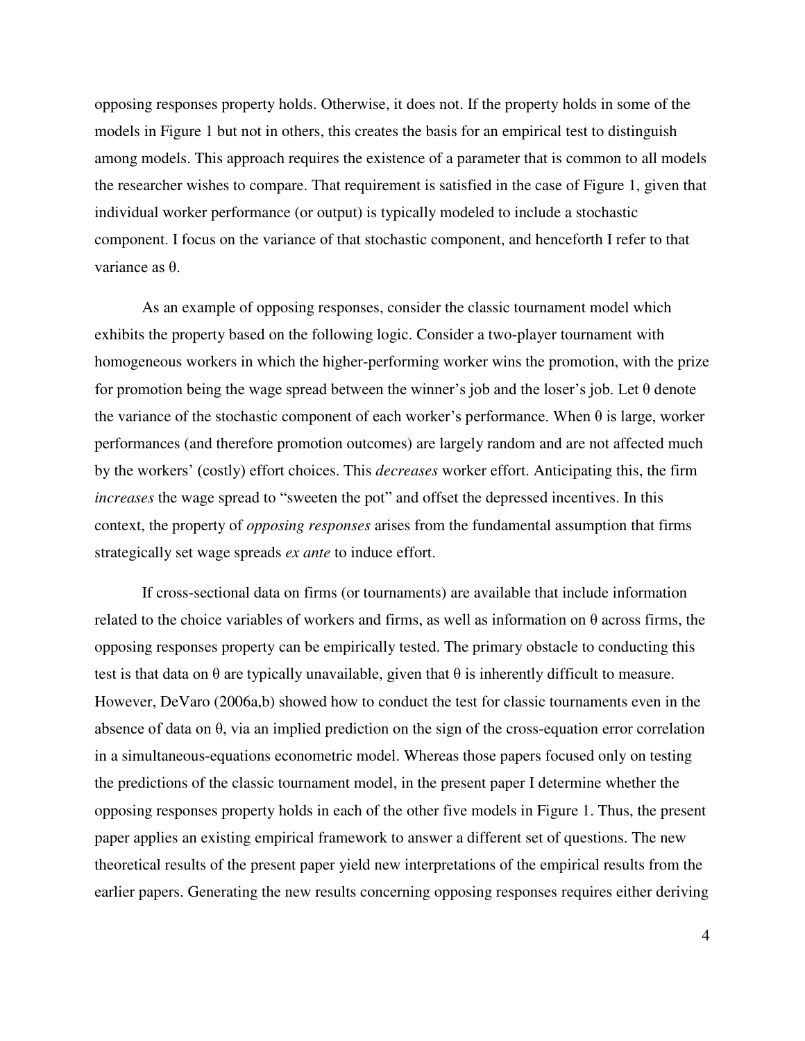opposing responses property holds. Otherwise, it does not. If the property holds in some of the models in Figure 1 but not in others, this creates the basis for an empirical test to distinguish among models. This approach requires the existence of a parameter that is common to all models the researcher wishes to compare. That requirement is satisfied in the case of Figure 1, given that individual worker performance (or output) is typically modeled to include a stochastic component. I focus on the variance of that stochastic component, and henceforth I refer to that variance as $\theta$.

As an example of opposing responses, consider the classic tournament model which exhibits the property based on the following logic. Consider a two-player tournament with homogeneous workers in which the higher-performing worker wins the promotion, with the prize for promotion being the wage spread between the winner's job and the loser's job. Let $\theta$ denote the variance of the stochastic component of each worker's performance. When $\theta$ is large, worker performances (and therefore promotion outcomes) are largely random and are not affected much by the workers' (costly) effort choices. This *decreases* worker effort. Anticipating this, the firm *increases* the wage spread to "sweeten the pot" and offset the depressed incentives. In this context, the property of *opposing responses* arises from the fundamental assumption that firms strategically set wage spreads *ex ante* to induce effort.

If cross-sectional data on firms (or tournaments) are available that include information related to the choice variables of workers and firms, as well as information on $\theta$ across firms, the opposing responses property can be empirically tested. The primary obstacle to conducting this test is that data on $\theta$ are typically unavailable, given that $\theta$ is inherently difficult to measure. However, DeVaro (2006a,b) showed how to conduct the test for classic tournaments even in the absence of data on $\theta$, via an implied prediction on the sign of the cross-equation error correlation in a simultaneous-equations econometric model. Whereas those papers focused only on testing the predictions of the classic tournament model, in the present paper I determine whether the opposing responses property holds in each of the other five models in Figure 1. Thus, the present paper applies an existing empirical framework to answer a different set of questions. The new theoretical results of the present paper yield new interpretations of the empirical results from the earlier papers. Generating the new results concerning opposing responses requires either deriving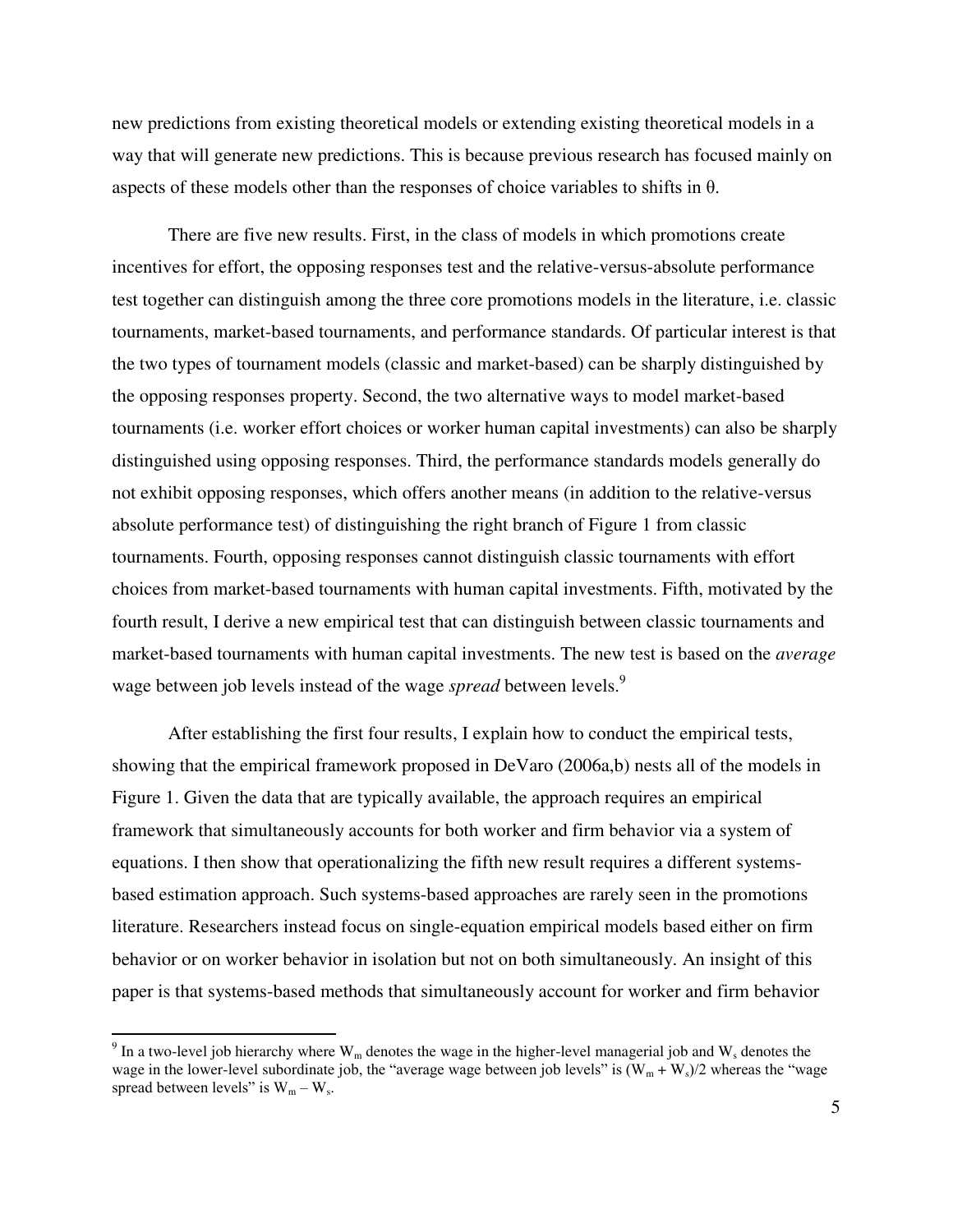new predictions from existing theoretical models or extending existing theoretical models in a way that will generate new predictions. This is because previous research has focused mainly on aspects of these models other than the responses of choice variables to shifts in θ.

There are five new results. First, in the class of models in which promotions create incentives for effort, the opposing responses test and the relative-versus-absolute performance test together can distinguish among the three core promotions models in the literature, i.e. classic tournaments, market-based tournaments, and performance standards. Of particular interest is that the two types of tournament models (classic and market-based) can be sharply distinguished by the opposing responses property. Second, the two alternative ways to model market-based tournaments (i.e. worker effort choices or worker human capital investments) can also be sharply distinguished using opposing responses. Third, the performance standards models generally do not exhibit opposing responses, which offers another means (in addition to the relative-versus absolute performance test) of distinguishing the right branch of Figure 1 from classic tournaments. Fourth, opposing responses cannot distinguish classic tournaments with effort choices from market-based tournaments with human capital investments. Fifth, motivated by the fourth result, I derive a new empirical test that can distinguish between classic tournaments and market-based tournaments with human capital investments. The new test is based on the *average* wage between job levels instead of the wage *spread* between levels.[9]

After establishing the first four results, I explain how to conduct the empirical tests, showing that the empirical framework proposed in DeVaro (2006a,b) nests all of the models in Figure 1. Given the data that are typically available, the approach requires an empirical framework that simultaneously accounts for both worker and firm behavior via a system of equations. I then show that operationalizing the fifth new result requires a different systems-based estimation approach. Such systems-based approaches are rarely seen in the promotions literature. Researchers instead focus on single-equation empirical models based either on firm behavior or on worker behavior in isolation but not on both simultaneously. An insight of this paper is that systems-based methods that simultaneously account for worker and firm behavior

[9] In a two-level job hierarchy where $W_m$ denotes the wage in the higher-level managerial job and $W_s$ denotes the wage in the lower-level subordinate job, the "average wage between job levels" is $(W_m + W_s)/2$ whereas the "wage spread between levels" is $W_m - W_s$.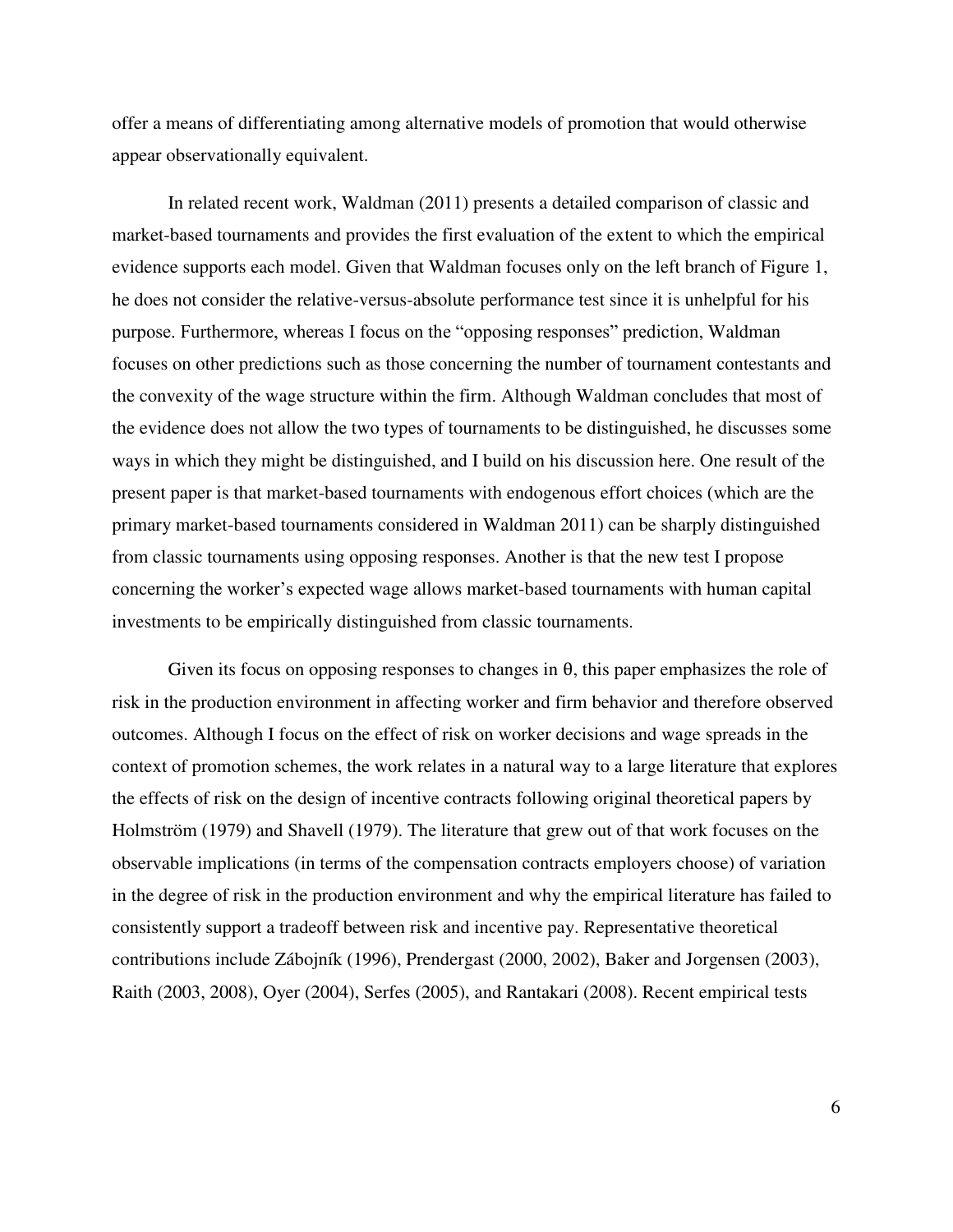offer a means of differentiating among alternative models of promotion that would otherwise appear observationally equivalent.

In related recent work, Waldman (2011) presents a detailed comparison of classic and market-based tournaments and provides the first evaluation of the extent to which the empirical evidence supports each model. Given that Waldman focuses only on the left branch of Figure 1, he does not consider the relative-versus-absolute performance test since it is unhelpful for his purpose. Furthermore, whereas I focus on the "opposing responses" prediction, Waldman focuses on other predictions such as those concerning the number of tournament contestants and the convexity of the wage structure within the firm. Although Waldman concludes that most of the evidence does not allow the two types of tournaments to be distinguished, he discusses some ways in which they might be distinguished, and I build on his discussion here. One result of the present paper is that market-based tournaments with endogenous effort choices (which are the primary market-based tournaments considered in Waldman 2011) can be sharply distinguished from classic tournaments using opposing responses. Another is that the new test I propose concerning the worker's expected wage allows market-based tournaments with human capital investments to be empirically distinguished from classic tournaments.

Given its focus on opposing responses to changes in $\theta$, this paper emphasizes the role of risk in the production environment in affecting worker and firm behavior and therefore observed outcomes. Although I focus on the effect of risk on worker decisions and wage spreads in the context of promotion schemes, the work relates in a natural way to a large literature that explores the effects of risk on the design of incentive contracts following original theoretical papers by Holmström (1979) and Shavell (1979). The literature that grew out of that work focuses on the observable implications (in terms of the compensation contracts employers choose) of variation in the degree of risk in the production environment and why the empirical literature has failed to consistently support a tradeoff between risk and incentive pay. Representative theoretical contributions include Zábojník (1996), Prendergast (2000, 2002), Baker and Jorgensen (2003), Raith (2003, 2008), Oyer (2004), Serfes (2005), and Rantakari (2008). Recent empirical tests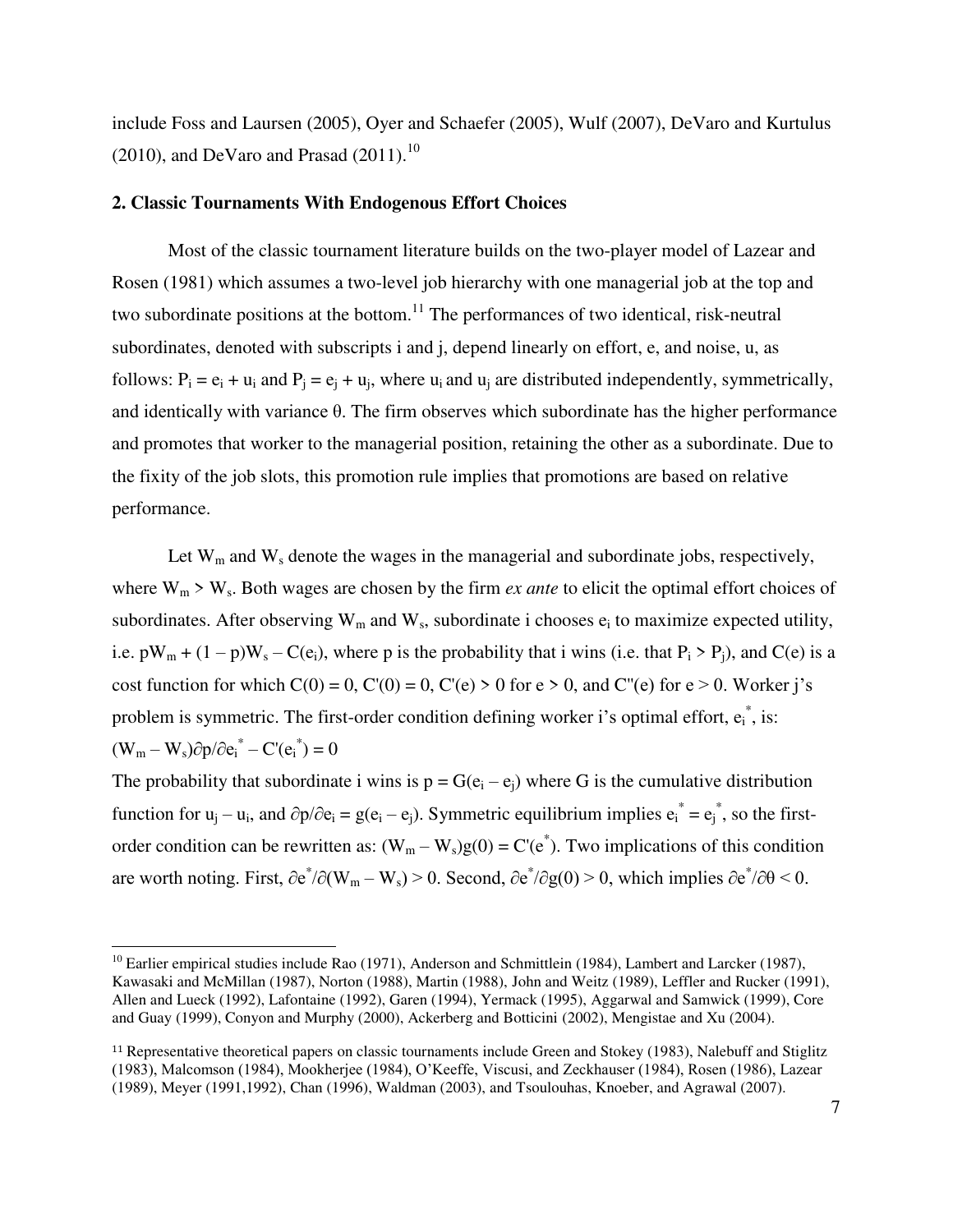include Foss and Laursen (2005), Oyer and Schaefer (2005), Wulf (2007), DeVaro and Kurtulus (2010), and DeVaro and Prasad (2011).[10]

## 2. Classic Tournaments With Endogenous Effort Choices

Most of the classic tournament literature builds on the two-player model of Lazear and Rosen (1981) which assumes a two-level job hierarchy with one managerial job at the top and two subordinate positions at the bottom.[11] The performances of two identical, risk-neutral subordinates, denoted with subscripts i and j, depend linearly on effort, e, and noise, u, as follows: $P_i = e_i + u_i$ and $P_j = e_j + u_j$, where $u_i$ and $u_j$ are distributed independently, symmetrically, and identically with variance θ. The firm observes which subordinate has the higher performance and promotes that worker to the managerial position, retaining the other as a subordinate. Due to the fixity of the job slots, this promotion rule implies that promotions are based on relative performance.

Let $W_m$ and $W_s$ denote the wages in the managerial and subordinate jobs, respectively, where $W_m > W_s$. Both wages are chosen by the firm *ex ante* to elicit the optimal effort choices of subordinates. After observing $W_m$ and $W_s$, subordinate i chooses $e_i$ to maximize expected utility, i.e. $pW_m + (1 - p)W_s - C(e_i)$, where p is the probability that i wins (i.e. that $P_i > P_j$), and C(e) is a cost function for which $C(0) = 0$, $C'(0) = 0$, $C'(e) > 0$ for $e > 0$, and $C''(e)$ for $e > 0$. Worker j's problem is symmetric. The first-order condition defining worker i's optimal effort, $e_i^*$, is:

$(W_m - W_s)\partial p/\partial e_i^* - C'(e_i^*) = 0$

The probability that subordinate i wins is $p = G(e_i - e_j)$ where G is the cumulative distribution function for $u_j - u_i$, and $\partial p/\partial e_i = g(e_i - e_j)$. Symmetric equilibrium implies $e_i^* = e_j^*$, so the first-order condition can be rewritten as: $(W_m - W_s)g(0) = C'(e^*)$. Two implications of this condition are worth noting. First, $\partial e^*/\partial(W_m - W_s) > 0$. Second, $\partial e^*/\partial g(0) > 0$, which implies $\partial e^*/\partial\theta < 0$.

---

[10] Earlier empirical studies include Rao (1971), Anderson and Schmittlein (1984), Lambert and Larcker (1987), Kawasaki and McMillan (1987), Norton (1988), Martin (1988), John and Weitz (1989), Leffler and Rucker (1991), Allen and Lueck (1992), Lafontaine (1992), Garen (1994), Yermack (1995), Aggarwal and Samwick (1999), Core and Guay (1999), Conyon and Murphy (2000), Ackerberg and Botticini (2002), Mengistae and Xu (2004).

[11] Representative theoretical papers on classic tournaments include Green and Stokey (1983), Nalebuff and Stiglitz (1983), Malcomson (1984), Mookherjee (1984), O'Keeffe, Viscusi, and Zeckhauser (1984), Rosen (1986), Lazear (1989), Meyer (1991,1992), Chan (1996), Waldman (2003), and Tsoulouhas, Knoeber, and Agrawal (2007).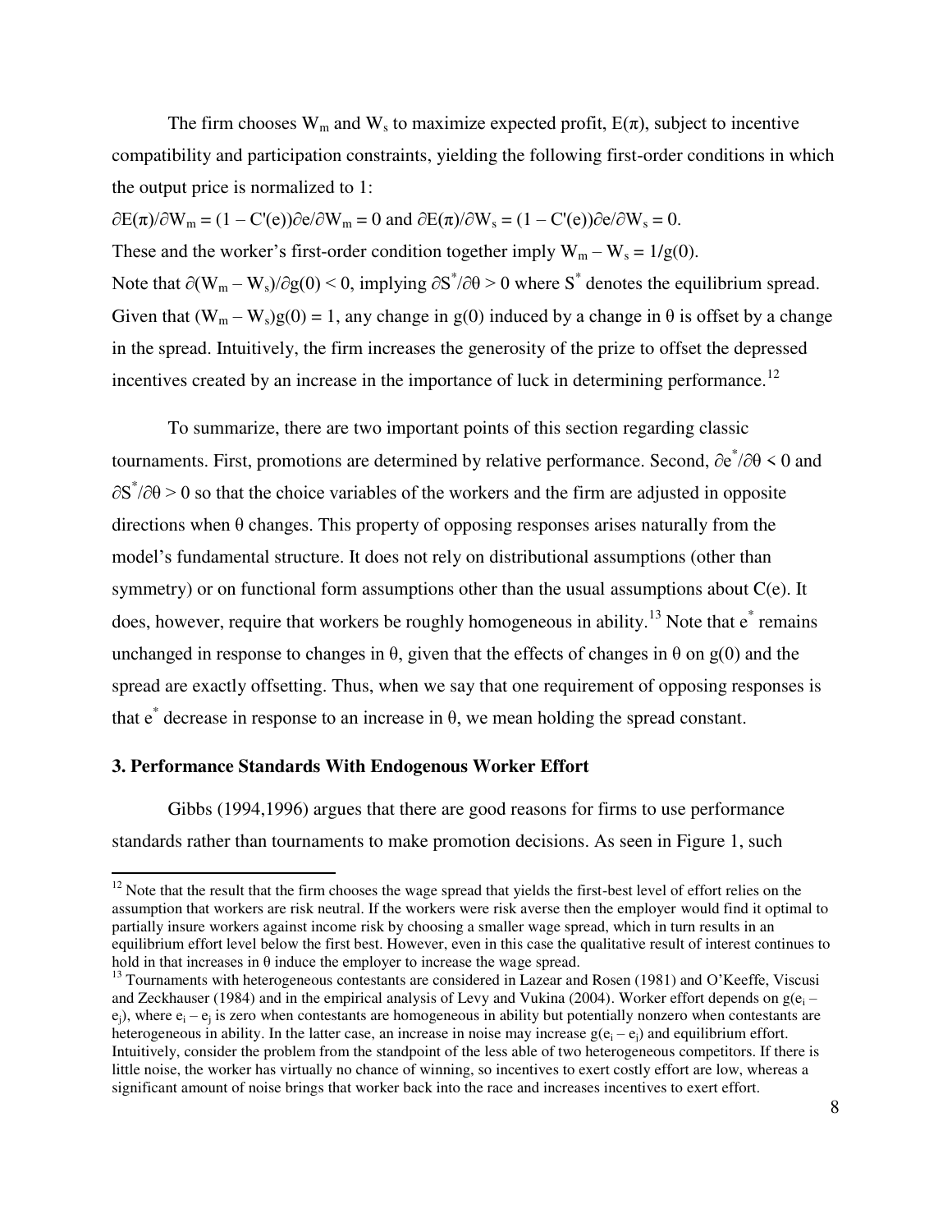The firm chooses $W_m$ and $W_s$ to maximize expected profit, $E(\pi)$, subject to incentive compatibility and participation constraints, yielding the following first-order conditions in which the output price is normalized to 1:

$\partial E(\pi)/\partial W_m = (1 - C'(e))\partial e/\partial W_m = 0$ and $\partial E(\pi)/\partial W_s = (1 - C'(e))\partial e/\partial W_s = 0$.

These and the worker's first-order condition together imply $W_m - W_s = 1/g(0)$.

Note that $\partial(W_m - W_s)/\partial g(0) < 0$, implying $\partial S^*/\partial\theta > 0$ where $S^*$ denotes the equilibrium spread. Given that $(W_m - W_s)g(0) = 1$, any change in $g(0)$ induced by a change in $\theta$ is offset by a change in the spread. Intuitively, the firm increases the generosity of the prize to offset the depressed incentives created by an increase in the importance of luck in determining performance.[12]

To summarize, there are two important points of this section regarding classic tournaments. First, promotions are determined by relative performance. Second, $\partial e^*/\partial\theta < 0$ and $\partial S^*/\partial\theta > 0$ so that the choice variables of the workers and the firm are adjusted in opposite directions when $\theta$ changes. This property of opposing responses arises naturally from the model's fundamental structure. It does not rely on distributional assumptions (other than symmetry) or on functional form assumptions other than the usual assumptions about $C(e)$. It does, however, require that workers be roughly homogeneous in ability.[13] Note that $e^*$ remains unchanged in response to changes in $\theta$, given that the effects of changes in $\theta$ on $g(0)$ and the spread are exactly offsetting. Thus, when we say that one requirement of opposing responses is that $e^*$ decrease in response to an increase in $\theta$, we mean holding the spread constant.

### 3. Performance Standards With Endogenous Worker Effort

Gibbs (1994,1996) argues that there are good reasons for firms to use performance standards rather than tournaments to make promotion decisions. As seen in Figure 1, such

---

[12] Note that the result that the firm chooses the wage spread that yields the first-best level of effort relies on the assumption that workers are risk neutral. If the workers were risk averse then the employer would find it optimal to partially insure workers against income risk by choosing a smaller wage spread, which in turn results in an equilibrium effort level below the first best. However, even in this case the qualitative result of interest continues to hold in that increases in $\theta$ induce the employer to increase the wage spread.

[13] Tournaments with heterogeneous contestants are considered in Lazear and Rosen (1981) and O'Keeffe, Viscusi and Zeckhauser (1984) and in the empirical analysis of Levy and Vukina (2004). Worker effort depends on $g(e_i - e_j)$, where $e_i - e_j$ is zero when contestants are homogeneous in ability but potentially nonzero when contestants are heterogeneous in ability. In the latter case, an increase in noise may increase $g(e_i - e_j)$ and equilibrium effort. Intuitively, consider the problem from the standpoint of the less able of two heterogeneous competitors. If there is little noise, the worker has virtually no chance of winning, so incentives to exert costly effort are low, whereas a significant amount of noise brings that worker back into the race and increases incentives to exert effort.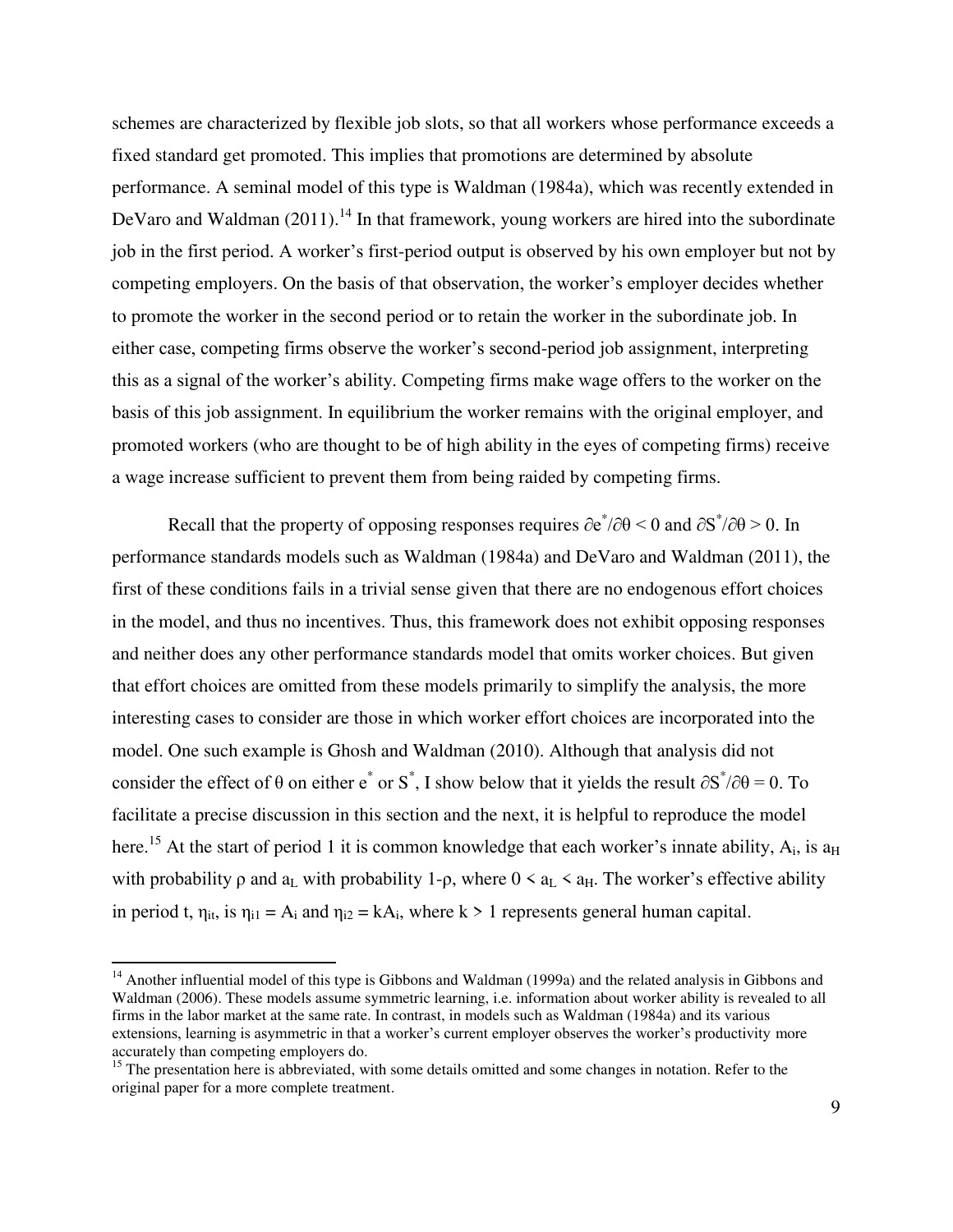schemes are characterized by flexible job slots, so that all workers whose performance exceeds a fixed standard get promoted. This implies that promotions are determined by absolute performance. A seminal model of this type is Waldman (1984a), which was recently extended in DeVaro and Waldman (2011).[14] In that framework, young workers are hired into the subordinate job in the first period. A worker's first-period output is observed by his own employer but not by competing employers. On the basis of that observation, the worker's employer decides whether to promote the worker in the second period or to retain the worker in the subordinate job. In either case, competing firms observe the worker's second-period job assignment, interpreting this as a signal of the worker's ability. Competing firms make wage offers to the worker on the basis of this job assignment. In equilibrium the worker remains with the original employer, and promoted workers (who are thought to be of high ability in the eyes of competing firms) receive a wage increase sufficient to prevent them from being raided by competing firms.

Recall that the property of opposing responses requires $\partial e^*/\partial\theta < 0$ and $\partial S^*/\partial\theta > 0$. In performance standards models such as Waldman (1984a) and DeVaro and Waldman (2011), the first of these conditions fails in a trivial sense given that there are no endogenous effort choices in the model, and thus no incentives. Thus, this framework does not exhibit opposing responses and neither does any other performance standards model that omits worker choices. But given that effort choices are omitted from these models primarily to simplify the analysis, the more interesting cases to consider are those in which worker effort choices are incorporated into the model. One such example is Ghosh and Waldman (2010). Although that analysis did not consider the effect of θ on either $e^*$ or $S^*$, I show below that it yields the result $\partial S^*/\partial\theta = 0$. To facilitate a precise discussion in this section and the next, it is helpful to reproduce the model here.[15] At the start of period 1 it is common knowledge that each worker's innate ability, $A_i$, is $a_H$ with probability ρ and $a_L$ with probability 1-ρ, where $0 < a_L < a_H$. The worker's effective ability in period t, $\eta_{it}$, is $\eta_{i1} = A_i$ and $\eta_{i2} = kA_i$, where $k > 1$ represents general human capital.

[14] Another influential model of this type is Gibbons and Waldman (1999a) and the related analysis in Gibbons and Waldman (2006). These models assume symmetric learning, i.e. information about worker ability is revealed to all firms in the labor market at the same rate. In contrast, in models such as Waldman (1984a) and its various extensions, learning is asymmetric in that a worker's current employer observes the worker's productivity more accurately than competing employers do.

[15] The presentation here is abbreviated, with some details omitted and some changes in notation. Refer to the original paper for a more complete treatment.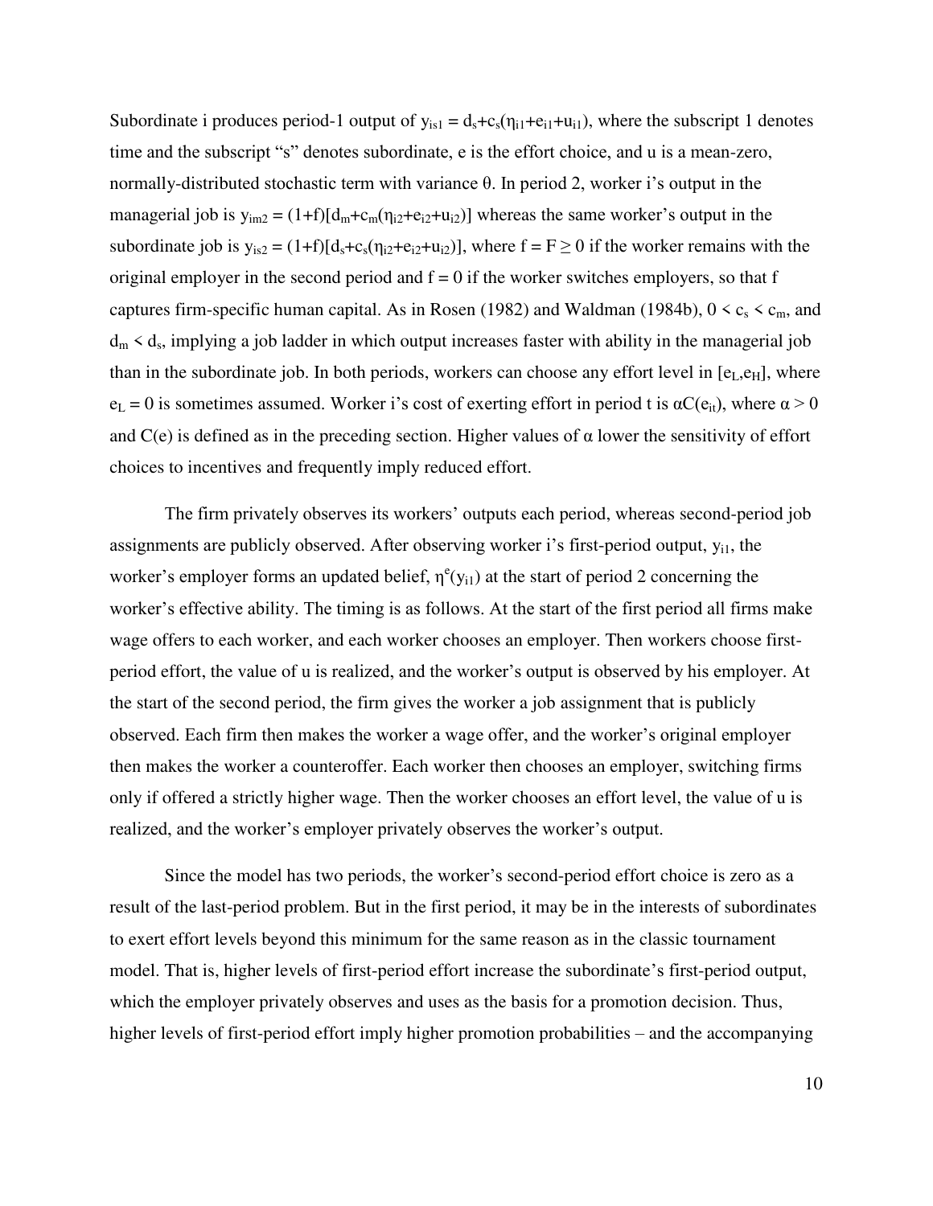Subordinate i produces period-1 output of $y_{is1} = d_s+c_s(\eta_{i1}+e_{i1}+u_{i1})$, where the subscript 1 denotes time and the subscript "s" denotes subordinate, e is the effort choice, and u is a mean-zero, normally-distributed stochastic term with variance $\theta$. In period 2, worker i's output in the managerial job is $y_{im2} = (1+f)[d_m+c_m(\eta_{i2}+e_{i2}+u_{i2})]$ whereas the same worker's output in the subordinate job is $y_{is2} = (1+f)[d_s+c_s(\eta_{i2}+e_{i2}+u_{i2})]$, where $f = F \geq 0$ if the worker remains with the original employer in the second period and $f = 0$ if the worker switches employers, so that f captures firm-specific human capital. As in Rosen (1982) and Waldman (1984b), $0 < c_s < c_m$, and $d_m < d_s$, implying a job ladder in which output increases faster with ability in the managerial job than in the subordinate job. In both periods, workers can choose any effort level in $[e_L,e_H]$, where $e_L = 0$ is sometimes assumed. Worker i's cost of exerting effort in period t is $\alpha C(e_{it})$, where $\alpha > 0$ and $C(e)$ is defined as in the preceding section. Higher values of $\alpha$ lower the sensitivity of effort choices to incentives and frequently imply reduced effort.

The firm privately observes its workers' outputs each period, whereas second-period job assignments are publicly observed. After observing worker i's first-period output, $y_{i1}$, the worker's employer forms an updated belief, $\eta^e(y_{i1})$ at the start of period 2 concerning the worker's effective ability. The timing is as follows. At the start of the first period all firms make wage offers to each worker, and each worker chooses an employer. Then workers choose first-period effort, the value of u is realized, and the worker's output is observed by his employer. At the start of the second period, the firm gives the worker a job assignment that is publicly observed. Each firm then makes the worker a wage offer, and the worker's original employer then makes the worker a counteroffer. Each worker then chooses an employer, switching firms only if offered a strictly higher wage. Then the worker chooses an effort level, the value of u is realized, and the worker's employer privately observes the worker's output.

Since the model has two periods, the worker's second-period effort choice is zero as a result of the last-period problem. But in the first period, it may be in the interests of subordinates to exert effort levels beyond this minimum for the same reason as in the classic tournament model. That is, higher levels of first-period effort increase the subordinate's first-period output, which the employer privately observes and uses as the basis for a promotion decision. Thus, higher levels of first-period effort imply higher promotion probabilities – and the accompanying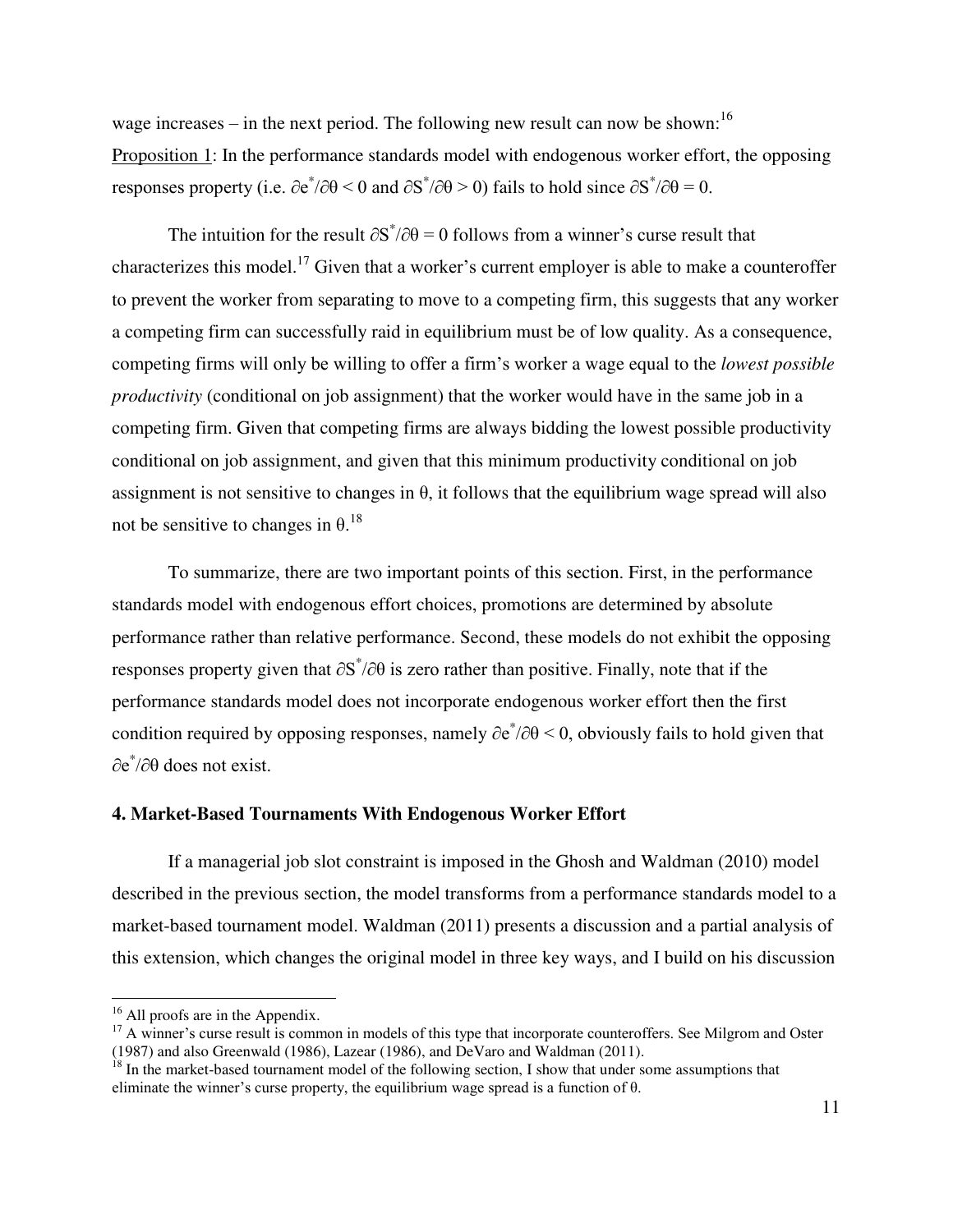wage increases – in the next period. The following new result can now be shown:[16]

Proposition 1: In the performance standards model with endogenous worker effort, the opposing responses property (i.e. $\partial e^*/\partial\theta < 0$ and $\partial S^*/\partial\theta > 0$) fails to hold since $\partial S^*/\partial\theta = 0$.

The intuition for the result $\partial S^*/\partial\theta = 0$ follows from a winner's curse result that characterizes this model.[17] Given that a worker's current employer is able to make a counteroffer to prevent the worker from separating to move to a competing firm, this suggests that any worker a competing firm can successfully raid in equilibrium must be of low quality. As a consequence, competing firms will only be willing to offer a firm's worker a wage equal to the *lowest possible productivity* (conditional on job assignment) that the worker would have in the same job in a competing firm. Given that competing firms are always bidding the lowest possible productivity conditional on job assignment, and given that this minimum productivity conditional on job assignment is not sensitive to changes in $\theta$, it follows that the equilibrium wage spread will also not be sensitive to changes in $\theta$.[18]

To summarize, there are two important points of this section. First, in the performance standards model with endogenous effort choices, promotions are determined by absolute performance rather than relative performance. Second, these models do not exhibit the opposing responses property given that $\partial S^*/\partial\theta$ is zero rather than positive. Finally, note that if the performance standards model does not incorporate endogenous worker effort then the first condition required by opposing responses, namely $\partial e^*/\partial\theta < 0$, obviously fails to hold given that $\partial e^*/\partial\theta$ does not exist.

## 4. Market-Based Tournaments With Endogenous Worker Effort

If a managerial job slot constraint is imposed in the Ghosh and Waldman (2010) model described in the previous section, the model transforms from a performance standards model to a market-based tournament model. Waldman (2011) presents a discussion and a partial analysis of this extension, which changes the original model in three key ways, and I build on his discussion

---

[16] All proofs are in the Appendix.

[17] A winner's curse result is common in models of this type that incorporate counteroffers. See Milgrom and Oster (1987) and also Greenwald (1986), Lazear (1986), and DeVaro and Waldman (2011).

[18] In the market-based tournament model of the following section, I show that under some assumptions that eliminate the winner's curse property, the equilibrium wage spread is a function of $\theta$.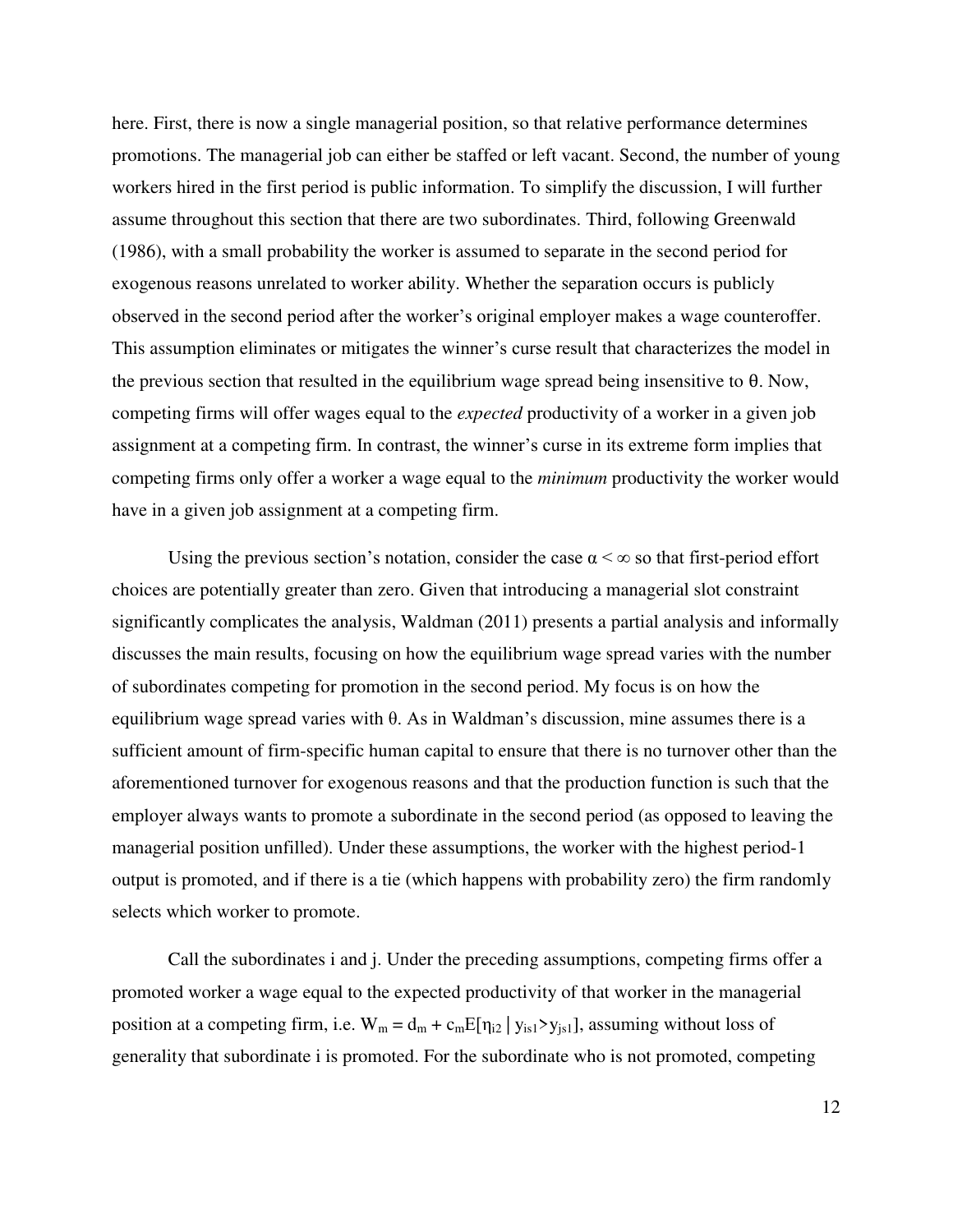here. First, there is now a single managerial position, so that relative performance determines promotions. The managerial job can either be staffed or left vacant. Second, the number of young workers hired in the first period is public information. To simplify the discussion, I will further assume throughout this section that there are two subordinates. Third, following Greenwald (1986), with a small probability the worker is assumed to separate in the second period for exogenous reasons unrelated to worker ability. Whether the separation occurs is publicly observed in the second period after the worker's original employer makes a wage counteroffer. This assumption eliminates or mitigates the winner's curse result that characterizes the model in the previous section that resulted in the equilibrium wage spread being insensitive to θ. Now, competing firms will offer wages equal to the *expected* productivity of a worker in a given job assignment at a competing firm. In contrast, the winner's curse in its extreme form implies that competing firms only offer a worker a wage equal to the *minimum* productivity the worker would have in a given job assignment at a competing firm.

Using the previous section's notation, consider the case $\alpha < \infty$ so that first-period effort choices are potentially greater than zero. Given that introducing a managerial slot constraint significantly complicates the analysis, Waldman (2011) presents a partial analysis and informally discusses the main results, focusing on how the equilibrium wage spread varies with the number of subordinates competing for promotion in the second period. My focus is on how the equilibrium wage spread varies with θ. As in Waldman's discussion, mine assumes there is a sufficient amount of firm-specific human capital to ensure that there is no turnover other than the aforementioned turnover for exogenous reasons and that the production function is such that the employer always wants to promote a subordinate in the second period (as opposed to leaving the managerial position unfilled). Under these assumptions, the worker with the highest period-1 output is promoted, and if there is a tie (which happens with probability zero) the firm randomly selects which worker to promote.

Call the subordinates i and j. Under the preceding assumptions, competing firms offer a promoted worker a wage equal to the expected productivity of that worker in the managerial position at a competing firm, i.e. $W_m = d_m + c_m E[\eta_{i2} \mid y_{is1} > y_{js1}]$, assuming without loss of generality that subordinate i is promoted. For the subordinate who is not promoted, competing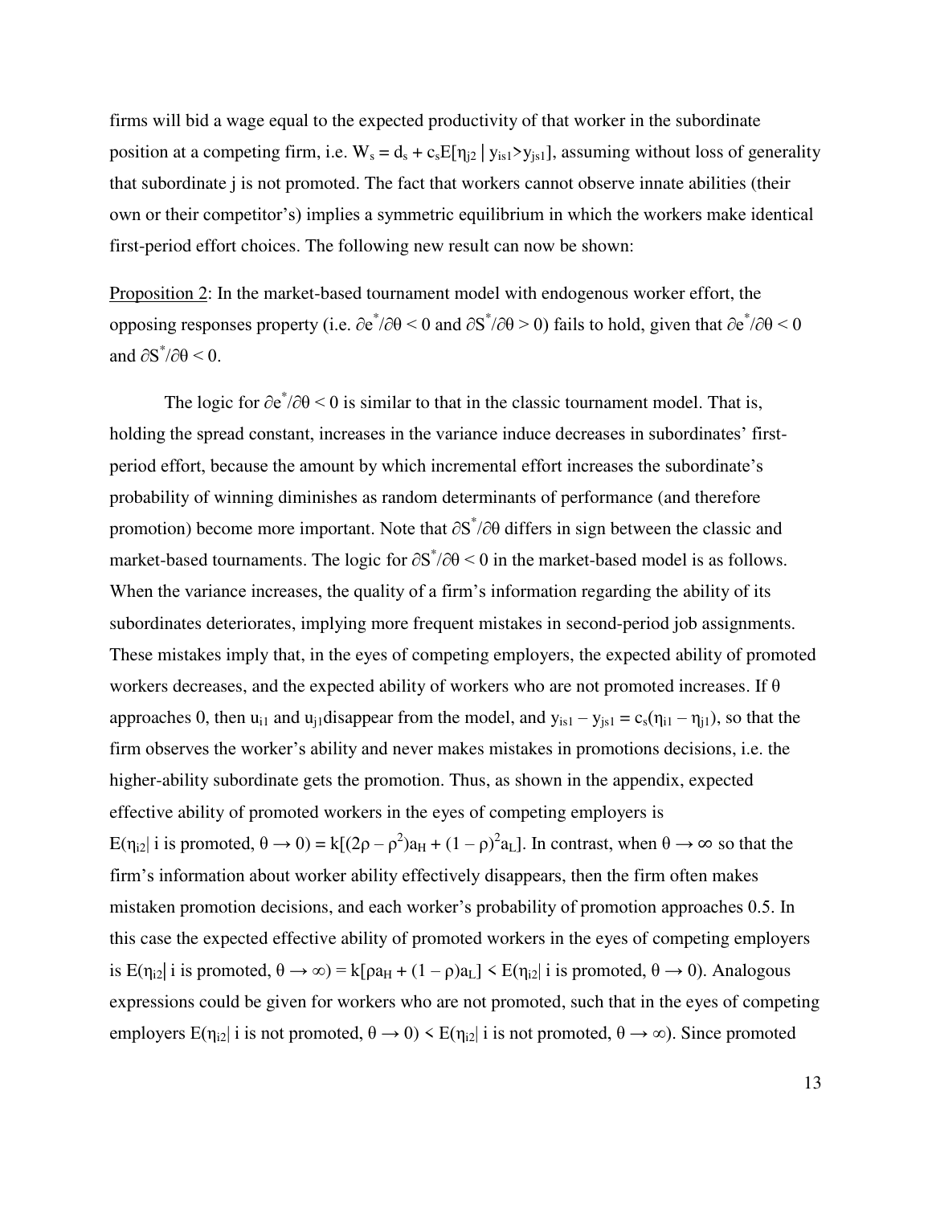firms will bid a wage equal to the expected productivity of that worker in the subordinate position at a competing firm, i.e. $W_s = d_s + c_s E[\eta_{j2} \mid y_{is1} > y_{js1}]$, assuming without loss of generality that subordinate j is not promoted. The fact that workers cannot observe innate abilities (their own or their competitor's) implies a symmetric equilibrium in which the workers make identical first-period effort choices. The following new result can now be shown:

Proposition 2: In the market-based tournament model with endogenous worker effort, the opposing responses property (i.e. $\partial e^*/\partial\theta < 0$ and $\partial S^*/\partial\theta > 0$) fails to hold, given that $\partial e^*/\partial\theta < 0$ and $\partial S^*/\partial\theta < 0$.

The logic for $\partial e^*/\partial\theta < 0$ is similar to that in the classic tournament model. That is, holding the spread constant, increases in the variance induce decreases in subordinates' first-period effort, because the amount by which incremental effort increases the subordinate's probability of winning diminishes as random determinants of performance (and therefore promotion) become more important. Note that $\partial S^*/\partial\theta$ differs in sign between the classic and market-based tournaments. The logic for $\partial S^*/\partial\theta < 0$ in the market-based model is as follows. When the variance increases, the quality of a firm's information regarding the ability of its subordinates deteriorates, implying more frequent mistakes in second-period job assignments. These mistakes imply that, in the eyes of competing employers, the expected ability of promoted workers decreases, and the expected ability of workers who are not promoted increases. If $\theta$ approaches 0, then $u_{i1}$ and $u_{j1}$disappear from the model, and $y_{is1} - y_{js1} = c_s(\eta_{i1} - \eta_{j1})$, so that the firm observes the worker's ability and never makes mistakes in promotions decisions, i.e. the higher-ability subordinate gets the promotion. Thus, as shown in the appendix, expected effective ability of promoted workers in the eyes of competing employers is $E(\eta_{i2} \mid \text{i is promoted}, \theta \to 0) = k[(2\rho - \rho^2)a_H + (1-\rho)^2 a_L]$. In contrast, when $\theta \to \infty$ so that the firm's information about worker ability effectively disappears, then the firm often makes mistaken promotion decisions, and each worker's probability of promotion approaches 0.5. In this case the expected effective ability of promoted workers in the eyes of competing employers is $E(\eta_{i2} \mid \text{i is promoted}, \theta \to \infty) = k[\rho a_H + (1-\rho)a_L] < E(\eta_{i2} \mid \text{i is promoted}, \theta \to 0)$. Analogous expressions could be given for workers who are not promoted, such that in the eyes of competing employers $E(\eta_{i2} \mid \text{i is not promoted}, \theta \to 0) < E(\eta_{i2} \mid \text{i is not promoted}, \theta \to \infty)$. Since promoted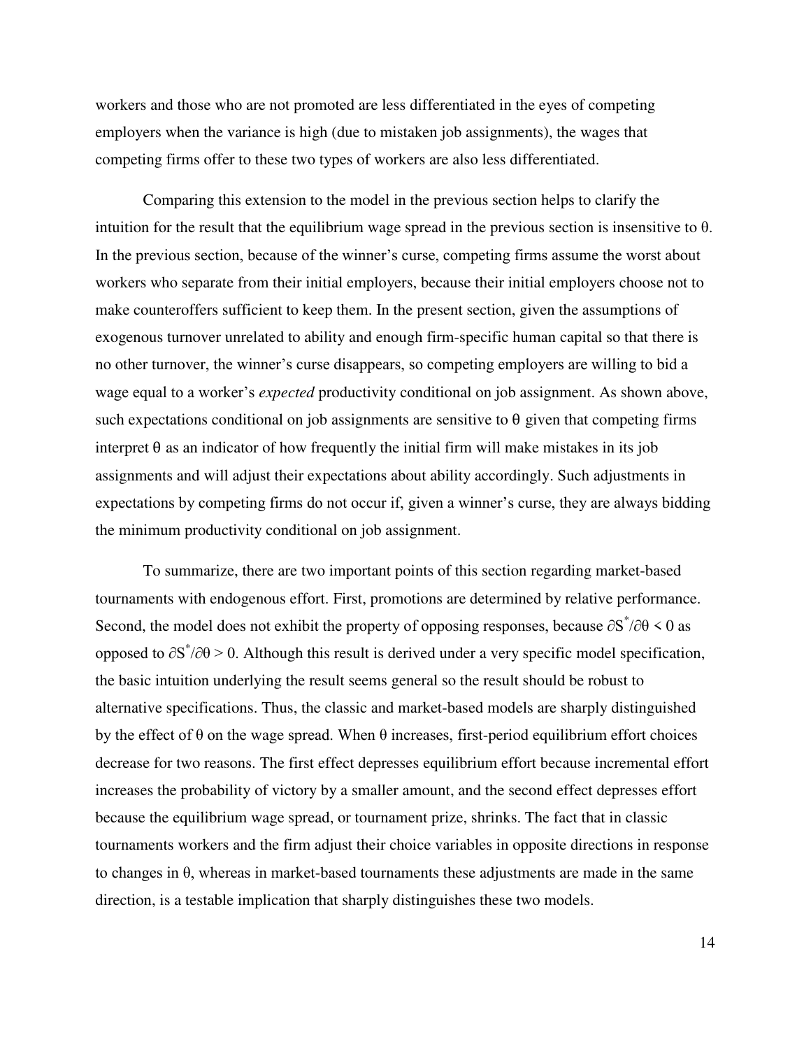workers and those who are not promoted are less differentiated in the eyes of competing employers when the variance is high (due to mistaken job assignments), the wages that competing firms offer to these two types of workers are also less differentiated.

Comparing this extension to the model in the previous section helps to clarify the intuition for the result that the equilibrium wage spread in the previous section is insensitive to $\theta$. In the previous section, because of the winner's curse, competing firms assume the worst about workers who separate from their initial employers, because their initial employers choose not to make counteroffers sufficient to keep them. In the present section, given the assumptions of exogenous turnover unrelated to ability and enough firm-specific human capital so that there is no other turnover, the winner's curse disappears, so competing employers are willing to bid a wage equal to a worker's *expected* productivity conditional on job assignment. As shown above, such expectations conditional on job assignments are sensitive to $\theta$ given that competing firms interpret $\theta$ as an indicator of how frequently the initial firm will make mistakes in its job assignments and will adjust their expectations about ability accordingly. Such adjustments in expectations by competing firms do not occur if, given a winner's curse, they are always bidding the minimum productivity conditional on job assignment.

To summarize, there are two important points of this section regarding market-based tournaments with endogenous effort. First, promotions are determined by relative performance. Second, the model does not exhibit the property of opposing responses, because $\partial S^*/\partial\theta < 0$ as opposed to $\partial S^*/\partial\theta > 0$. Although this result is derived under a very specific model specification, the basic intuition underlying the result seems general so the result should be robust to alternative specifications. Thus, the classic and market-based models are sharply distinguished by the effect of $\theta$ on the wage spread. When $\theta$ increases, first-period equilibrium effort choices decrease for two reasons. The first effect depresses equilibrium effort because incremental effort increases the probability of victory by a smaller amount, and the second effect depresses effort because the equilibrium wage spread, or tournament prize, shrinks. The fact that in classic tournaments workers and the firm adjust their choice variables in opposite directions in response to changes in $\theta$, whereas in market-based tournaments these adjustments are made in the same direction, is a testable implication that sharply distinguishes these two models.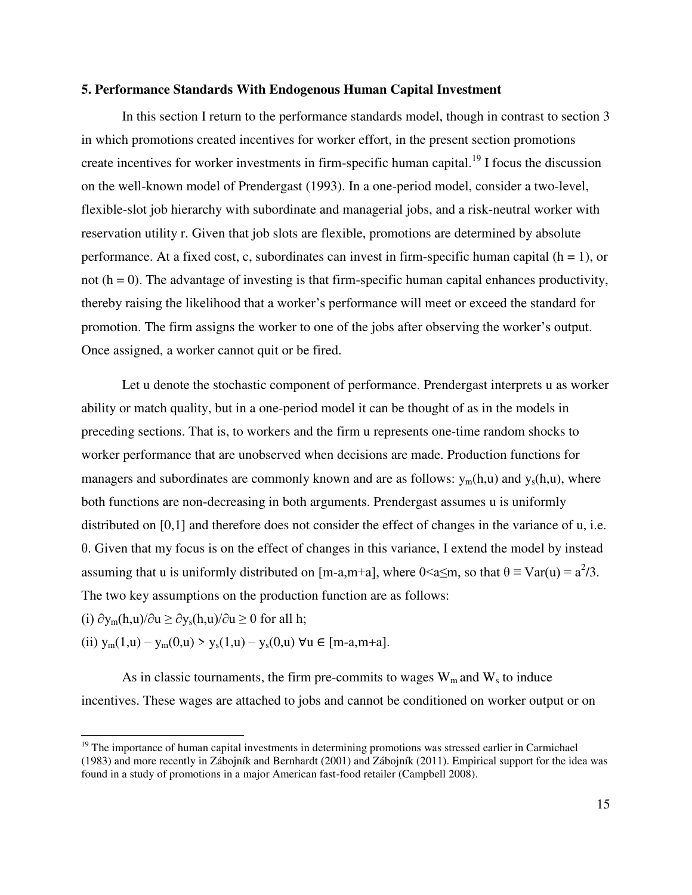## 5. Performance Standards With Endogenous Human Capital Investment

In this section I return to the performance standards model, though in contrast to section 3 in which promotions created incentives for worker effort, in the present section promotions create incentives for worker investments in firm-specific human capital.[19] I focus the discussion on the well-known model of Prendergast (1993). In a one-period model, consider a two-level, flexible-slot job hierarchy with subordinate and managerial jobs, and a risk-neutral worker with reservation utility r. Given that job slots are flexible, promotions are determined by absolute performance. At a fixed cost, c, subordinates can invest in firm-specific human capital ($h = 1$), or not ($h = 0$). The advantage of investing is that firm-specific human capital enhances productivity, thereby raising the likelihood that a worker's performance will meet or exceed the standard for promotion. The firm assigns the worker to one of the jobs after observing the worker's output. Once assigned, a worker cannot quit or be fired.

Let u denote the stochastic component of performance. Prendergast interprets u as worker ability or match quality, but in a one-period model it can be thought of as in the models in preceding sections. That is, to workers and the firm u represents one-time random shocks to worker performance that are unobserved when decisions are made. Production functions for managers and subordinates are commonly known and are as follows: $y_m(h,u)$ and $y_s(h,u)$, where both functions are non-decreasing in both arguments. Prendergast assumes u is uniformly distributed on [0,1] and therefore does not consider the effect of changes in the variance of u, i.e. $\theta$. Given that my focus is on the effect of changes in this variance, I extend the model by instead assuming that u is uniformly distributed on $[m-a,m+a]$, where $0<a\leq m$, so that $\theta \equiv Var(u) = a^2/3$. The two key assumptions on the production function are as follows:

(i) $\partial y_m(h,u)/\partial u \geq \partial y_s(h,u)/\partial u \geq 0$ for all h;

(ii) $y_m(1,u) - y_m(0,u) > y_s(1,u) - y_s(0,u)$ $\forall u \in [m-a,m+a]$.

As in classic tournaments, the firm pre-commits to wages $W_m$ and $W_s$ to induce incentives. These wages are attached to jobs and cannot be conditioned on worker output or on

[19] The importance of human capital investments in determining promotions was stressed earlier in Carmichael (1983) and more recently in Zábojník and Bernhardt (2001) and Zábojník (2011). Empirical support for the idea was found in a study of promotions in a major American fast-food retailer (Campbell 2008).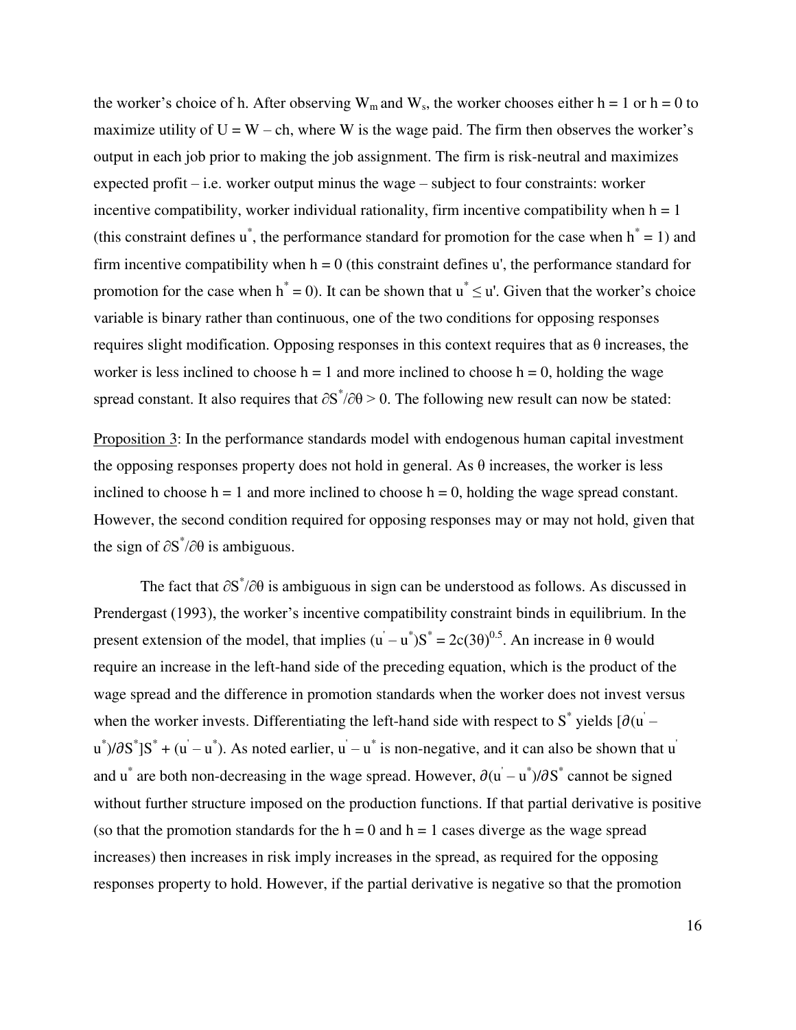the worker's choice of h. After observing $W_m$ and $W_s$, the worker chooses either h = 1 or h = 0 to maximize utility of U = W – ch, where W is the wage paid. The firm then observes the worker's output in each job prior to making the job assignment. The firm is risk-neutral and maximizes expected profit – i.e. worker output minus the wage – subject to four constraints: worker incentive compatibility, worker individual rationality, firm incentive compatibility when h = 1 (this constraint defines $u^*$, the performance standard for promotion for the case when $h^* = 1$) and firm incentive compatibility when h = 0 (this constraint defines u', the performance standard for promotion for the case when $h^* = 0$). It can be shown that $u^* \leq u'$. Given that the worker's choice variable is binary rather than continuous, one of the two conditions for opposing responses requires slight modification. Opposing responses in this context requires that as θ increases, the worker is less inclined to choose h = 1 and more inclined to choose h = 0, holding the wage spread constant. It also requires that $\partial S^*/\partial\theta > 0$. The following new result can now be stated:

<u>Proposition 3</u>: In the performance standards model with endogenous human capital investment the opposing responses property does not hold in general. As θ increases, the worker is less inclined to choose h = 1 and more inclined to choose h = 0, holding the wage spread constant. However, the second condition required for opposing responses may or may not hold, given that the sign of $\partial S^*/\partial\theta$ is ambiguous.

The fact that $\partial S^*/\partial\theta$ is ambiguous in sign can be understood as follows. As discussed in Prendergast (1993), the worker's incentive compatibility constraint binds in equilibrium. In the present extension of the model, that implies $(u' - u^*)S^* = 2c(3\theta)^{0.5}$. An increase in θ would require an increase in the left-hand side of the preceding equation, which is the product of the wage spread and the difference in promotion standards when the worker does not invest versus when the worker invests. Differentiating the left-hand side with respect to $S^*$ yields $[\partial(u' - u^*)/\partial S^*]S^* + (u' - u^*)$. As noted earlier, $u' - u^*$ is non-negative, and it can also be shown that $u'$ and $u^*$ are both non-decreasing in the wage spread. However, $\partial(u' - u^*)/\partial S^*$ cannot be signed without further structure imposed on the production functions. If that partial derivative is positive (so that the promotion standards for the h = 0 and h = 1 cases diverge as the wage spread increases) then increases in risk imply increases in the spread, as required for the opposing responses property to hold. However, if the partial derivative is negative so that the promotion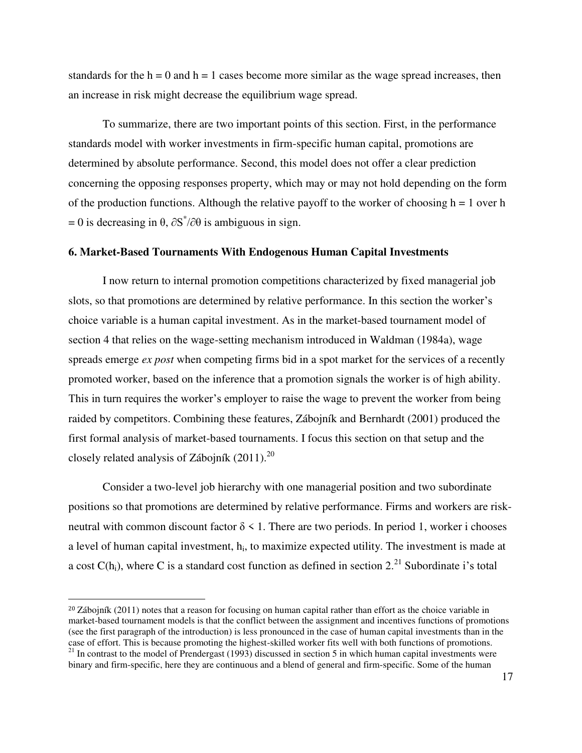standards for the $h = 0$ and $h = 1$ cases become more similar as the wage spread increases, then an increase in risk might decrease the equilibrium wage spread.

To summarize, there are two important points of this section. First, in the performance standards model with worker investments in firm-specific human capital, promotions are determined by absolute performance. Second, this model does not offer a clear prediction concerning the opposing responses property, which may or may not hold depending on the form of the production functions. Although the relative payoff to the worker of choosing $h = 1$ over $h = 0$ is decreasing in $\theta$, $\partial S^*/\partial\theta$ is ambiguous in sign.

### 6. Market-Based Tournaments With Endogenous Human Capital Investments

I now return to internal promotion competitions characterized by fixed managerial job slots, so that promotions are determined by relative performance. In this section the worker's choice variable is a human capital investment. As in the market-based tournament model of section 4 that relies on the wage-setting mechanism introduced in Waldman (1984a), wage spreads emerge *ex post* when competing firms bid in a spot market for the services of a recently promoted worker, based on the inference that a promotion signals the worker is of high ability. This in turn requires the worker's employer to raise the wage to prevent the worker from being raided by competitors. Combining these features, Zábojník and Bernhardt (2001) produced the first formal analysis of market-based tournaments. I focus this section on that setup and the closely related analysis of Zábojník (2011).[20]

Consider a two-level job hierarchy with one managerial position and two subordinate positions so that promotions are determined by relative performance. Firms and workers are risk-neutral with common discount factor $\delta < 1$. There are two periods. In period 1, worker i chooses a level of human capital investment, $h_i$, to maximize expected utility. The investment is made at a cost $C(h_i)$, where C is a standard cost function as defined in section 2.[21] Subordinate i's total

[20] Zábojník (2011) notes that a reason for focusing on human capital rather than effort as the choice variable in market-based tournament models is that the conflict between the assignment and incentives functions of promotions (see the first paragraph of the introduction) is less pronounced in the case of human capital investments than in the case of effort. This is because promoting the highest-skilled worker fits well with both functions of promotions.

[21] In contrast to the model of Prendergast (1993) discussed in section 5 in which human capital investments were binary and firm-specific, here they are continuous and a blend of general and firm-specific. Some of the human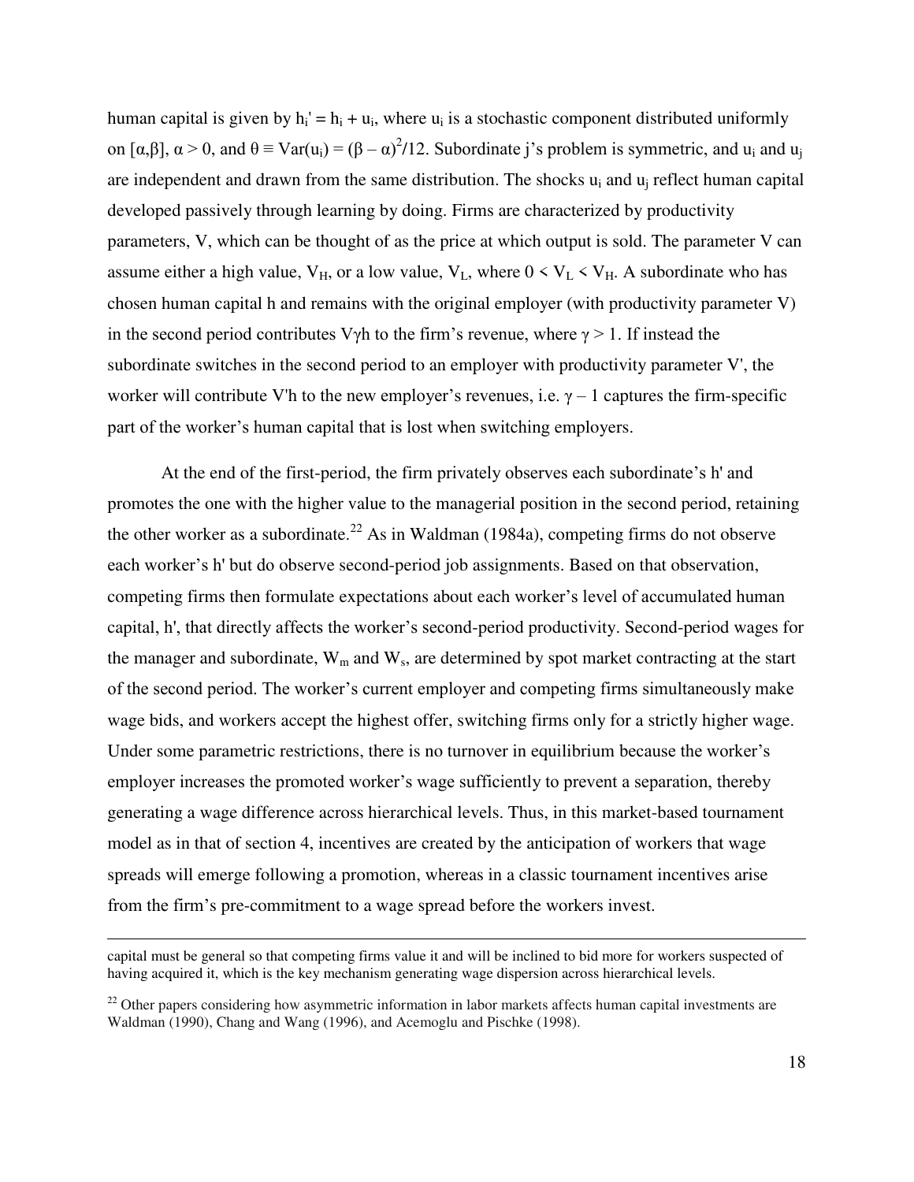human capital is given by $h_i' = h_i + u_i$, where $u_i$ is a stochastic component distributed uniformly on $[\alpha,\beta]$, $\alpha > 0$, and $\theta \equiv Var(u_i) = (\beta - \alpha)^2/12$. Subordinate j's problem is symmetric, and $u_i$ and $u_j$ are independent and drawn from the same distribution. The shocks $u_i$ and $u_j$ reflect human capital developed passively through learning by doing. Firms are characterized by productivity parameters, V, which can be thought of as the price at which output is sold. The parameter V can assume either a high value, $V_H$, or a low value, $V_L$, where $0 < V_L < V_H$. A subordinate who has chosen human capital h and remains with the original employer (with productivity parameter V) in the second period contributes $V\gamma h$ to the firm's revenue, where $\gamma > 1$. If instead the subordinate switches in the second period to an employer with productivity parameter V', the worker will contribute V'h to the new employer's revenues, i.e. $\gamma - 1$ captures the firm-specific part of the worker's human capital that is lost when switching employers.

At the end of the first-period, the firm privately observes each subordinate's h' and promotes the one with the higher value to the managerial position in the second period, retaining the other worker as a subordinate.[22] As in Waldman (1984a), competing firms do not observe each worker's h' but do observe second-period job assignments. Based on that observation, competing firms then formulate expectations about each worker's level of accumulated human capital, h', that directly affects the worker's second-period productivity. Second-period wages for the manager and subordinate, $W_m$ and $W_s$, are determined by spot market contracting at the start of the second period. The worker's current employer and competing firms simultaneously make wage bids, and workers accept the highest offer, switching firms only for a strictly higher wage. Under some parametric restrictions, there is no turnover in equilibrium because the worker's employer increases the promoted worker's wage sufficiently to prevent a separation, thereby generating a wage difference across hierarchical levels. Thus, in this market-based tournament model as in that of section 4, incentives are created by the anticipation of workers that wage spreads will emerge following a promotion, whereas in a classic tournament incentives arise from the firm's pre-commitment to a wage spread before the workers invest.

---

capital must be general so that competing firms value it and will be inclined to bid more for workers suspected of having acquired it, which is the key mechanism generating wage dispersion across hierarchical levels.

[22] Other papers considering how asymmetric information in labor markets affects human capital investments are Waldman (1990), Chang and Wang (1996), and Acemoglu and Pischke (1998).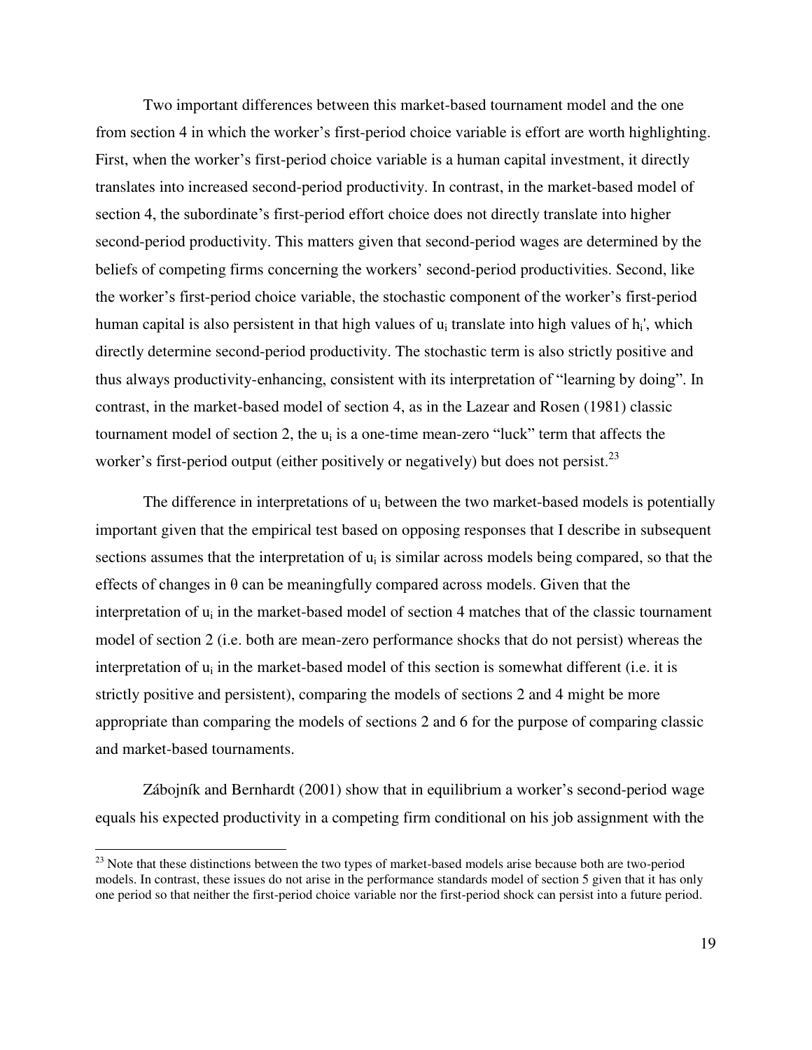Two important differences between this market-based tournament model and the one from section 4 in which the worker's first-period choice variable is effort are worth highlighting. First, when the worker's first-period choice variable is a human capital investment, it directly translates into increased second-period productivity. In contrast, in the market-based model of section 4, the subordinate's first-period effort choice does not directly translate into higher second-period productivity. This matters given that second-period wages are determined by the beliefs of competing firms concerning the workers' second-period productivities. Second, like the worker's first-period choice variable, the stochastic component of the worker's first-period human capital is also persistent in that high values of $u_i$ translate into high values of $h_i'$, which directly determine second-period productivity. The stochastic term is also strictly positive and thus always productivity-enhancing, consistent with its interpretation of "learning by doing". In contrast, in the market-based model of section 4, as in the Lazear and Rosen (1981) classic tournament model of section 2, the $u_i$ is a one-time mean-zero "luck" term that affects the worker's first-period output (either positively or negatively) but does not persist.[23]

The difference in interpretations of $u_i$ between the two market-based models is potentially important given that the empirical test based on opposing responses that I describe in subsequent sections assumes that the interpretation of $u_i$ is similar across models being compared, so that the effects of changes in $\theta$ can be meaningfully compared across models. Given that the interpretation of $u_i$ in the market-based model of section 4 matches that of the classic tournament model of section 2 (i.e. both are mean-zero performance shocks that do not persist) whereas the interpretation of $u_i$ in the market-based model of this section is somewhat different (i.e. it is strictly positive and persistent), comparing the models of sections 2 and 4 might be more appropriate than comparing the models of sections 2 and 6 for the purpose of comparing classic and market-based tournaments.

Zábojník and Bernhardt (2001) show that in equilibrium a worker's second-period wage equals his expected productivity in a competing firm conditional on his job assignment with the

[23] Note that these distinctions between the two types of market-based models arise because both are two-period models. In contrast, these issues do not arise in the performance standards model of section 5 given that it has only one period so that neither the first-period choice variable nor the first-period shock can persist into a future period.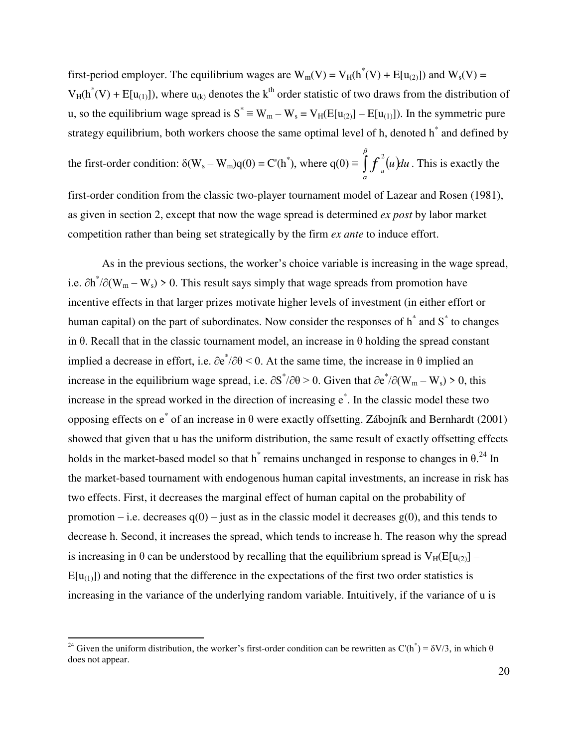first-period employer. The equilibrium wages are $W_m(V) = V_H(h^*(V) + E[u_{(2)}])$ and $W_s(V) = V_H(h^*(V) + E[u_{(1)}])$, where $u_{(k)}$ denotes the $k^{th}$ order statistic of two draws from the distribution of u, so the equilibrium wage spread is $S^* \equiv W_m - W_s = V_H(E[u_{(2)}] - E[u_{(1)}])$. In the symmetric pure strategy equilibrium, both workers choose the same optimal level of h, denoted $h^*$ and defined by the first-order condition: $\delta(W_s - W_m)q(0) = C'(h^*)$, where $q(0) \equiv \int_{\alpha}^{\beta} f_u^2(u)du$. This is exactly the first-order condition from the classic two-player tournament model of Lazear and Rosen (1981), as given in section 2, except that now the wage spread is determined *ex post* by labor market competition rather than being set strategically by the firm *ex ante* to induce effort.

As in the previous sections, the worker's choice variable is increasing in the wage spread, i.e. $\partial h^*/\partial(W_m - W_s) > 0$. This result says simply that wage spreads from promotion have incentive effects in that larger prizes motivate higher levels of investment (in either effort or human capital) on the part of subordinates. Now consider the responses of $h^*$ and $S^*$ to changes in θ. Recall that in the classic tournament model, an increase in θ holding the spread constant implied a decrease in effort, i.e. $\partial e^*/\partial\theta < 0$. At the same time, the increase in θ implied an increase in the equilibrium wage spread, i.e. $\partial S^*/\partial\theta > 0$. Given that $\partial e^*/\partial(W_m - W_s) > 0$, this increase in the spread worked in the direction of increasing $e^*$. In the classic model these two opposing effects on $e^*$ of an increase in θ were exactly offsetting. Zábojník and Bernhardt (2001) showed that given that u has the uniform distribution, the same result of exactly offsetting effects holds in the market-based model so that $h^*$ remains unchanged in response to changes in θ.[24] In the market-based tournament with endogenous human capital investments, an increase in risk has two effects. First, it decreases the marginal effect of human capital on the probability of promotion – i.e. decreases q(0) – just as in the classic model it decreases g(0), and this tends to decrease h. Second, it increases the spread, which tends to increase h. The reason why the spread is increasing in θ can be understood by recalling that the equilibrium spread is $V_H(E[u_{(2)}] - E[u_{(1)}])$ and noting that the difference in the expectations of the first two order statistics is increasing in the variance of the underlying random variable. Intuitively, if the variance of u is

[24] Given the uniform distribution, the worker's first-order condition can be rewritten as $C'(h^*) = \delta V/3$, in which θ does not appear.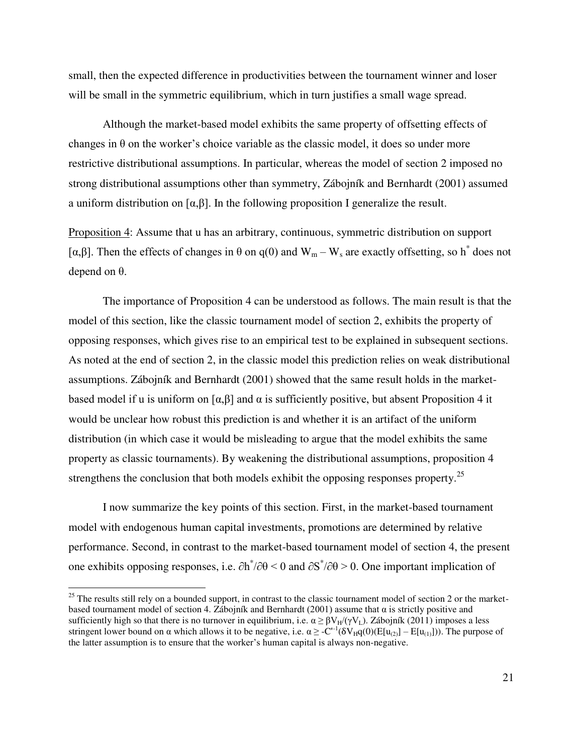small, then the expected difference in productivities between the tournament winner and loser will be small in the symmetric equilibrium, which in turn justifies a small wage spread.

Although the market-based model exhibits the same property of offsetting effects of changes in $\theta$ on the worker's choice variable as the classic model, it does so under more restrictive distributional assumptions. In particular, whereas the model of section 2 imposed no strong distributional assumptions other than symmetry, Zábojník and Bernhardt (2001) assumed a uniform distribution on $[\alpha,\beta]$. In the following proposition I generalize the result.

Proposition 4: Assume that u has an arbitrary, continuous, symmetric distribution on support $[\alpha,\beta]$. Then the effects of changes in $\theta$ on $q(0)$ and $W_m - W_s$ are exactly offsetting, so $h^*$ does not depend on $\theta$.

The importance of Proposition 4 can be understood as follows. The main result is that the model of this section, like the classic tournament model of section 2, exhibits the property of opposing responses, which gives rise to an empirical test to be explained in subsequent sections. As noted at the end of section 2, in the classic model this prediction relies on weak distributional assumptions. Zábojník and Bernhardt (2001) showed that the same result holds in the market-based model if u is uniform on $[\alpha,\beta]$ and $\alpha$ is sufficiently positive, but absent Proposition 4 it would be unclear how robust this prediction is and whether it is an artifact of the uniform distribution (in which case it would be misleading to argue that the model exhibits the same property as classic tournaments). By weakening the distributional assumptions, proposition 4 strengthens the conclusion that both models exhibit the opposing responses property.[25]

I now summarize the key points of this section. First, in the market-based tournament model with endogenous human capital investments, promotions are determined by relative performance. Second, in contrast to the market-based tournament model of section 4, the present one exhibits opposing responses, i.e. $\partial h^*/\partial\theta < 0$ and $\partial S^*/\partial\theta > 0$. One important implication of

[25] The results still rely on a bounded support, in contrast to the classic tournament model of section 2 or the market-based tournament model of section 4. Zábojník and Bernhardt (2001) assume that $\alpha$ is strictly positive and sufficiently high so that there is no turnover in equilibrium, i.e. $\alpha \geq \beta V_H/(\gamma V_L)$. Zábojník (2011) imposes a less stringent lower bound on $\alpha$ which allows it to be negative, i.e. $\alpha \geq -C'^{-1}(\delta V_H q(0)(E[u_{(2)}] - E[u_{(1)}]))$. The purpose of the latter assumption is to ensure that the worker's human capital is always non-negative.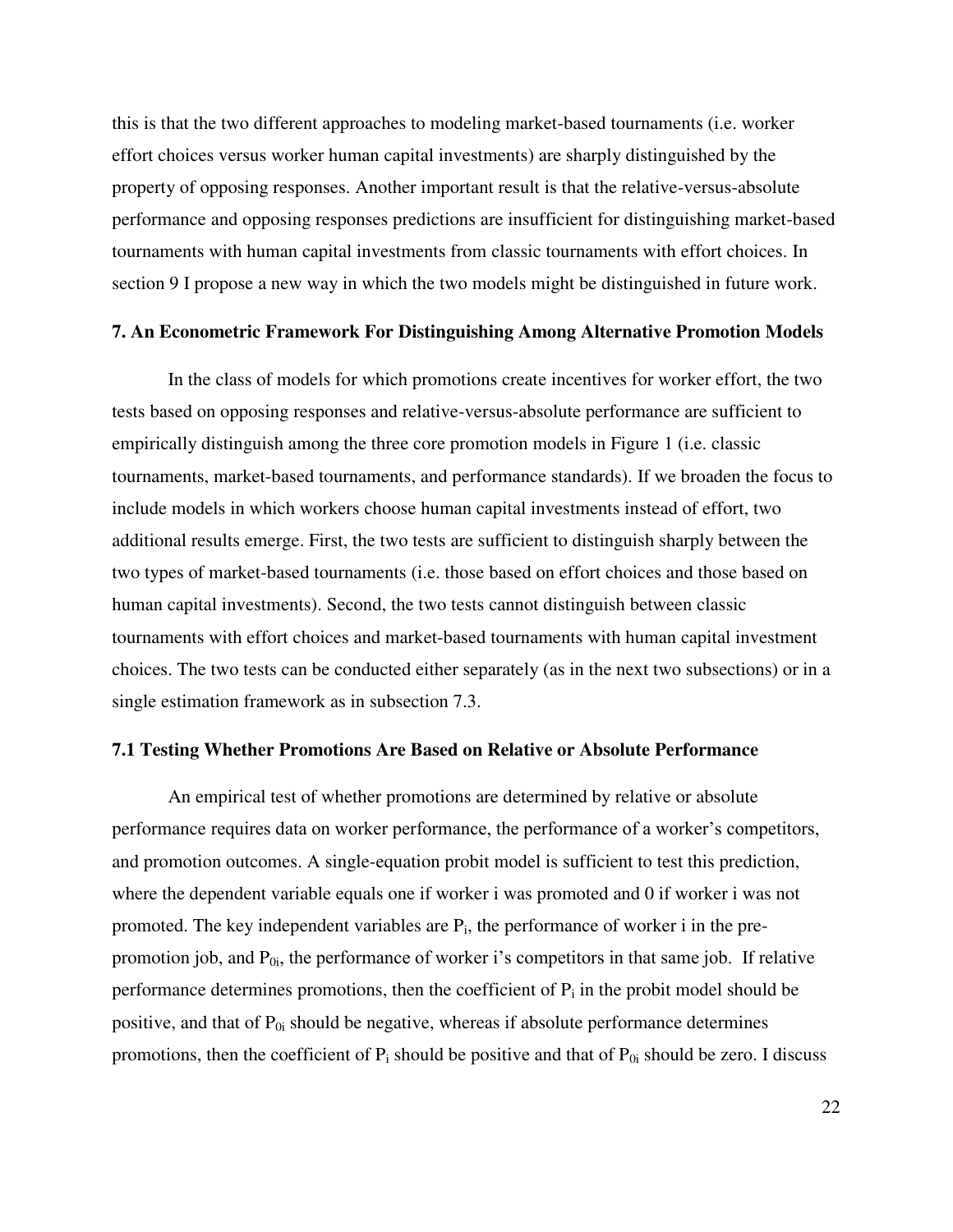this is that the two different approaches to modeling market-based tournaments (i.e. worker effort choices versus worker human capital investments) are sharply distinguished by the property of opposing responses. Another important result is that the relative-versus-absolute performance and opposing responses predictions are insufficient for distinguishing market-based tournaments with human capital investments from classic tournaments with effort choices. In section 9 I propose a new way in which the two models might be distinguished in future work.

## 7. An Econometric Framework For Distinguishing Among Alternative Promotion Models

In the class of models for which promotions create incentives for worker effort, the two tests based on opposing responses and relative-versus-absolute performance are sufficient to empirically distinguish among the three core promotion models in Figure 1 (i.e. classic tournaments, market-based tournaments, and performance standards). If we broaden the focus to include models in which workers choose human capital investments instead of effort, two additional results emerge. First, the two tests are sufficient to distinguish sharply between the two types of market-based tournaments (i.e. those based on effort choices and those based on human capital investments). Second, the two tests cannot distinguish between classic tournaments with effort choices and market-based tournaments with human capital investment choices. The two tests can be conducted either separately (as in the next two subsections) or in a single estimation framework as in subsection 7.3.

### 7.1 Testing Whether Promotions Are Based on Relative or Absolute Performance

An empirical test of whether promotions are determined by relative or absolute performance requires data on worker performance, the performance of a worker's competitors, and promotion outcomes. A single-equation probit model is sufficient to test this prediction, where the dependent variable equals one if worker i was promoted and 0 if worker i was not promoted. The key independent variables are $P_i$, the performance of worker i in the pre-promotion job, and $P_{0i}$, the performance of worker i's competitors in that same job. If relative performance determines promotions, then the coefficient of $P_i$ in the probit model should be positive, and that of $P_{0i}$ should be negative, whereas if absolute performance determines promotions, then the coefficient of $P_i$ should be positive and that of $P_{0i}$ should be zero. I discuss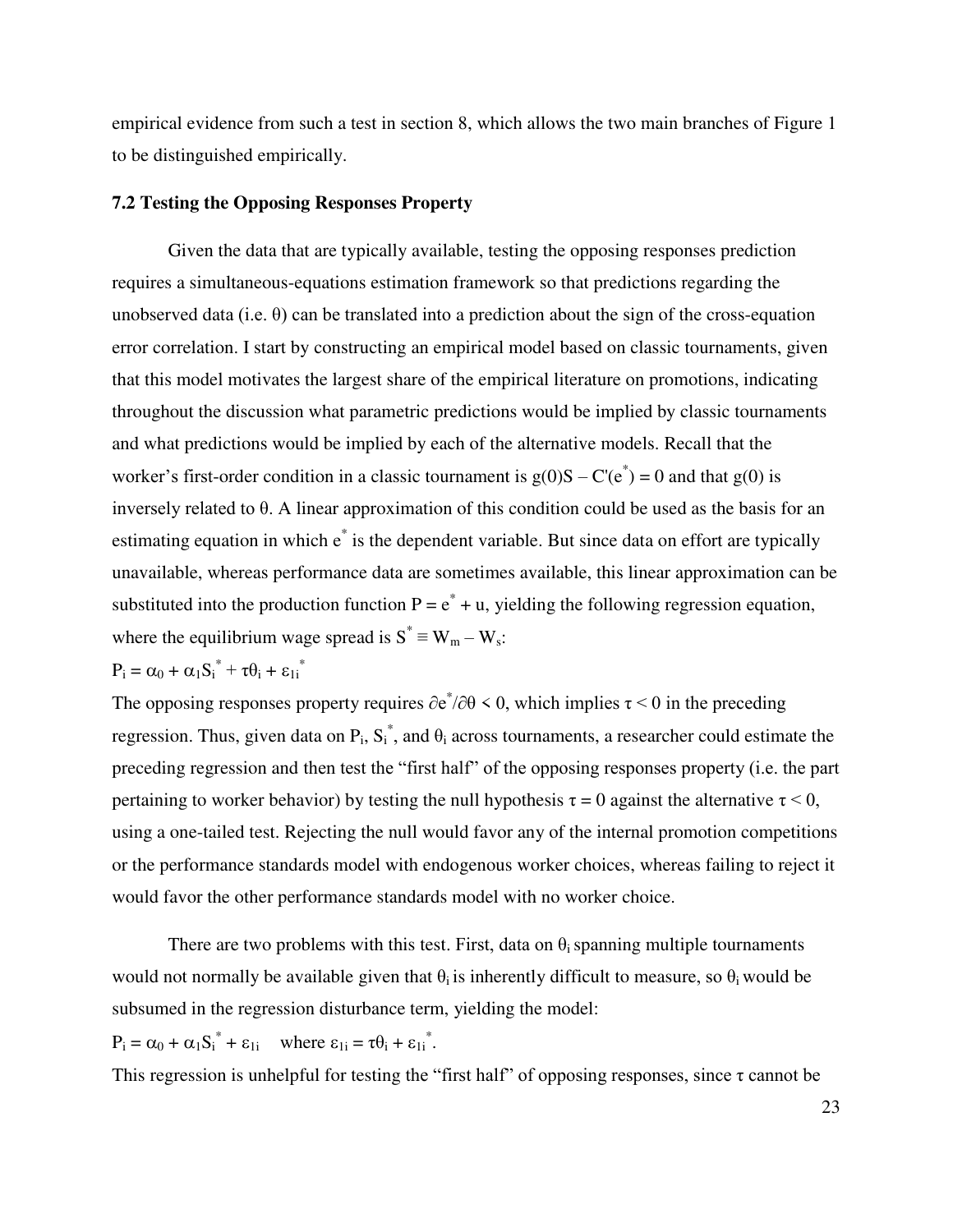empirical evidence from such a test in section 8, which allows the two main branches of Figure 1 to be distinguished empirically.

### 7.2 Testing the Opposing Responses Property

Given the data that are typically available, testing the opposing responses prediction requires a simultaneous-equations estimation framework so that predictions regarding the unobserved data (i.e. $\theta$) can be translated into a prediction about the sign of the cross-equation error correlation. I start by constructing an empirical model based on classic tournaments, given that this model motivates the largest share of the empirical literature on promotions, indicating throughout the discussion what parametric predictions would be implied by classic tournaments and what predictions would be implied by each of the alternative models. Recall that the worker's first-order condition in a classic tournament is $g(0)S - C'(e^*) = 0$ and that $g(0)$ is inversely related to $\theta$. A linear approximation of this condition could be used as the basis for an estimating equation in which $e^*$ is the dependent variable. But since data on effort are typically unavailable, whereas performance data are sometimes available, this linear approximation can be substituted into the production function $P = e^* + u$, yielding the following regression equation, where the equilibrium wage spread is $S^* \equiv W_m - W_s$:

$$P_i = \alpha_0 + \alpha_1 S_i^* + \tau\theta_i + \varepsilon_{1i}^*$$

The opposing responses property requires $\partial e^*/\partial\theta < 0$, which implies $\tau < 0$ in the preceding regression. Thus, given data on $P_i$, $S_i^*$, and $\theta_i$ across tournaments, a researcher could estimate the preceding regression and then test the "first half" of the opposing responses property (i.e. the part pertaining to worker behavior) by testing the null hypothesis $\tau = 0$ against the alternative $\tau < 0$, using a one-tailed test. Rejecting the null would favor any of the internal promotion competitions or the performance standards model with endogenous worker choices, whereas failing to reject it would favor the other performance standards model with no worker choice.

There are two problems with this test. First, data on $\theta_i$ spanning multiple tournaments would not normally be available given that $\theta_i$ is inherently difficult to measure, so $\theta_i$ would be subsumed in the regression disturbance term, yielding the model:

$$P_i = \alpha_0 + \alpha_1 S_i^* + \varepsilon_{1i} \quad \text{where } \varepsilon_{1i} = \tau\theta_i + \varepsilon_{1i}^*.$$

This regression is unhelpful for testing the "first half" of opposing responses, since $\tau$ cannot be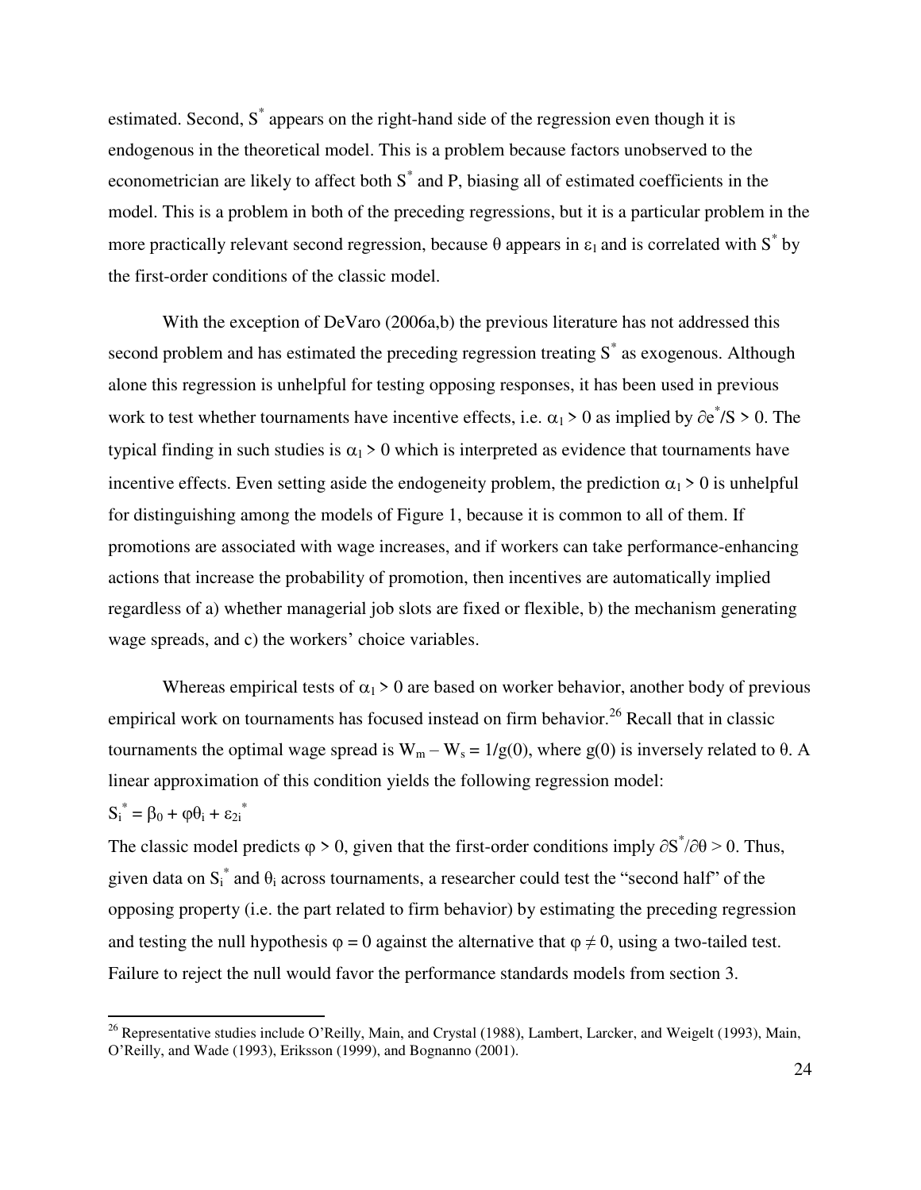estimated. Second, $S^*$ appears on the right-hand side of the regression even though it is endogenous in the theoretical model. This is a problem because factors unobserved to the econometrician are likely to affect both $S^*$ and P, biasing all of estimated coefficients in the model. This is a problem in both of the preceding regressions, but it is a particular problem in the more practically relevant second regression, because $\theta$ appears in $\varepsilon_1$ and is correlated with $S^*$ by the first-order conditions of the classic model.

With the exception of DeVaro (2006a,b) the previous literature has not addressed this second problem and has estimated the preceding regression treating $S^*$ as exogenous. Although alone this regression is unhelpful for testing opposing responses, it has been used in previous work to test whether tournaments have incentive effects, i.e. $\alpha_1 > 0$ as implied by $\partial e^*/S > 0$. The typical finding in such studies is $\alpha_1 > 0$ which is interpreted as evidence that tournaments have incentive effects. Even setting aside the endogeneity problem, the prediction $\alpha_1 > 0$ is unhelpful for distinguishing among the models of Figure 1, because it is common to all of them. If promotions are associated with wage increases, and if workers can take performance-enhancing actions that increase the probability of promotion, then incentives are automatically implied regardless of a) whether managerial job slots are fixed or flexible, b) the mechanism generating wage spreads, and c) the workers' choice variables.

Whereas empirical tests of $\alpha_1 > 0$ are based on worker behavior, another body of previous empirical work on tournaments has focused instead on firm behavior.[26] Recall that in classic tournaments the optimal wage spread is $W_m - W_s = 1/g(0)$, where $g(0)$ is inversely related to $\theta$. A linear approximation of this condition yields the following regression model:

$$S_i^* = \beta_0 + \varphi\theta_i + \varepsilon_{2i}^*$$

The classic model predicts $\varphi > 0$, given that the first-order conditions imply $\partial S^*/\partial\theta > 0$. Thus, given data on $S_i^*$ and $\theta_i$ across tournaments, a researcher could test the "second half" of the opposing property (i.e. the part related to firm behavior) by estimating the preceding regression and testing the null hypothesis $\varphi = 0$ against the alternative that $\varphi \neq 0$, using a two-tailed test. Failure to reject the null would favor the performance standards models from section 3.

[26] Representative studies include O'Reilly, Main, and Crystal (1988), Lambert, Larcker, and Weigelt (1993), Main, O'Reilly, and Wade (1993), Eriksson (1999), and Bognanno (2001).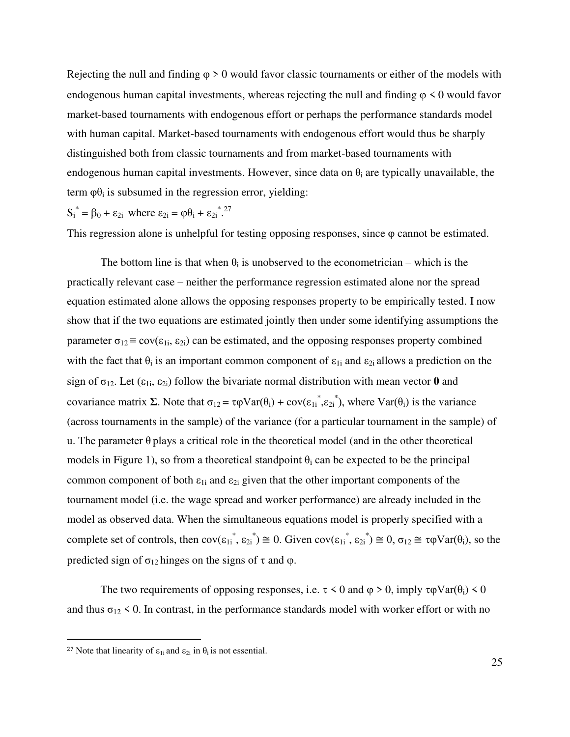Rejecting the null and finding $\varphi > 0$ would favor classic tournaments or either of the models with endogenous human capital investments, whereas rejecting the null and finding $\varphi < 0$ would favor market-based tournaments with endogenous effort or perhaps the performance standards model with human capital. Market-based tournaments with endogenous effort would thus be sharply distinguished both from classic tournaments and from market-based tournaments with endogenous human capital investments. However, since data on $\theta_i$ are typically unavailable, the term $\varphi\theta_i$ is subsumed in the regression error, yielding:

$S_i^* = \beta_0 + \varepsilon_{2i}$ where $\varepsilon_{2i} = \varphi\theta_i + \varepsilon_{2i}^*$.[27]

This regression alone is unhelpful for testing opposing responses, since $\varphi$ cannot be estimated.

The bottom line is that when $\theta_i$ is unobserved to the econometrician – which is the practically relevant case – neither the performance regression estimated alone nor the spread equation estimated alone allows the opposing responses property to be empirically tested. I now show that if the two equations are estimated jointly then under some identifying assumptions the parameter $\sigma_{12} \equiv \text{cov}(\varepsilon_{1i}, \varepsilon_{2i})$ can be estimated, and the opposing responses property combined with the fact that $\theta_i$ is an important common component of $\varepsilon_{1i}$ and $\varepsilon_{2i}$ allows a prediction on the sign of $\sigma_{12}$. Let $(\varepsilon_{1i}, \varepsilon_{2i})$ follow the bivariate normal distribution with mean vector $\mathbf{0}$ and covariance matrix $\mathbf{\Sigma}$. Note that $\sigma_{12} = \tau\varphi\text{Var}(\theta_i) + \text{cov}(\varepsilon_{1i}^*, \varepsilon_{2i}^*)$, where $\text{Var}(\theta_i)$ is the variance (across tournaments in the sample) of the variance (for a particular tournament in the sample) of u. The parameter $\theta$ plays a critical role in the theoretical model (and in the other theoretical models in Figure 1), so from a theoretical standpoint $\theta_i$ can be expected to be the principal common component of both $\varepsilon_{1i}$ and $\varepsilon_{2i}$ given that the other important components of the tournament model (i.e. the wage spread and worker performance) are already included in the model as observed data. When the simultaneous equations model is properly specified with a complete set of controls, then $\text{cov}(\varepsilon_{1i}^*, \varepsilon_{2i}^*) \cong 0$. Given $\text{cov}(\varepsilon_{1i}^*, \varepsilon_{2i}^*) \cong 0$, $\sigma_{12} \cong \tau\varphi\text{Var}(\theta_i)$, so the predicted sign of $\sigma_{12}$ hinges on the signs of $\tau$ and $\varphi$.

The two requirements of opposing responses, i.e. $\tau < 0$ and $\varphi > 0$, imply $\tau\varphi\text{Var}(\theta_i) < 0$ and thus $\sigma_{12} < 0$. In contrast, in the performance standards model with worker effort or with no

[27] Note that linearity of $\varepsilon_{1i}$ and $\varepsilon_{2i}$ in $\theta_i$ is not essential.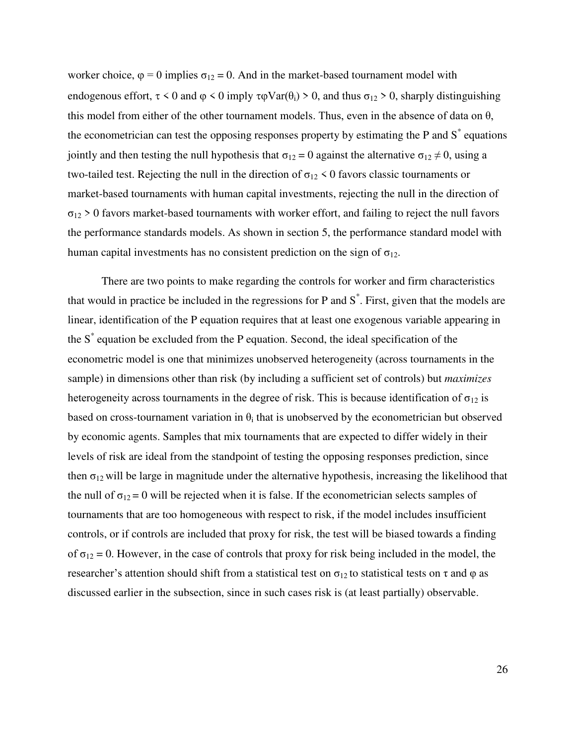worker choice, $\varphi = 0$ implies $\sigma_{12} = 0$. And in the market-based tournament model with endogenous effort, $\tau < 0$ and $\varphi < 0$ imply $\tau\varphi\text{Var}(\theta_i) > 0$, and thus $\sigma_{12} > 0$, sharply distinguishing this model from either of the other tournament models. Thus, even in the absence of data on $\theta$, the econometrician can test the opposing responses property by estimating the P and $S^*$ equations jointly and then testing the null hypothesis that $\sigma_{12} = 0$ against the alternative $\sigma_{12} \neq 0$, using a two-tailed test. Rejecting the null in the direction of $\sigma_{12} < 0$ favors classic tournaments or market-based tournaments with human capital investments, rejecting the null in the direction of $\sigma_{12} > 0$ favors market-based tournaments with worker effort, and failing to reject the null favors the performance standards models. As shown in section 5, the performance standard model with human capital investments has no consistent prediction on the sign of $\sigma_{12}$.

There are two points to make regarding the controls for worker and firm characteristics that would in practice be included in the regressions for P and $S^*$. First, given that the models are linear, identification of the P equation requires that at least one exogenous variable appearing in the $S^*$ equation be excluded from the P equation. Second, the ideal specification of the econometric model is one that minimizes unobserved heterogeneity (across tournaments in the sample) in dimensions other than risk (by including a sufficient set of controls) but *maximizes* heterogeneity across tournaments in the degree of risk. This is because identification of $\sigma_{12}$ is based on cross-tournament variation in $\theta_i$ that is unobserved by the econometrician but observed by economic agents. Samples that mix tournaments that are expected to differ widely in their levels of risk are ideal from the standpoint of testing the opposing responses prediction, since then $\sigma_{12}$ will be large in magnitude under the alternative hypothesis, increasing the likelihood that the null of $\sigma_{12} = 0$ will be rejected when it is false. If the econometrician selects samples of tournaments that are too homogeneous with respect to risk, if the model includes insufficient controls, or if controls are included that proxy for risk, the test will be biased towards a finding of $\sigma_{12} = 0$. However, in the case of controls that proxy for risk being included in the model, the researcher's attention should shift from a statistical test on $\sigma_{12}$ to statistical tests on $\tau$ and $\varphi$ as discussed earlier in the subsection, since in such cases risk is (at least partially) observable.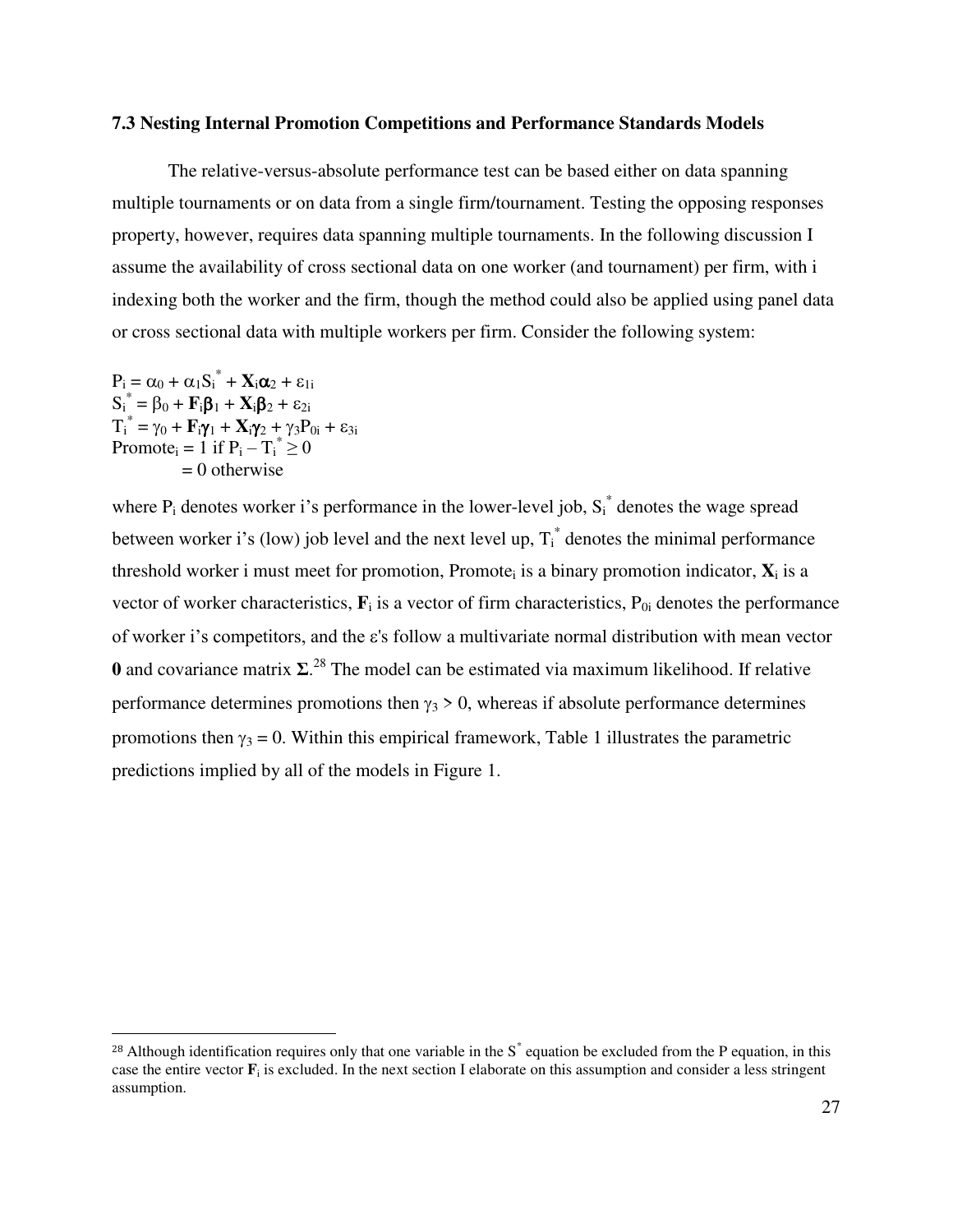### 7.3 Nesting Internal Promotion Competitions and Performance Standards Models

The relative-versus-absolute performance test can be based either on data spanning multiple tournaments or on data from a single firm/tournament. Testing the opposing responses property, however, requires data spanning multiple tournaments. In the following discussion I assume the availability of cross sectional data on one worker (and tournament) per firm, with i indexing both the worker and the firm, though the method could also be applied using panel data or cross sectional data with multiple workers per firm. Consider the following system:

$$P_i = \alpha_0 + \alpha_1 S_i^* + \mathbf{X}_i\boldsymbol{\alpha}_2 + \varepsilon_{1i}$$
$$S_i^* = \beta_0 + \mathbf{F}_i\boldsymbol{\beta}_1 + \mathbf{X}_i\boldsymbol{\beta}_2 + \varepsilon_{2i}$$
$$T_i^* = \gamma_0 + \mathbf{F}_i\boldsymbol{\gamma}_1 + \mathbf{X}_i\boldsymbol{\gamma}_2 + \gamma_3 P_{0i} + \varepsilon_{3i}$$
$$\text{Promote}_i = 1 \text{ if } P_i - T_i^* \geq 0$$
$$= 0 \text{ otherwise}$$

where $P_i$ denotes worker i's performance in the lower-level job, $S_i^*$ denotes the wage spread between worker i's (low) job level and the next level up, $T_i^*$ denotes the minimal performance threshold worker i must meet for promotion, $\text{Promote}_i$ is a binary promotion indicator, $\mathbf{X}_i$ is a vector of worker characteristics, $\mathbf{F}_i$ is a vector of firm characteristics, $P_{0i}$ denotes the performance of worker i's competitors, and the $\varepsilon$'s follow a multivariate normal distribution with mean vector $\mathbf{0}$ and covariance matrix $\boldsymbol{\Sigma}$.[28] The model can be estimated via maximum likelihood. If relative performance determines promotions then $\gamma_3 > 0$, whereas if absolute performance determines promotions then $\gamma_3 = 0$. Within this empirical framework, Table 1 illustrates the parametric predictions implied by all of the models in Figure 1.

[28] Although identification requires only that one variable in the $S^*$ equation be excluded from the P equation, in this case the entire vector $\mathbf{F}_i$ is excluded. In the next section I elaborate on this assumption and consider a less stringent assumption.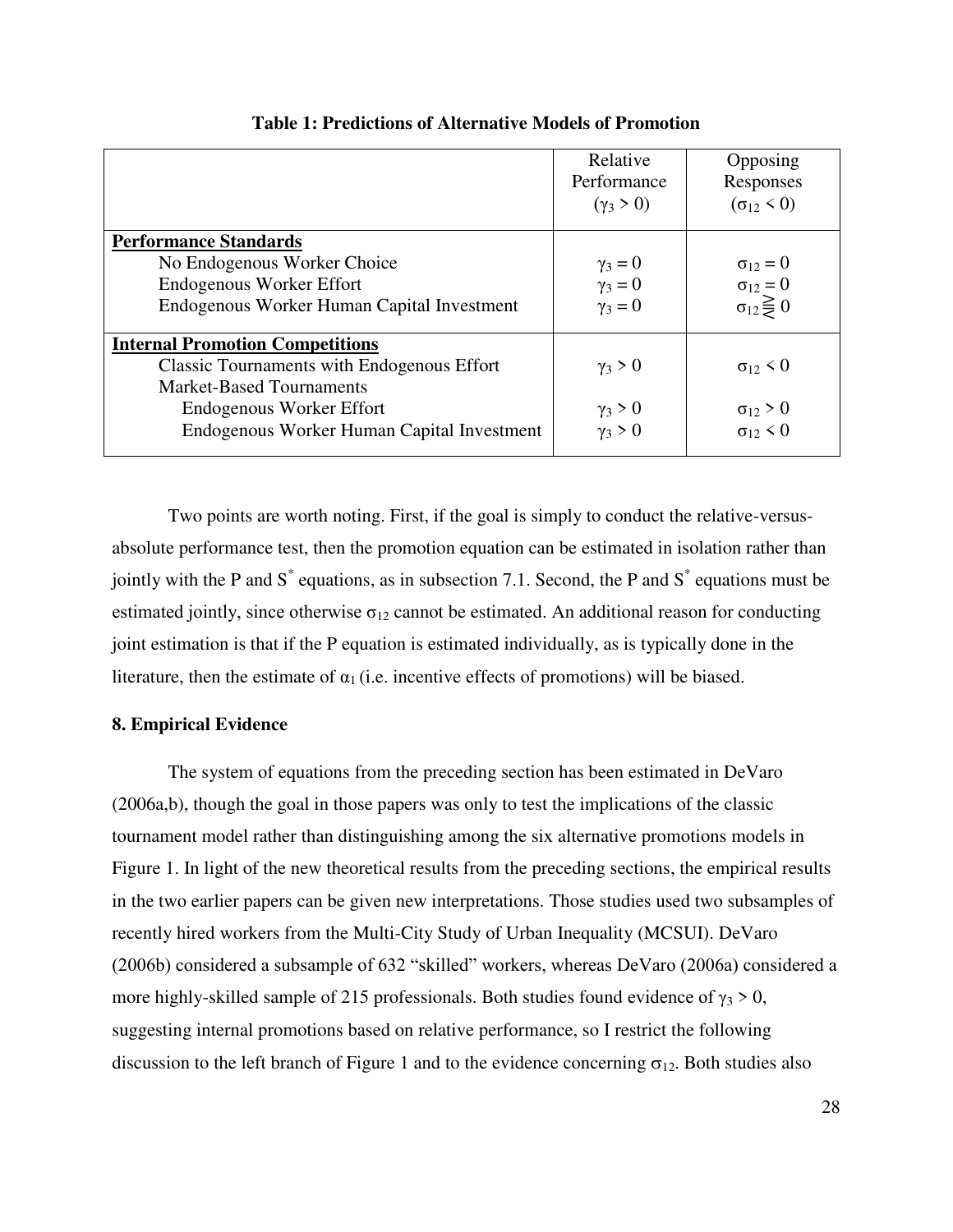**Table 1: Predictions of Alternative Models of Promotion**

| | Relative Performance ($\gamma_3 > 0$) | Opposing Responses ($\sigma_{12} < 0$) |
|---|---|---|
| **Performance Standards** | | |
| No Endogenous Worker Choice | $\gamma_3 = 0$ | $\sigma_{12} = 0$ |
| Endogenous Worker Effort | $\gamma_3 = 0$ | $\sigma_{12} = 0$ |
| Endogenous Worker Human Capital Investment | $\gamma_3 = 0$ | $\sigma_{12} \gtreqless 0$ |
| **Internal Promotion Competitions** | | |
| Classic Tournaments with Endogenous Effort | $\gamma_3 > 0$ | $\sigma_{12} < 0$ |
| Market-Based Tournaments | | |
| Endogenous Worker Effort | $\gamma_3 > 0$ | $\sigma_{12} > 0$ |
| Endogenous Worker Human Capital Investment | $\gamma_3 > 0$ | $\sigma_{12} < 0$ |

Two points are worth noting. First, if the goal is simply to conduct the relative-versus-absolute performance test, then the promotion equation can be estimated in isolation rather than jointly with the P and $S^*$ equations, as in subsection 7.1. Second, the P and $S^*$ equations must be estimated jointly, since otherwise $\sigma_{12}$ cannot be estimated. An additional reason for conducting joint estimation is that if the P equation is estimated individually, as is typically done in the literature, then the estimate of $\alpha_1$ (i.e. incentive effects of promotions) will be biased.

## 8. Empirical Evidence

The system of equations from the preceding section has been estimated in DeVaro (2006a,b), though the goal in those papers was only to test the implications of the classic tournament model rather than distinguishing among the six alternative promotions models in Figure 1. In light of the new theoretical results from the preceding sections, the empirical results in the two earlier papers can be given new interpretations. Those studies used two subsamples of recently hired workers from the Multi-City Study of Urban Inequality (MCSUI). DeVaro (2006b) considered a subsample of 632 "skilled" workers, whereas DeVaro (2006a) considered a more highly-skilled sample of 215 professionals. Both studies found evidence of $\gamma_3 > 0$, suggesting internal promotions based on relative performance, so I restrict the following discussion to the left branch of Figure 1 and to the evidence concerning $\sigma_{12}$. Both studies also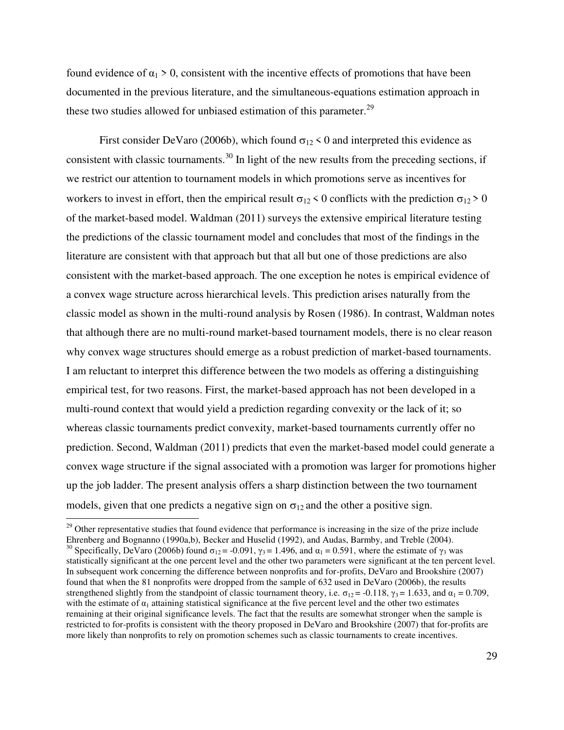found evidence of $\alpha_1 > 0$, consistent with the incentive effects of promotions that have been documented in the previous literature, and the simultaneous-equations estimation approach in these two studies allowed for unbiased estimation of this parameter.[29]

First consider DeVaro (2006b), which found $\sigma_{12} < 0$ and interpreted this evidence as consistent with classic tournaments.[30] In light of the new results from the preceding sections, if we restrict our attention to tournament models in which promotions serve as incentives for workers to invest in effort, then the empirical result $\sigma_{12} < 0$ conflicts with the prediction $\sigma_{12} > 0$ of the market-based model. Waldman (2011) surveys the extensive empirical literature testing the predictions of the classic tournament model and concludes that most of the findings in the literature are consistent with that approach but that all but one of those predictions are also consistent with the market-based approach. The one exception he notes is empirical evidence of a convex wage structure across hierarchical levels. This prediction arises naturally from the classic model as shown in the multi-round analysis by Rosen (1986). In contrast, Waldman notes that although there are no multi-round market-based tournament models, there is no clear reason why convex wage structures should emerge as a robust prediction of market-based tournaments. I am reluctant to interpret this difference between the two models as offering a distinguishing empirical test, for two reasons. First, the market-based approach has not been developed in a multi-round context that would yield a prediction regarding convexity or the lack of it; so whereas classic tournaments predict convexity, market-based tournaments currently offer no prediction. Second, Waldman (2011) predicts that even the market-based model could generate a convex wage structure if the signal associated with a promotion was larger for promotions higher up the job ladder. The present analysis offers a sharp distinction between the two tournament models, given that one predicts a negative sign on $\sigma_{12}$ and the other a positive sign.

---

[29] Other representative studies that found evidence that performance is increasing in the size of the prize include Ehrenberg and Bognanno (1990a,b), Becker and Huselid (1992), and Audas, Barmby, and Treble (2004).

[30] Specifically, DeVaro (2006b) found $\sigma_{12} = -0.091$, $\gamma_3 = 1.496$, and $\alpha_1 = 0.591$, where the estimate of $\gamma_3$ was statistically significant at the one percent level and the other two parameters were significant at the ten percent level. In subsequent work concerning the difference between nonprofits and for-profits, DeVaro and Brookshire (2007) found that when the 81 nonprofits were dropped from the sample of 632 used in DeVaro (2006b), the results strengthened slightly from the standpoint of classic tournament theory, i.e. $\sigma_{12} = -0.118$, $\gamma_3 = 1.633$, and $\alpha_1 = 0.709$, with the estimate of $\alpha_1$ attaining statistical significance at the five percent level and the other two estimates remaining at their original significance levels. The fact that the results are somewhat stronger when the sample is restricted to for-profits is consistent with the theory proposed in DeVaro and Brookshire (2007) that for-profits are more likely than nonprofits to rely on promotion schemes such as classic tournaments to create incentives.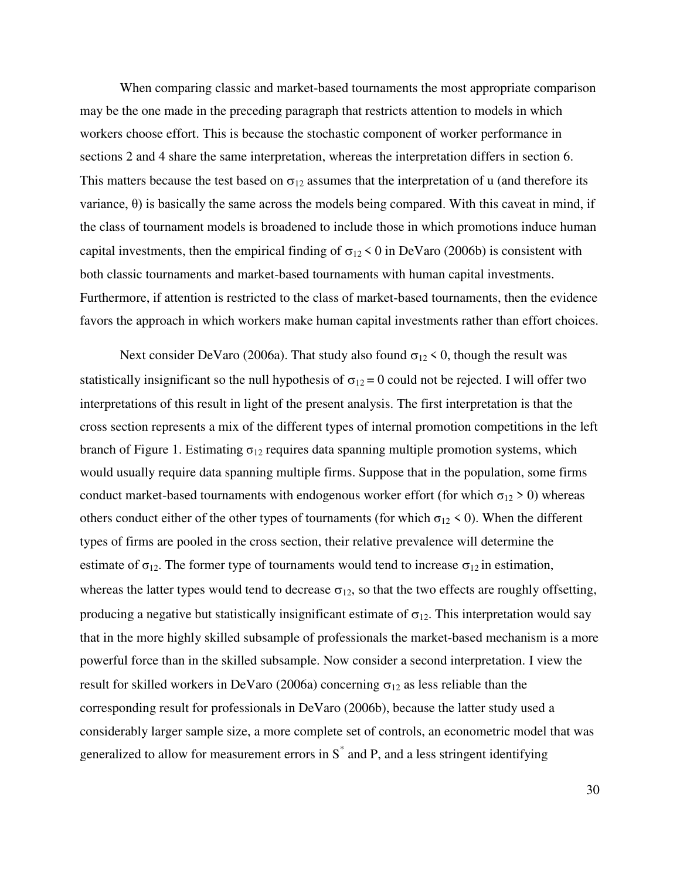When comparing classic and market-based tournaments the most appropriate comparison may be the one made in the preceding paragraph that restricts attention to models in which workers choose effort. This is because the stochastic component of worker performance in sections 2 and 4 share the same interpretation, whereas the interpretation differs in section 6. This matters because the test based on $\sigma_{12}$ assumes that the interpretation of u (and therefore its variance, $\theta$) is basically the same across the models being compared. With this caveat in mind, if the class of tournament models is broadened to include those in which promotions induce human capital investments, then the empirical finding of $\sigma_{12} < 0$ in DeVaro (2006b) is consistent with both classic tournaments and market-based tournaments with human capital investments. Furthermore, if attention is restricted to the class of market-based tournaments, then the evidence favors the approach in which workers make human capital investments rather than effort choices.

Next consider DeVaro (2006a). That study also found $\sigma_{12} < 0$, though the result was statistically insignificant so the null hypothesis of $\sigma_{12} = 0$ could not be rejected. I will offer two interpretations of this result in light of the present analysis. The first interpretation is that the cross section represents a mix of the different types of internal promotion competitions in the left branch of Figure 1. Estimating $\sigma_{12}$ requires data spanning multiple promotion systems, which would usually require data spanning multiple firms. Suppose that in the population, some firms conduct market-based tournaments with endogenous worker effort (for which $\sigma_{12} > 0$) whereas others conduct either of the other types of tournaments (for which $\sigma_{12} < 0$). When the different types of firms are pooled in the cross section, their relative prevalence will determine the estimate of $\sigma_{12}$. The former type of tournaments would tend to increase $\sigma_{12}$ in estimation, whereas the latter types would tend to decrease $\sigma_{12}$, so that the two effects are roughly offsetting, producing a negative but statistically insignificant estimate of $\sigma_{12}$. This interpretation would say that in the more highly skilled subsample of professionals the market-based mechanism is a more powerful force than in the skilled subsample. Now consider a second interpretation. I view the result for skilled workers in DeVaro (2006a) concerning $\sigma_{12}$ as less reliable than the corresponding result for professionals in DeVaro (2006b), because the latter study used a considerably larger sample size, a more complete set of controls, an econometric model that was generalized to allow for measurement errors in $S^*$ and P, and a less stringent identifying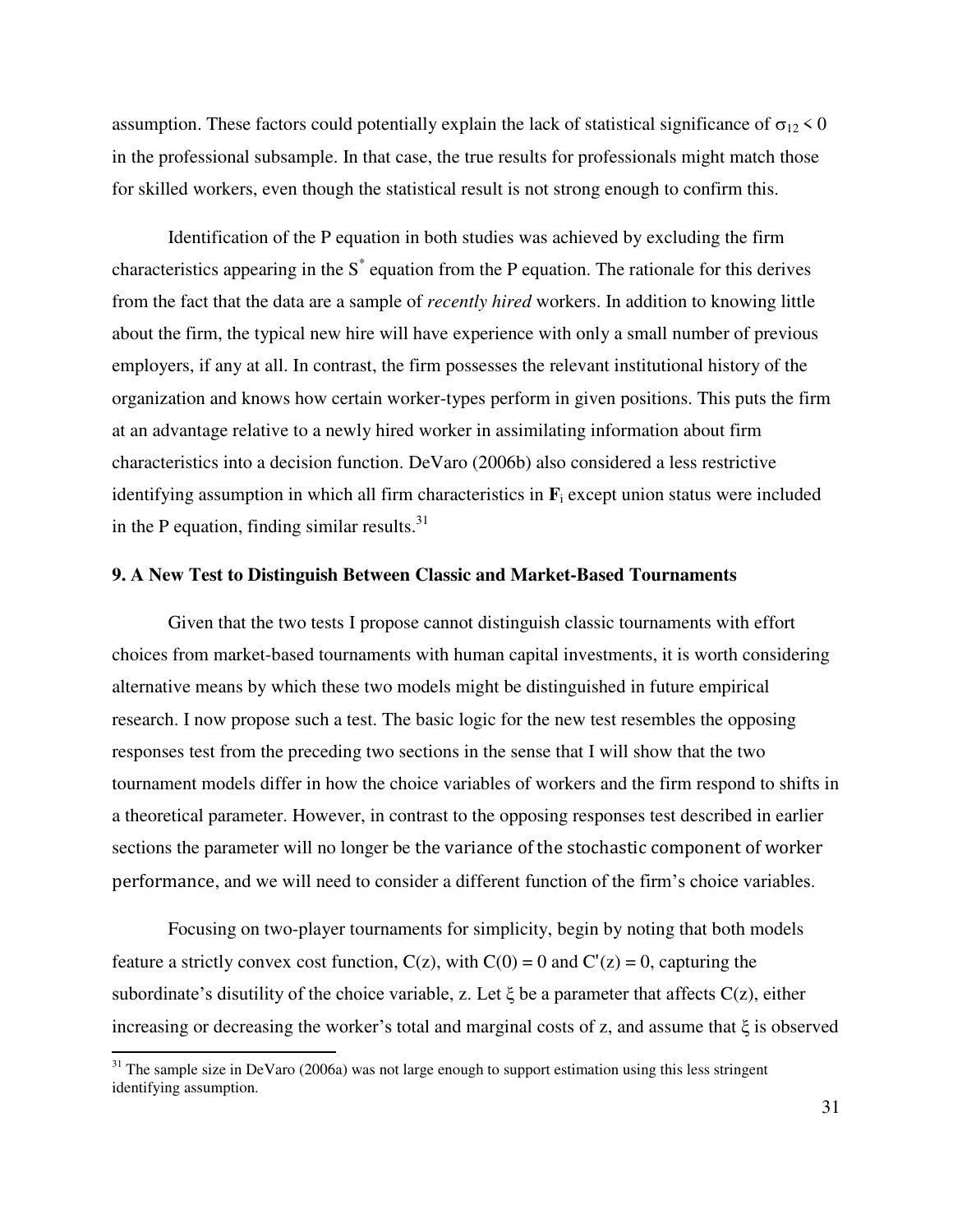assumption. These factors could potentially explain the lack of statistical significance of $\sigma_{12} < 0$ in the professional subsample. In that case, the true results for professionals might match those for skilled workers, even though the statistical result is not strong enough to confirm this.

Identification of the P equation in both studies was achieved by excluding the firm characteristics appearing in the $S^*$ equation from the P equation. The rationale for this derives from the fact that the data are a sample of *recently hired* workers. In addition to knowing little about the firm, the typical new hire will have experience with only a small number of previous employers, if any at all. In contrast, the firm possesses the relevant institutional history of the organization and knows how certain worker-types perform in given positions. This puts the firm at an advantage relative to a newly hired worker in assimilating information about firm characteristics into a decision function. DeVaro (2006b) also considered a less restrictive identifying assumption in which all firm characteristics in $\mathbf{F}_i$ except union status were included in the P equation, finding similar results.[31]

## 9. A New Test to Distinguish Between Classic and Market-Based Tournaments

Given that the two tests I propose cannot distinguish classic tournaments with effort choices from market-based tournaments with human capital investments, it is worth considering alternative means by which these two models might be distinguished in future empirical research. I now propose such a test. The basic logic for the new test resembles the opposing responses test from the preceding two sections in the sense that I will show that the two tournament models differ in how the choice variables of workers and the firm respond to shifts in a theoretical parameter. However, in contrast to the opposing responses test described in earlier sections the parameter will no longer be the variance of the stochastic component of worker performance, and we will need to consider a different function of the firm's choice variables.

Focusing on two-player tournaments for simplicity, begin by noting that both models feature a strictly convex cost function, $C(z)$, with $C(0) = 0$ and $C'(z) = 0$, capturing the subordinate's disutility of the choice variable, z. Let $\xi$ be a parameter that affects $C(z)$, either increasing or decreasing the worker's total and marginal costs of z, and assume that $\xi$ is observed

[31] The sample size in DeVaro (2006a) was not large enough to support estimation using this less stringent identifying assumption.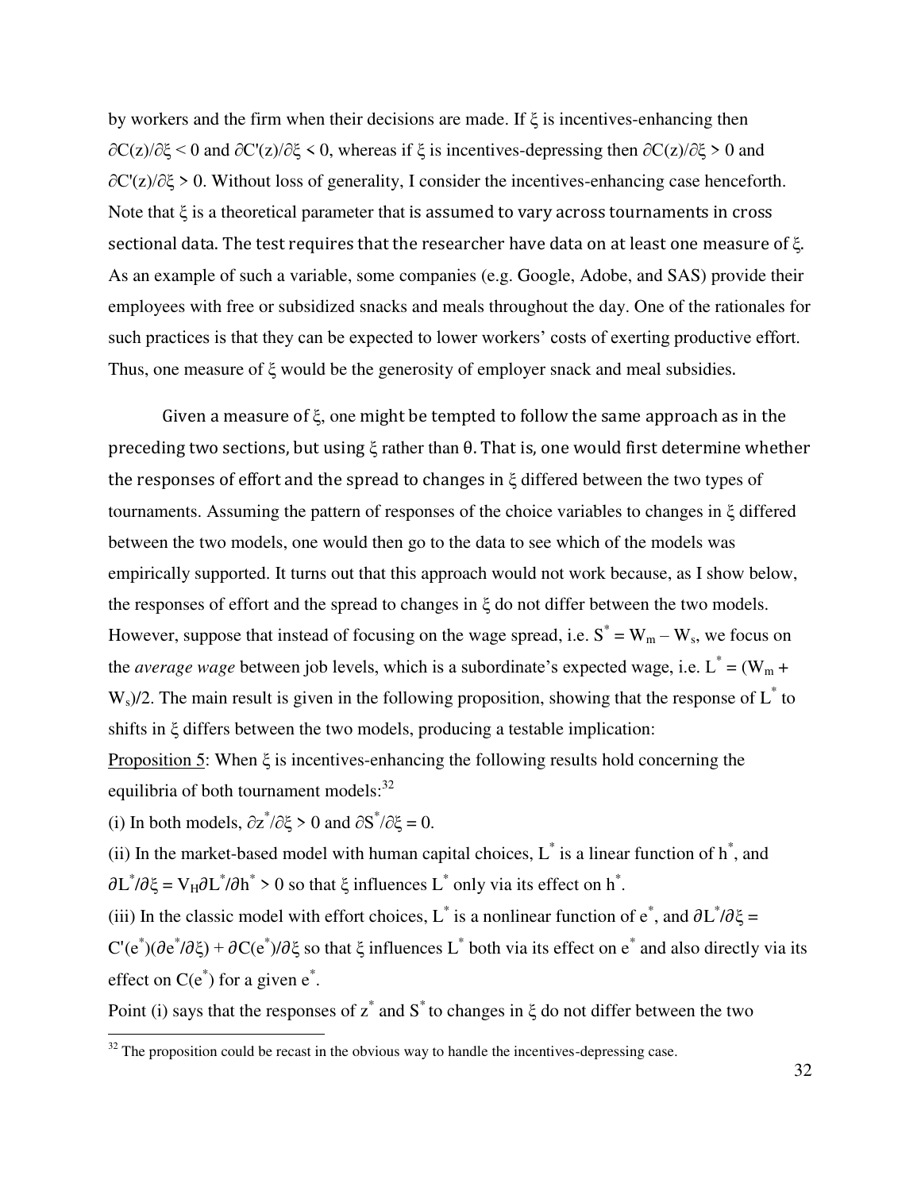by workers and the firm when their decisions are made. If $\xi$ is incentives-enhancing then $\partial C(z)/\partial\xi < 0$ and $\partial C'(z)/\partial\xi < 0$, whereas if $\xi$ is incentives-depressing then $\partial C(z)/\partial\xi > 0$ and $\partial C'(z)/\partial\xi > 0$. Without loss of generality, I consider the incentives-enhancing case henceforth. Note that $\xi$ is a theoretical parameter that is assumed to vary across tournaments in cross sectional data. The test requires that the researcher have data on at least one measure of $\xi$. As an example of such a variable, some companies (e.g. Google, Adobe, and SAS) provide their employees with free or subsidized snacks and meals throughout the day. One of the rationales for such practices is that they can be expected to lower workers' costs of exerting productive effort. Thus, one measure of $\xi$ would be the generosity of employer snack and meal subsidies.

Given a measure of $\xi$, one might be tempted to follow the same approach as in the preceding two sections, but using $\xi$ rather than $\theta$. That is, one would first determine whether the responses of effort and the spread to changes in $\xi$ differed between the two types of tournaments. Assuming the pattern of responses of the choice variables to changes in $\xi$ differed between the two models, one would then go to the data to see which of the models was empirically supported. It turns out that this approach would not work because, as I show below, the responses of effort and the spread to changes in $\xi$ do not differ between the two models. However, suppose that instead of focusing on the wage spread, i.e. $S^* = W_m - W_s$, we focus on the *average wage* between job levels, which is a subordinate's expected wage, i.e. $L^* = (W_m + W_s)/2$. The main result is given in the following proposition, showing that the response of $L^*$ to shifts in $\xi$ differs between the two models, producing a testable implication:

Proposition 5: When $\xi$ is incentives-enhancing the following results hold concerning the equilibria of both tournament models:[32]

(i) In both models, $\partial z^*/\partial\xi > 0$ and $\partial S^*/\partial\xi = 0$.

(ii) In the market-based model with human capital choices, $L^*$ is a linear function of $h^*$, and $\partial L^*/\partial\xi = V_H \partial L^*/\partial h^* > 0$ so that $\xi$ influences $L^*$ only via its effect on $h^*$.

(iii) In the classic model with effort choices, $L^*$ is a nonlinear function of $e^*$, and $\partial L^*/\partial\xi = C'(e^*)(\partial e^*/\partial\xi) + \partial C(e^*)/\partial\xi$ so that $\xi$ influences $L^*$ both via its effect on $e^*$ and also directly via its effect on $C(e^*)$ for a given $e^*$.

Point (i) says that the responses of $z^*$ and $S^*$ to changes in $\xi$ do not differ between the two

[32] The proposition could be recast in the obvious way to handle the incentives-depressing case.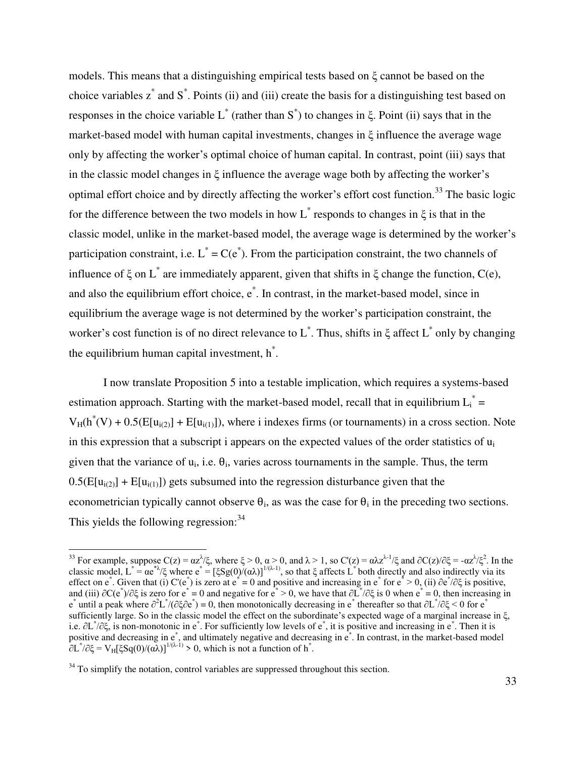models. This means that a distinguishing empirical tests based on $\xi$ cannot be based on the choice variables $z^*$ and $S^*$. Points (ii) and (iii) create the basis for a distinguishing test based on responses in the choice variable $L^*$ (rather than $S^*$) to changes in $\xi$. Point (ii) says that in the market-based model with human capital investments, changes in $\xi$ influence the average wage only by affecting the worker's optimal choice of human capital. In contrast, point (iii) says that in the classic model changes in $\xi$ influence the average wage both by affecting the worker's optimal effort choice and by directly affecting the worker's effort cost function.[33] The basic logic for the difference between the two models in how $L^*$ responds to changes in $\xi$ is that in the classic model, unlike in the market-based model, the average wage is determined by the worker's participation constraint, i.e. $L^* = C(e^*)$. From the participation constraint, the two channels of influence of $\xi$ on $L^*$ are immediately apparent, given that shifts in $\xi$ change the function, $C(e)$, and also the equilibrium effort choice, $e^*$. In contrast, in the market-based model, since in equilibrium the average wage is not determined by the worker's participation constraint, the worker's cost function is of no direct relevance to $L^*$. Thus, shifts in $\xi$ affect $L^*$ only by changing the equilibrium human capital investment, $h^*$.

I now translate Proposition 5 into a testable implication, which requires a systems-based estimation approach. Starting with the market-based model, recall that in equilibrium $L_i^* = V_H(h^*(V) + 0.5(E[u_{i(2)}] + E[u_{i(1)}])$, where i indexes firms (or tournaments) in a cross section. Note in this expression that a subscript i appears on the expected values of the order statistics of $u_i$ given that the variance of $u_i$, i.e. $\theta_i$, varies across tournaments in the sample. Thus, the term $0.5(E[u_{i(2)}] + E[u_{i(1)}])$ gets subsumed into the regression disturbance given that the econometrician typically cannot observe $\theta_i$, as was the case for $\theta_i$ in the preceding two sections. This yields the following regression:[34]

---

[33] For example, suppose $C(z) = \alpha z^\lambda/\xi$, where $\xi > 0$, $\alpha > 0$, and $\lambda > 1$, so $C'(z) = \alpha\lambda z^{\lambda-1}/\xi$ and $\partial C(z)/\partial\xi = -\alpha z^\lambda/\xi^2$. In the classic model, $L^* = \alpha e^{*\lambda}/\xi$ where $e^* = [\xi Sg(0)/(\alpha\lambda)]^{1/(\lambda-1)}$, so that $\xi$ affects $L^*$ both directly and also indirectly via its effect on $e^*$. Given that (i) $C'(e^*)$ is zero at $e^* = 0$ and positive and increasing in $e^*$ for $e^* > 0$, (ii) $\partial e^*/\partial\xi$ is positive, and (iii) $\partial C(e^*)/\partial\xi$ is zero for $e^* = 0$ and negative for $e^* > 0$, we have that $\partial L^*/\partial\xi$ is 0 when $e^* = 0$, then increasing in $e^*$ until a peak where $\partial^2 L^*/(\partial\xi\partial e^*) = 0$, then monotonically decreasing in $e^*$ thereafter so that $\partial L^*/\partial\xi < 0$ for $e^*$ sufficiently large. So in the classic model the effect on the subordinate's expected wage of a marginal increase in $\xi$, i.e. $\partial L^*/\partial\xi$, is non-monotonic in $e^*$. For sufficiently low levels of $e^*$, it is positive and increasing in $e^*$. Then it is positive and decreasing in $e^*$, and ultimately negative and decreasing in $e^*$. In contrast, in the market-based model $\partial L^*/\partial\xi = V_H[\xi Sq(0)/(\alpha\lambda)]^{1/(\lambda-1)} > 0$, which is not a function of $h^*$.

[34] To simplify the notation, control variables are suppressed throughout this section.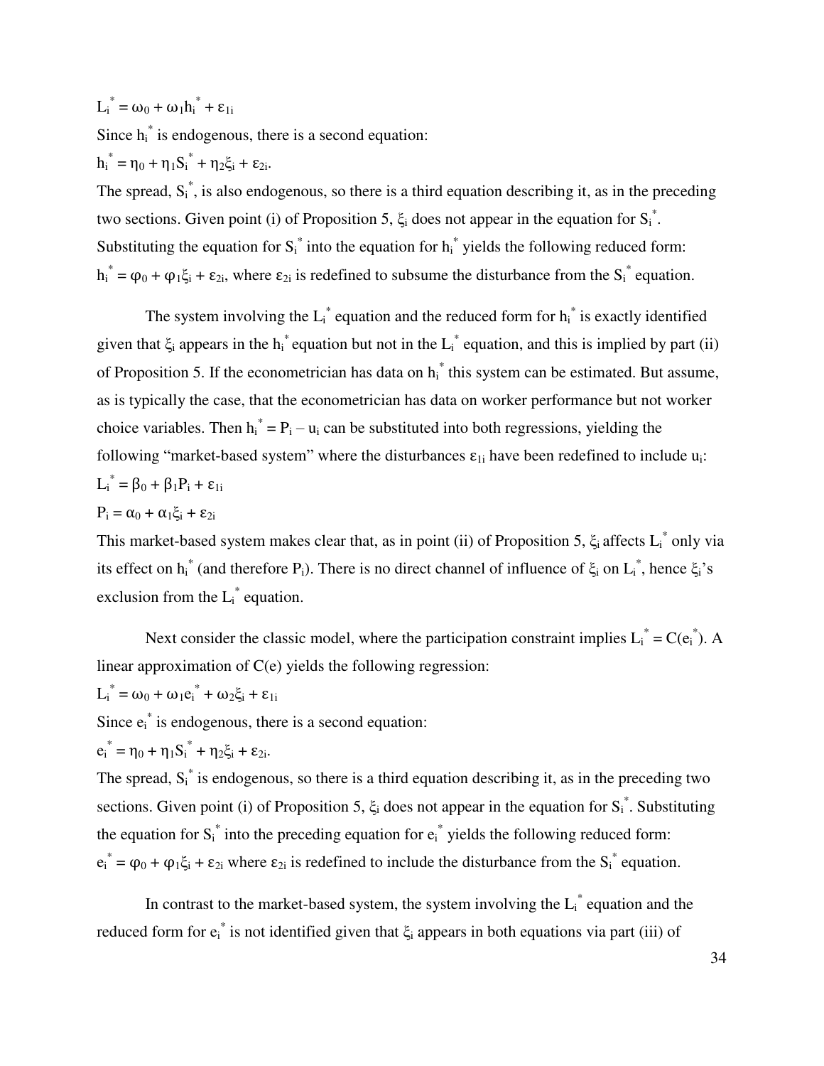$L_i^* = \omega_0 + \omega_1 h_i^* + \varepsilon_{1i}$

Since $h_i^*$ is endogenous, there is a second equation:

$h_i^* = \eta_0 + \eta_1 S_i^* + \eta_2 \xi_i + \varepsilon_{2i}$.

The spread, $S_i^*$, is also endogenous, so there is a third equation describing it, as in the preceding two sections. Given point (i) of Proposition 5, $\xi_i$ does not appear in the equation for $S_i^*$. Substituting the equation for $S_i^*$ into the equation for $h_i^*$ yields the following reduced form: $h_i^* = \varphi_0 + \varphi_1 \xi_i + \varepsilon_{2i}$, where $\varepsilon_{2i}$ is redefined to subsume the disturbance from the $S_i^*$ equation.

The system involving the $L_i^*$ equation and the reduced form for $h_i^*$ is exactly identified given that $\xi_i$ appears in the $h_i^*$ equation but not in the $L_i^*$ equation, and this is implied by part (ii) of Proposition 5. If the econometrician has data on $h_i^*$ this system can be estimated. But assume, as is typically the case, that the econometrician has data on worker performance but not worker choice variables. Then $h_i^* = P_i - u_i$ can be substituted into both regressions, yielding the following "market-based system" where the disturbances $\varepsilon_{1i}$ have been redefined to include $u_i$:

$L_i^* = \beta_0 + \beta_1 P_i + \varepsilon_{1i}$

$P_i = \alpha_0 + \alpha_1 \xi_i + \varepsilon_{2i}$

This market-based system makes clear that, as in point (ii) of Proposition 5, $\xi_i$ affects $L_i^*$ only via its effect on $h_i^*$ (and therefore $P_i$). There is no direct channel of influence of $\xi_i$ on $L_i^*$, hence $\xi_i$'s exclusion from the $L_i^*$ equation.

Next consider the classic model, where the participation constraint implies $L_i^* = C(e_i^*)$. A linear approximation of $C(e)$ yields the following regression:

$L_i^* = \omega_0 + \omega_1 e_i^* + \omega_2 \xi_i + \varepsilon_{1i}$

Since $e_i^*$ is endogenous, there is a second equation:

$e_i^* = \eta_0 + \eta_1 S_i^* + \eta_2 \xi_i + \varepsilon_{2i}$.

The spread, $S_i^*$ is endogenous, so there is a third equation describing it, as in the preceding two sections. Given point (i) of Proposition 5, $\xi_i$ does not appear in the equation for $S_i^*$. Substituting the equation for $S_i^*$ into the preceding equation for $e_i^*$ yields the following reduced form: $e_i^* = \varphi_0 + \varphi_1 \xi_i + \varepsilon_{2i}$ where $\varepsilon_{2i}$ is redefined to include the disturbance from the $S_i^*$ equation.

In contrast to the market-based system, the system involving the $L_i^*$ equation and the reduced form for $e_i^*$ is not identified given that $\xi_i$ appears in both equations via part (iii) of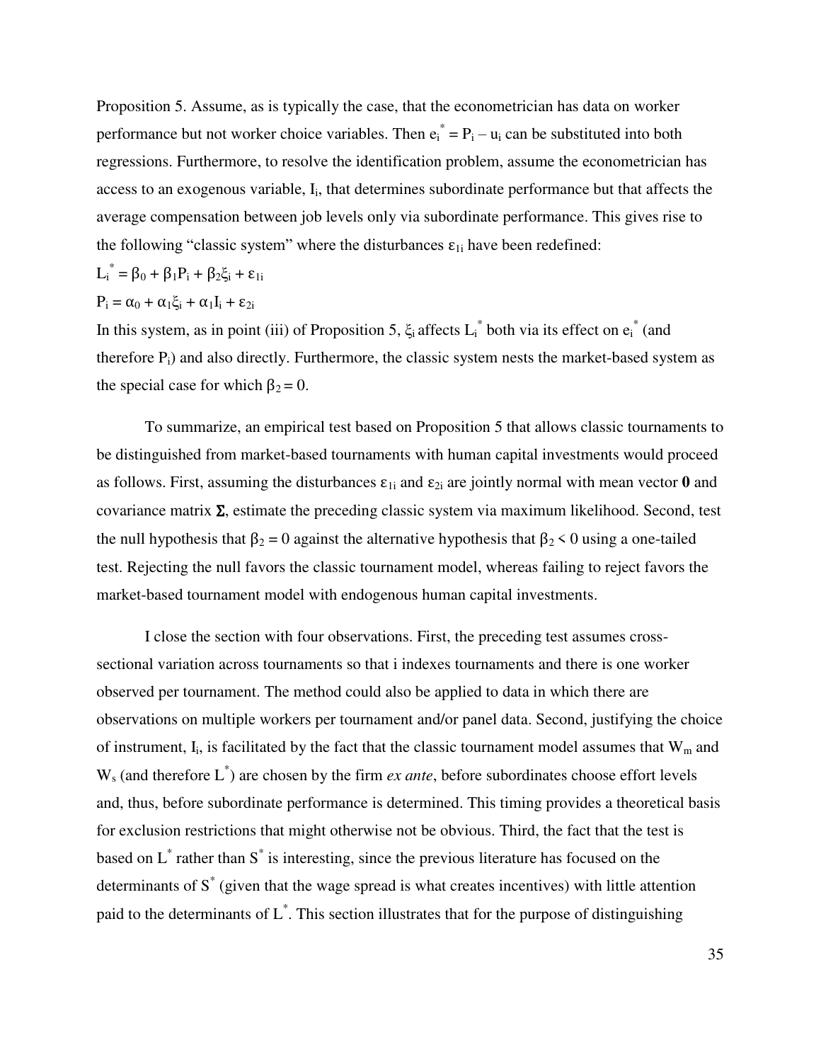Proposition 5. Assume, as is typically the case, that the econometrician has data on worker performance but not worker choice variables. Then $e_i^* = P_i - u_i$ can be substituted into both regressions. Furthermore, to resolve the identification problem, assume the econometrician has access to an exogenous variable, $I_i$, that determines subordinate performance but that affects the average compensation between job levels only via subordinate performance. This gives rise to the following "classic system" where the disturbances $\varepsilon_{1i}$ have been redefined:

$$L_i^* = \beta_0 + \beta_1 P_i + \beta_2 \xi_i + \varepsilon_{1i}$$

$$P_i = \alpha_0 + \alpha_1 \xi_i + \alpha_1 I_i + \varepsilon_{2i}$$

In this system, as in point (iii) of Proposition 5, $\xi_i$ affects $L_i^*$ both via its effect on $e_i^*$ (and therefore $P_i$) and also directly. Furthermore, the classic system nests the market-based system as the special case for which $\beta_2 = 0$.

To summarize, an empirical test based on Proposition 5 that allows classic tournaments to be distinguished from market-based tournaments with human capital investments would proceed as follows. First, assuming the disturbances $\varepsilon_{1i}$ and $\varepsilon_{2i}$ are jointly normal with mean vector $\mathbf{0}$ and covariance matrix $\mathbf{\Sigma}$, estimate the preceding classic system via maximum likelihood. Second, test the null hypothesis that $\beta_2 = 0$ against the alternative hypothesis that $\beta_2 < 0$ using a one-tailed test. Rejecting the null favors the classic tournament model, whereas failing to reject favors the market-based tournament model with endogenous human capital investments.

I close the section with four observations. First, the preceding test assumes cross-sectional variation across tournaments so that i indexes tournaments and there is one worker observed per tournament. The method could also be applied to data in which there are observations on multiple workers per tournament and/or panel data. Second, justifying the choice of instrument, $I_i$, is facilitated by the fact that the classic tournament model assumes that $W_m$ and $W_s$ (and therefore $L^*$) are chosen by the firm *ex ante*, before subordinates choose effort levels and, thus, before subordinate performance is determined. This timing provides a theoretical basis for exclusion restrictions that might otherwise not be obvious. Third, the fact that the test is based on $L^*$ rather than $S^*$ is interesting, since the previous literature has focused on the determinants of $S^*$ (given that the wage spread is what creates incentives) with little attention paid to the determinants of $L^*$. This section illustrates that for the purpose of distinguishing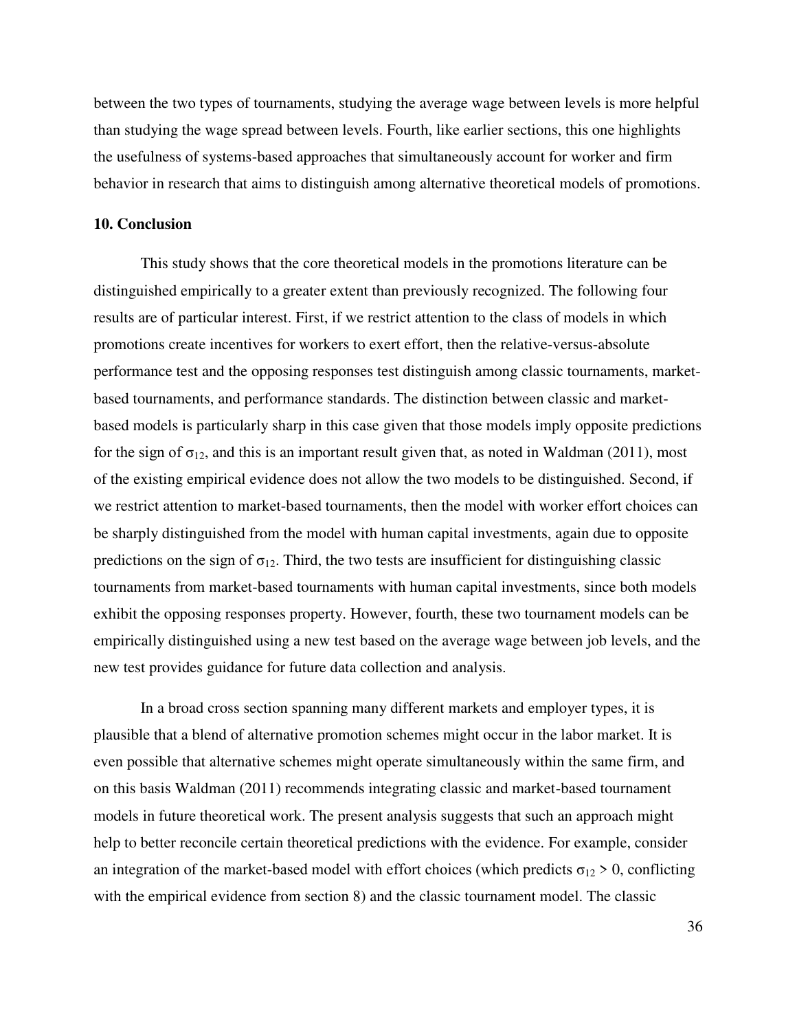between the two types of tournaments, studying the average wage between levels is more helpful than studying the wage spread between levels. Fourth, like earlier sections, this one highlights the usefulness of systems-based approaches that simultaneously account for worker and firm behavior in research that aims to distinguish among alternative theoretical models of promotions.

## 10. Conclusion

This study shows that the core theoretical models in the promotions literature can be distinguished empirically to a greater extent than previously recognized. The following four results are of particular interest. First, if we restrict attention to the class of models in which promotions create incentives for workers to exert effort, then the relative-versus-absolute performance test and the opposing responses test distinguish among classic tournaments, market-based tournaments, and performance standards. The distinction between classic and market-based models is particularly sharp in this case given that those models imply opposite predictions for the sign of $\sigma_{12}$, and this is an important result given that, as noted in Waldman (2011), most of the existing empirical evidence does not allow the two models to be distinguished. Second, if we restrict attention to market-based tournaments, then the model with worker effort choices can be sharply distinguished from the model with human capital investments, again due to opposite predictions on the sign of $\sigma_{12}$. Third, the two tests are insufficient for distinguishing classic tournaments from market-based tournaments with human capital investments, since both models exhibit the opposing responses property. However, fourth, these two tournament models can be empirically distinguished using a new test based on the average wage between job levels, and the new test provides guidance for future data collection and analysis.

In a broad cross section spanning many different markets and employer types, it is plausible that a blend of alternative promotion schemes might occur in the labor market. It is even possible that alternative schemes might operate simultaneously within the same firm, and on this basis Waldman (2011) recommends integrating classic and market-based tournament models in future theoretical work. The present analysis suggests that such an approach might help to better reconcile certain theoretical predictions with the evidence. For example, consider an integration of the market-based model with effort choices (which predicts $\sigma_{12} > 0$, conflicting with the empirical evidence from section 8) and the classic tournament model. The classic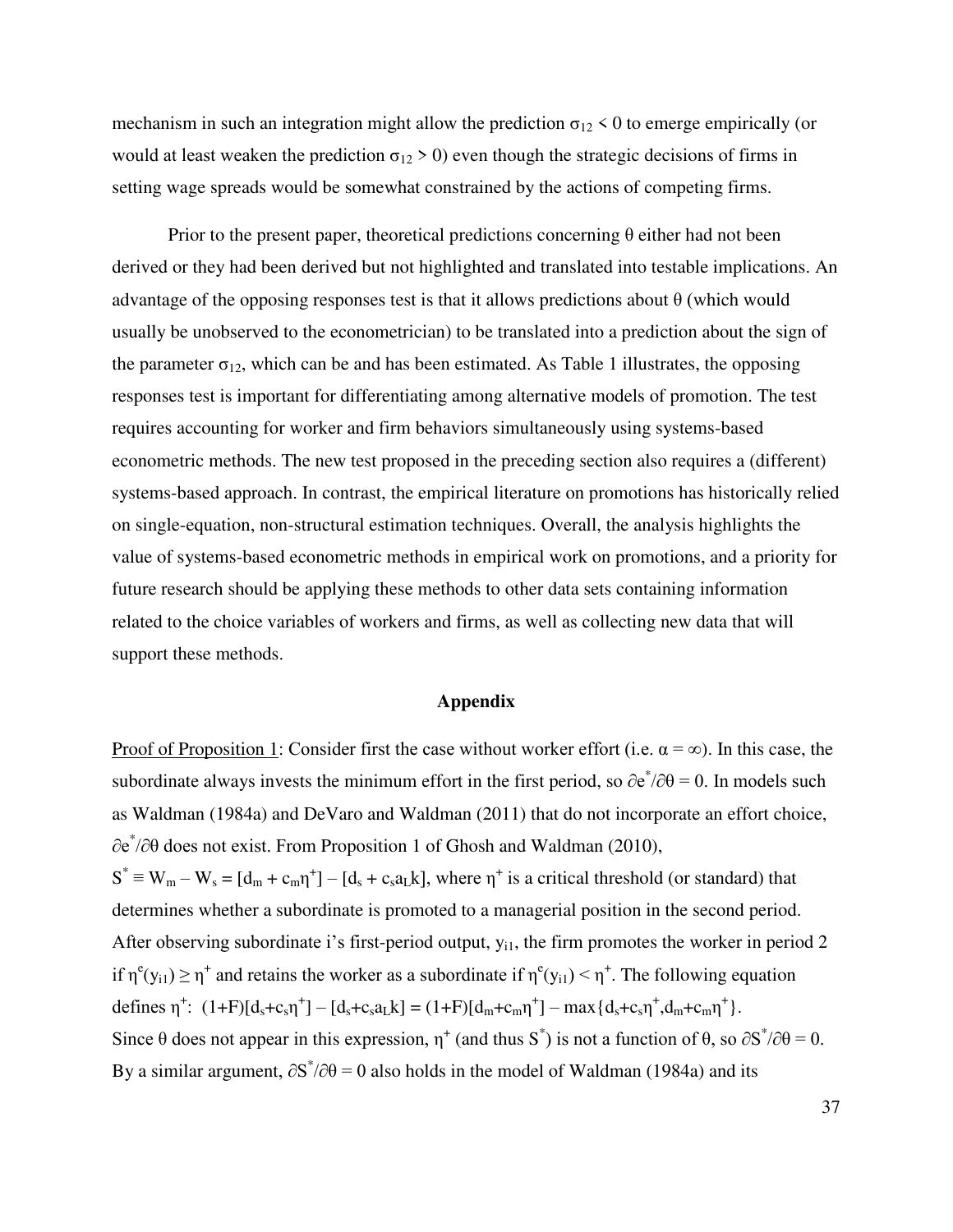mechanism in such an integration might allow the prediction $\sigma_{12} < 0$ to emerge empirically (or would at least weaken the prediction $\sigma_{12} > 0$) even though the strategic decisions of firms in setting wage spreads would be somewhat constrained by the actions of competing firms.

Prior to the present paper, theoretical predictions concerning $\theta$ either had not been derived or they had been derived but not highlighted and translated into testable implications. An advantage of the opposing responses test is that it allows predictions about $\theta$ (which would usually be unobserved to the econometrician) to be translated into a prediction about the sign of the parameter $\sigma_{12}$, which can be and has been estimated. As Table 1 illustrates, the opposing responses test is important for differentiating among alternative models of promotion. The test requires accounting for worker and firm behaviors simultaneously using systems-based econometric methods. The new test proposed in the preceding section also requires a (different) systems-based approach. In contrast, the empirical literature on promotions has historically relied on single-equation, non-structural estimation techniques. Overall, the analysis highlights the value of systems-based econometric methods in empirical work on promotions, and a priority for future research should be applying these methods to other data sets containing information related to the choice variables of workers and firms, as well as collecting new data that will support these methods.

## Appendix

<u>Proof of Proposition 1</u>: Consider first the case without worker effort (i.e. $\alpha = \infty$). In this case, the subordinate always invests the minimum effort in the first period, so $\partial e^*/\partial\theta = 0$. In models such as Waldman (1984a) and DeVaro and Waldman (2011) that do not incorporate an effort choice, $\partial e^*/\partial\theta$ does not exist. From Proposition 1 of Ghosh and Waldman (2010), $S^* \equiv W_m - W_s = [d_m + c_m\eta^+] - [d_s + c_s a_L k]$, where $\eta^+$ is a critical threshold (or standard) that determines whether a subordinate is promoted to a managerial position in the second period. After observing subordinate i's first-period output, $y_{i1}$, the firm promotes the worker in period 2 if $\eta^e(y_{i1}) \geq \eta^+$ and retains the worker as a subordinate if $\eta^e(y_{i1}) < \eta^+$. The following equation defines $\eta^+$: $(1+F)[d_s+c_s\eta^+] - [d_s+c_s a_L k] = (1+F)[d_m+c_m\eta^+] - \max\{d_s+c_s\eta^+, d_m+c_m\eta^+\}$. Since $\theta$ does not appear in this expression, $\eta^+$ (and thus $S^*$) is not a function of $\theta$, so $\partial S^*/\partial\theta = 0$. By a similar argument, $\partial S^*/\partial\theta = 0$ also holds in the model of Waldman (1984a) and its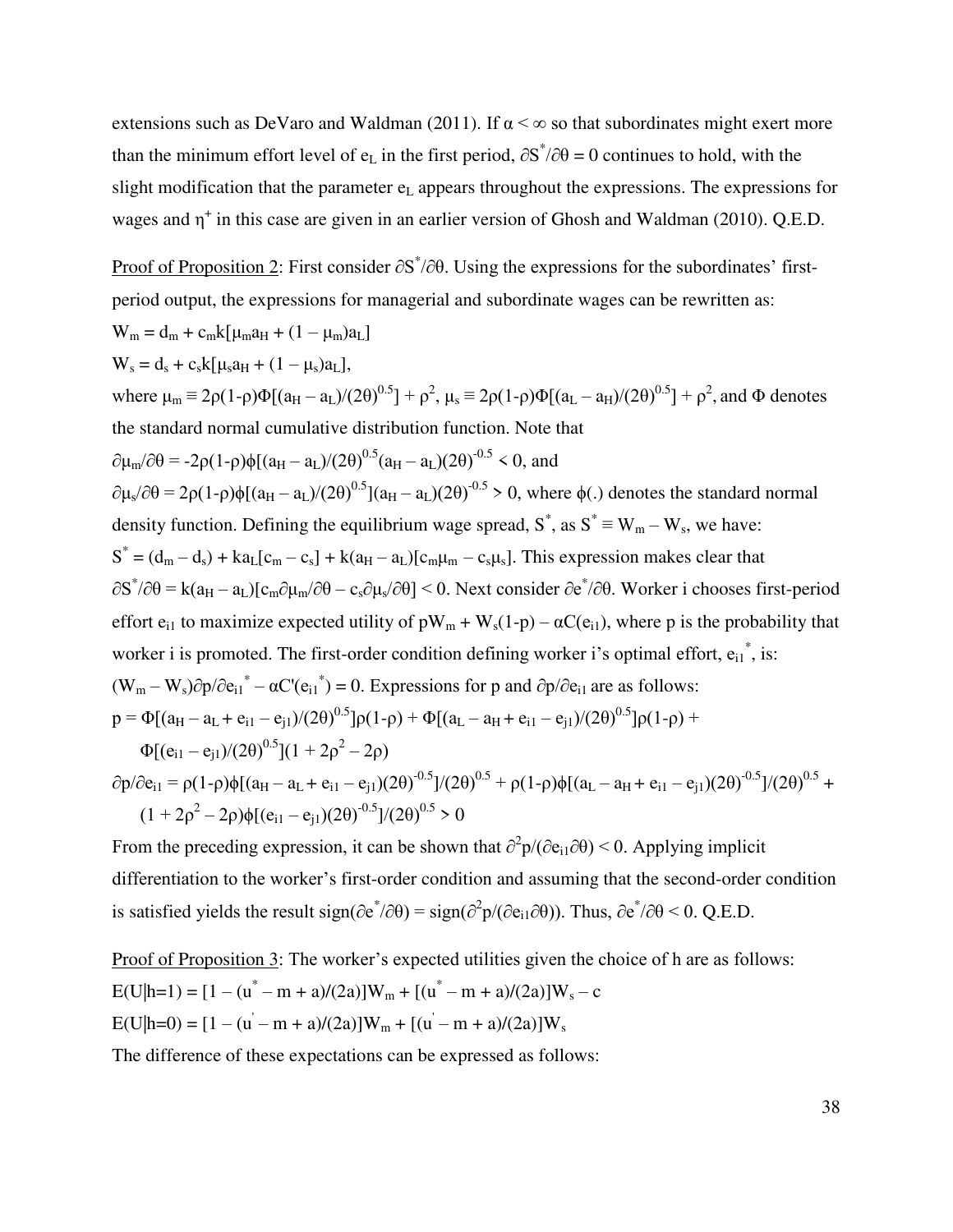extensions such as DeVaro and Waldman (2011). If $\alpha < \infty$ so that subordinates might exert more than the minimum effort level of $e_L$ in the first period, $\partial S^*/\partial\theta = 0$ continues to hold, with the slight modification that the parameter $e_L$ appears throughout the expressions. The expressions for wages and $\eta^+$ in this case are given in an earlier version of Ghosh and Waldman (2010). Q.E.D.

Proof of Proposition 2: First consider $\partial S^*/\partial\theta$. Using the expressions for the subordinates' first-period output, the expressions for managerial and subordinate wages can be rewritten as:

$$W_m = d_m + c_m k[\mu_m a_H + (1 - \mu_m)a_L]$$

$$W_s = d_s + c_s k[\mu_s a_H + (1 - \mu_s)a_L],$$

where $\mu_m \equiv 2\rho(1\text{-}\rho)\Phi[(a_H - a_L)/(2\theta)^{0.5}] + \rho^2$, $\mu_s \equiv 2\rho(1\text{-}\rho)\Phi[(a_L - a_H)/(2\theta)^{0.5}] + \rho^2$, and $\Phi$ denotes the standard normal cumulative distribution function. Note that

$\partial\mu_m/\partial\theta = -2\rho(1\text{-}\rho)\phi[(a_H - a_L)/(2\theta)^{0.5}(a_H - a_L)(2\theta)^{-0.5} < 0$, and

$\partial\mu_s/\partial\theta = 2\rho(1\text{-}\rho)\phi[(a_H - a_L)/(2\theta)^{0.5}](a_H - a_L)(2\theta)^{-0.5} > 0$, where $\phi(.)$ denotes the standard normal density function. Defining the equilibrium wage spread, $S^*$, as $S^* \equiv W_m - W_s$, we have:

$S^* = (d_m - d_s) + ka_L[c_m - c_s] + k(a_H - a_L)[c_m\mu_m - c_s\mu_s]$. This expression makes clear that $\partial S^*/\partial\theta = k(a_H - a_L)[c_m\partial\mu_m/\partial\theta - c_s\partial\mu_s/\partial\theta] < 0$. Next consider $\partial e^*/\partial\theta$. Worker i chooses first-period effort $e_{i1}$ to maximize expected utility of $pW_m + W_s(1\text{-}p) - \alpha C(e_{i1})$, where p is the probability that worker i is promoted. The first-order condition defining worker i's optimal effort, $e_{i1}^*$, is:

$(W_m - W_s)\partial p/\partial e_{i1}^* - \alpha C'(e_{i1}^*) = 0$. Expressions for p and $\partial p/\partial e_{i1}$ are as follows:

$$p = \Phi[(a_H - a_L + e_{i1} - e_{j1})/(2\theta)^{0.5}]\rho(1\text{-}\rho) + \Phi[(a_L - a_H + e_{i1} - e_{j1})/(2\theta)^{0.5}]\rho(1\text{-}\rho) + \Phi[(e_{i1} - e_{j1})/(2\theta)^{0.5}](1 + 2\rho^2 - 2\rho)$$

$$\partial p/\partial e_{i1} = \rho(1\text{-}\rho)\phi[(a_H - a_L + e_{i1} - e_{j1})(2\theta)^{-0.5}]/(2\theta)^{0.5} + \rho(1\text{-}\rho)\phi[(a_L - a_H + e_{i1} - e_{j1})(2\theta)^{-0.5}]/(2\theta)^{0.5} + (1 + 2\rho^2 - 2\rho)\phi[(e_{i1} - e_{j1})(2\theta)^{-0.5}]/(2\theta)^{0.5} > 0$$

From the preceding expression, it can be shown that $\partial^2 p/(\partial e_{i1}\partial\theta) < 0$. Applying implicit differentiation to the worker's first-order condition and assuming that the second-order condition is satisfied yields the result $\text{sign}(\partial e^*/\partial\theta) = \text{sign}(\partial^2 p/(\partial e_{i1}\partial\theta))$. Thus, $\partial e^*/\partial\theta < 0$. Q.E.D.

Proof of Proposition 3: The worker's expected utilities given the choice of h are as follows:

$$E(U|h=1) = [1 - (u^* - m + a)/(2a)]W_m + [(u^* - m + a)/(2a)]W_s - c$$

$$E(U|h=0) = [1 - (u' - m + a)/(2a)]W_m + [(u' - m + a)/(2a)]W_s$$

The difference of these expectations can be expressed as follows: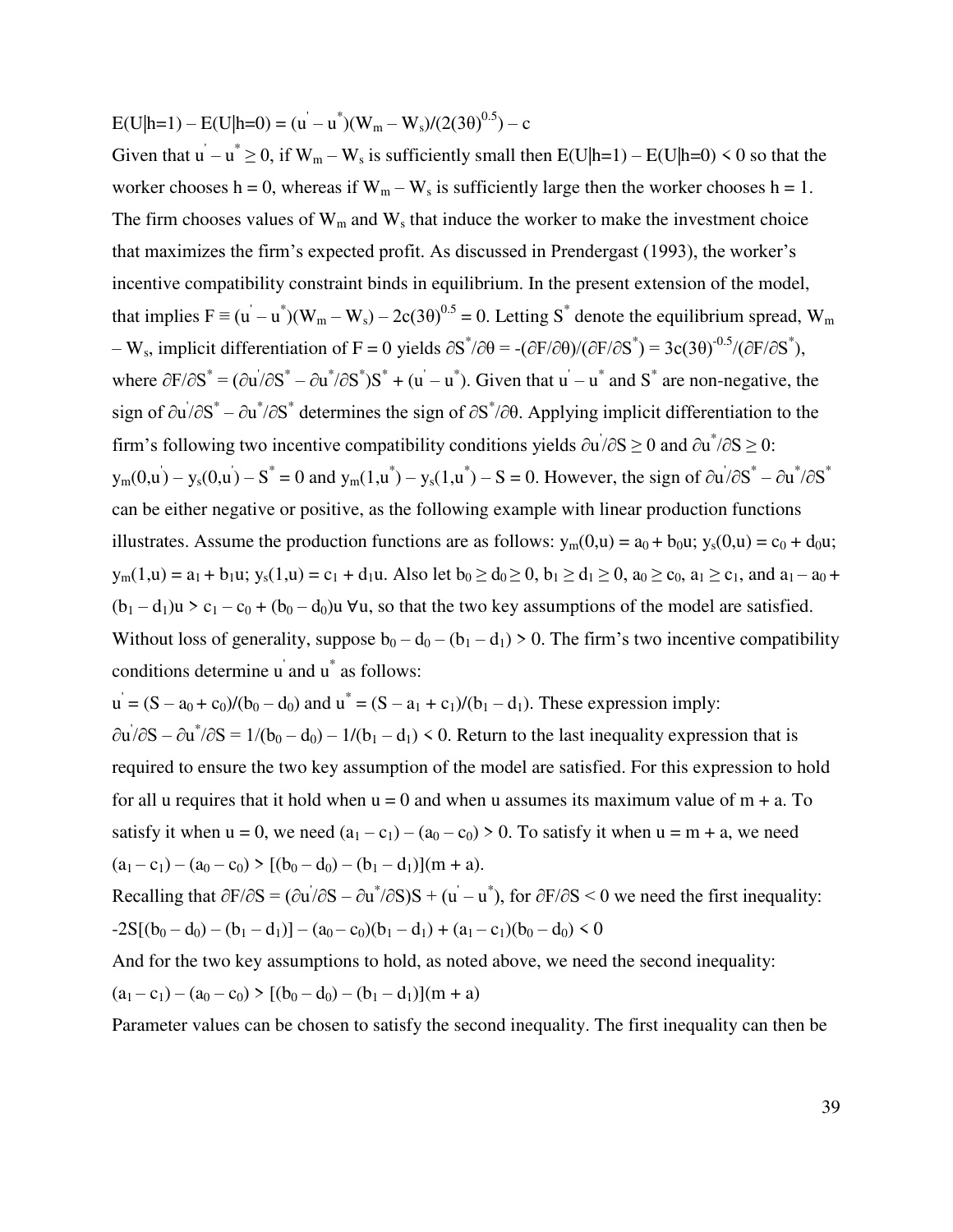$E(U|h=1) - E(U|h=0) = (u^{'} - u^{*})(W_m - W_s)/(2(3\theta)^{0.5}) - c$

Given that $u^{'} - u^{*} \geq 0$, if $W_m - W_s$ is sufficiently small then $E(U|h=1) - E(U|h=0) < 0$ so that the worker chooses h = 0, whereas if $W_m - W_s$ is sufficiently large then the worker chooses h = 1. The firm chooses values of $W_m$ and $W_s$ that induce the worker to make the investment choice that maximizes the firm's expected profit. As discussed in Prendergast (1993), the worker's incentive compatibility constraint binds in equilibrium. In the present extension of the model, that implies $F \equiv (u^{'} - u^{*})(W_m - W_s) - 2c(3\theta)^{0.5} = 0$. Letting $S^{*}$ denote the equilibrium spread, $W_m - W_s$, implicit differentiation of F = 0 yields $\partial S^{*}/\partial\theta = -(\partial F/\partial\theta)/(\partial F/\partial S^{*}) = 3c(3\theta)^{-0.5}/(\partial F/\partial S^{*})$, where $\partial F/\partial S^{*} = (\partial u^{'}/\partial S^{*} - \partial u^{*}/\partial S^{*})S^{*} + (u^{'} - u^{*})$. Given that $u^{'} - u^{*}$ and $S^{*}$ are non-negative, the sign of $\partial u^{'}/\partial S^{*} - \partial u^{*}/\partial S^{*}$ determines the sign of $\partial S^{*}/\partial\theta$. Applying implicit differentiation to the firm's following two incentive compatibility conditions yields $\partial u^{'}/\partial S \geq 0$ and $\partial u^{*}/\partial S \geq 0$: $y_m(0,u^{'}) - y_s(0,u^{'}) - S^{*} = 0$ and $y_m(1,u^{*}) - y_s(1,u^{*}) - S = 0$. However, the sign of $\partial u^{'}/\partial S^{*} - \partial u^{*}/\partial S^{*}$ can be either negative or positive, as the following example with linear production functions illustrates. Assume the production functions are as follows: $y_m(0,u) = a_0 + b_0u$; $y_s(0,u) = c_0 + d_0u$; $y_m(1,u) = a_1 + b_1u$; $y_s(1,u) = c_1 + d_1u$. Also let $b_0 \geq d_0 \geq 0$, $b_1 \geq d_1 \geq 0$, $a_0 \geq c_0$, $a_1 \geq c_1$, and $a_1 - a_0 + (b_1 - d_1)u > c_1 - c_0 + (b_0 - d_0)u$ $\forall u$, so that the two key assumptions of the model are satisfied. Without loss of generality, suppose $b_0 - d_0 - (b_1 - d_1) > 0$. The firm's two incentive compatibility conditions determine $u^{'}$ and $u^{*}$ as follows:

$u^{'} = (S - a_0 + c_0)/(b_0 - d_0)$ and $u^{*} = (S - a_1 + c_1)/(b_1 - d_1)$. These expression imply:

$\partial u^{'}/\partial S - \partial u^{*}/\partial S = 1/(b_0 - d_0) - 1/(b_1 - d_1) < 0$. Return to the last inequality expression that is required to ensure the two key assumption of the model are satisfied. For this expression to hold for all u requires that it hold when u = 0 and when u assumes its maximum value of m + a. To satisfy it when u = 0, we need $(a_1 - c_1) - (a_0 - c_0) > 0$. To satisfy it when u = m + a, we need $(a_1 - c_1) - (a_0 - c_0) > [(b_0 - d_0) - (b_1 - d_1)](m + a)$.

Recalling that $\partial F/\partial S = (\partial u^{'}/\partial S - \partial u^{*}/\partial S)S + (u^{'} - u^{*})$, for $\partial F/\partial S < 0$ we need the first inequality:

$-2S[(b_0 - d_0) - (b_1 - d_1)] - (a_0 - c_0)(b_1 - d_1) + (a_1 - c_1)(b_0 - d_0) < 0$

And for the two key assumptions to hold, as noted above, we need the second inequality:

$(a_1 - c_1) - (a_0 - c_0) > [(b_0 - d_0) - (b_1 - d_1)](m + a)$

Parameter values can be chosen to satisfy the second inequality. The first inequality can then be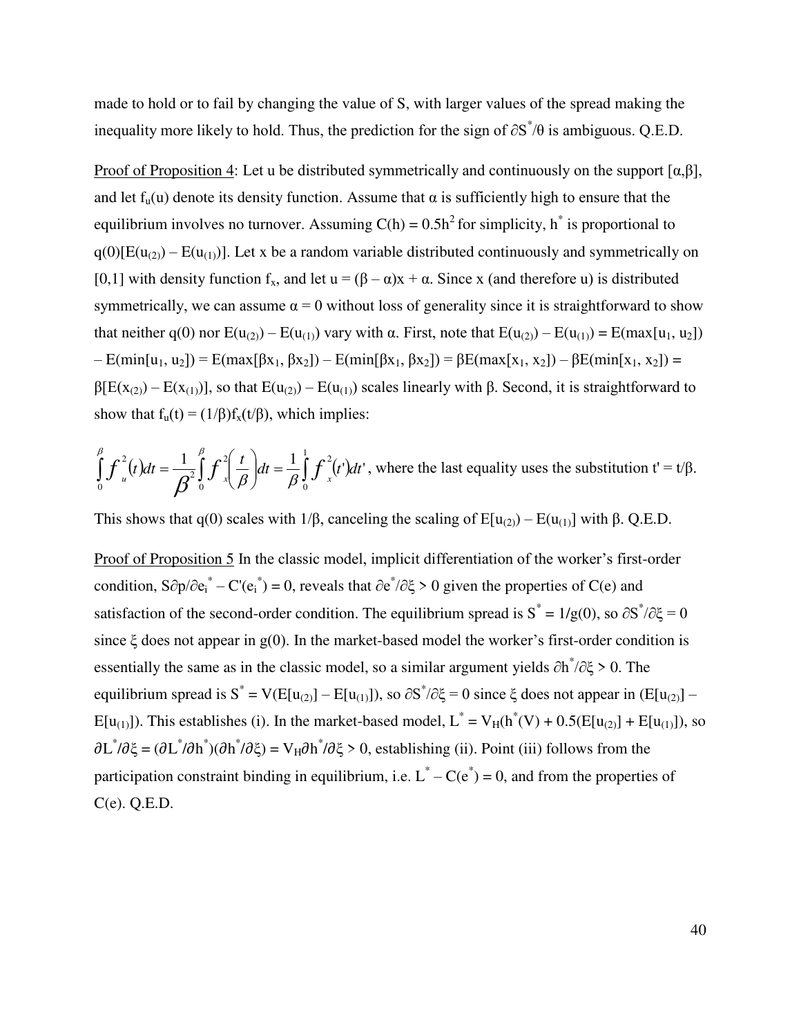made to hold or to fail by changing the value of S, with larger values of the spread making the inequality more likely to hold. Thus, the prediction for the sign of $\partial S^*/\theta$ is ambiguous. Q.E.D.

Proof of Proposition 4: Let u be distributed symmetrically and continuously on the support $[\alpha,\beta]$, and let $f_u(u)$ denote its density function. Assume that $\alpha$ is sufficiently high to ensure that the equilibrium involves no turnover. Assuming $C(h) = 0.5h^2$ for simplicity, $h^*$ is proportional to $q(0)[E(u_{(2)}) – E(u_{(1)})]$. Let x be a random variable distributed continuously and symmetrically on [0,1] with density function $f_x$, and let $u = (\beta – \alpha)x + \alpha$. Since x (and therefore u) is distributed symmetrically, we can assume $\alpha = 0$ without loss of generality since it is straightforward to show that neither q(0) nor $E(u_{(2)}) – E(u_{(1)})$ vary with $\alpha$. First, note that $E(u_{(2)}) – E(u_{(1)}) = E(\max[u_1, u_2]) – E(\min[u_1, u_2]) = E(\max[\beta x_1, \beta x_2]) – E(\min[\beta x_1, \beta x_2]) = \beta E(\max[x_1, x_2]) – \beta E(\min[x_1, x_2]) = \beta[E(x_{(2)}) – E(x_{(1)})]$, so that $E(u_{(2)}) – E(u_{(1)})$ scales linearly with $\beta$. Second, it is straightforward to show that $f_u(t) = (1/\beta)f_x(t/\beta)$, which implies:

$$\int_0^\beta f_u^2(t)dt = \frac{1}{\beta^2}\int_0^\beta f_x^2\left(\frac{t}{\beta}\right)dt = \frac{1}{\beta}\int_0^1 f_x^2(t')dt'$$

, where the last equality uses the substitution $t' = t/\beta$.

This shows that q(0) scales with $1/\beta$, canceling the scaling of $E[u_{(2)}) – E(u_{(1)})]$ with $\beta$. Q.E.D.

Proof of Proposition 5 In the classic model, implicit differentiation of the worker's first-order condition, $S\partial p/\partial e_i^* – C'(e_i^*) = 0$, reveals that $\partial e^*/\partial \xi > 0$ given the properties of C(e) and satisfaction of the second-order condition. The equilibrium spread is $S^* = 1/g(0)$, so $\partial S^*/\partial \xi = 0$ since $\xi$ does not appear in g(0). In the market-based model the worker's first-order condition is essentially the same as in the classic model, so a similar argument yields $\partial h^*/\partial \xi > 0$. The equilibrium spread is $S^* = V(E[u_{(2)}] – E[u_{(1)}])$, so $\partial S^*/\partial \xi = 0$ since $\xi$ does not appear in $(E[u_{(2)}] – E[u_{(1)}])$. This establishes (i). In the market-based model, $L^* = V_H(h^*(V) + 0.5(E[u_{(2)}] + E[u_{(1)}])$, so $\partial L^*/\partial \xi = (\partial L^*/\partial h^*)(\partial h^*/\partial \xi) = V_H\partial h^*/\partial \xi > 0$, establishing (ii). Point (iii) follows from the participation constraint binding in equilibrium, i.e. $L^* – C(e^*) = 0$, and from the properties of C(e). Q.E.D.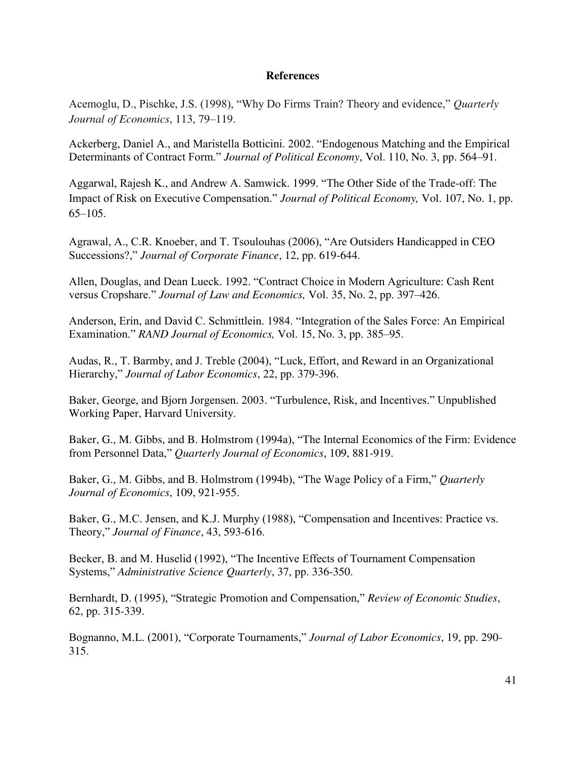# References

Acemoglu, D., Pischke, J.S. (1998), "Why Do Firms Train? Theory and evidence," *Quarterly Journal of Economics*, 113, 79–119.

Ackerberg, Daniel A., and Maristella Botticini. 2002. "Endogenous Matching and the Empirical Determinants of Contract Form." *Journal of Political Economy*, Vol. 110, No. 3, pp. 564–91.

Aggarwal, Rajesh K., and Andrew A. Samwick. 1999. "The Other Side of the Trade-off: The Impact of Risk on Executive Compensation." *Journal of Political Economy,* Vol. 107, No. 1, pp. 65–105.

Agrawal, A., C.R. Knoeber, and T. Tsoulouhas (2006), "Are Outsiders Handicapped in CEO Successions?," *Journal of Corporate Finance*, 12, pp. 619-644.

Allen, Douglas, and Dean Lueck. 1992. "Contract Choice in Modern Agriculture: Cash Rent versus Cropshare." *Journal of Law and Economics,* Vol. 35, No. 2, pp. 397–426.

Anderson, Erin, and David C. Schmittlein. 1984. "Integration of the Sales Force: An Empirical Examination." *RAND Journal of Economics,* Vol. 15, No. 3, pp. 385–95.

Audas, R., T. Barmby, and J. Treble (2004), "Luck, Effort, and Reward in an Organizational Hierarchy," *Journal of Labor Economics*, 22, pp. 379-396.

Baker, George, and Bjorn Jorgensen. 2003. "Turbulence, Risk, and Incentives." Unpublished Working Paper, Harvard University.

Baker, G., M. Gibbs, and B. Holmstrom (1994a), "The Internal Economics of the Firm: Evidence from Personnel Data," *Quarterly Journal of Economics*, 109, 881-919.

Baker, G., M. Gibbs, and B. Holmstrom (1994b), "The Wage Policy of a Firm," *Quarterly Journal of Economics*, 109, 921-955.

Baker, G., M.C. Jensen, and K.J. Murphy (1988), "Compensation and Incentives: Practice vs. Theory," *Journal of Finance*, 43, 593-616.

Becker, B. and M. Huselid (1992), "The Incentive Effects of Tournament Compensation Systems," *Administrative Science Quarterly*, 37, pp. 336-350.

Bernhardt, D. (1995), "Strategic Promotion and Compensation," *Review of Economic Studies*, 62, pp. 315-339.

Bognanno, M.L. (2001), "Corporate Tournaments," *Journal of Labor Economics*, 19, pp. 290-315.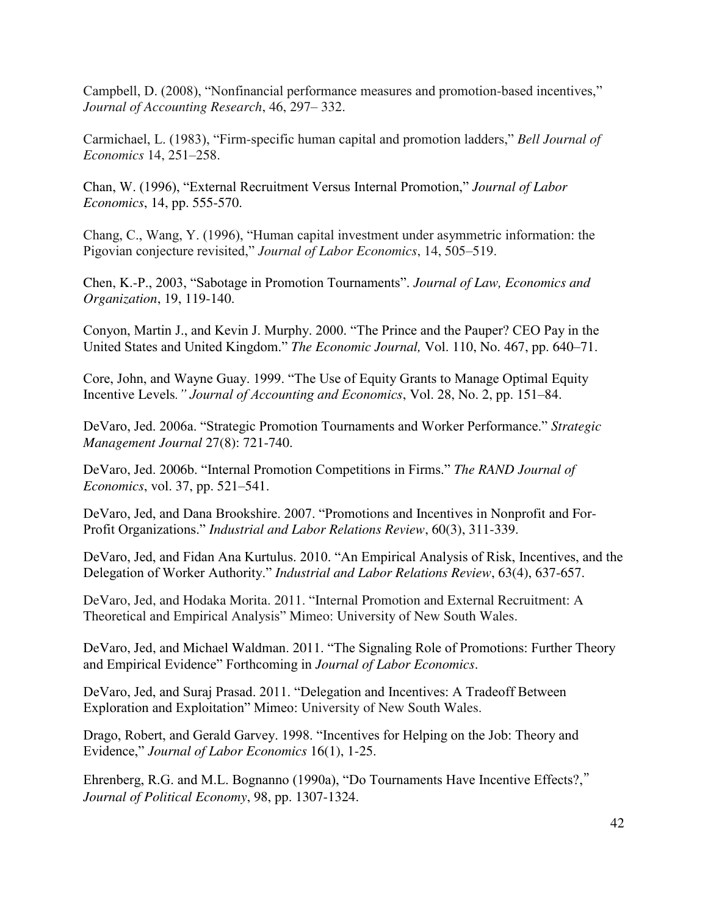Campbell, D. (2008), "Nonfinancial performance measures and promotion-based incentives," *Journal of Accounting Research*, 46, 297– 332.

Carmichael, L. (1983), "Firm-specific human capital and promotion ladders," *Bell Journal of Economics* 14, 251–258.

Chan, W. (1996), "External Recruitment Versus Internal Promotion," *Journal of Labor Economics*, 14, pp. 555-570.

Chang, C., Wang, Y. (1996), "Human capital investment under asymmetric information: the Pigovian conjecture revisited," *Journal of Labor Economics*, 14, 505–519.

Chen, K.-P., 2003, "Sabotage in Promotion Tournaments". *Journal of Law, Economics and Organization*, 19, 119-140.

Conyon, Martin J., and Kevin J. Murphy. 2000. "The Prince and the Pauper? CEO Pay in the United States and United Kingdom." *The Economic Journal,* Vol. 110, No. 467, pp. 640–71.

Core, John, and Wayne Guay. 1999. "The Use of Equity Grants to Manage Optimal Equity Incentive Levels*." Journal of Accounting and Economics*, Vol. 28, No. 2, pp. 151–84.

DeVaro, Jed. 2006a. "Strategic Promotion Tournaments and Worker Performance." *Strategic Management Journal* 27(8): 721-740.

DeVaro, Jed. 2006b. "Internal Promotion Competitions in Firms." *The RAND Journal of Economics*, vol. 37, pp. 521–541.

DeVaro, Jed, and Dana Brookshire. 2007. "Promotions and Incentives in Nonprofit and For-Profit Organizations." *Industrial and Labor Relations Review*, 60(3), 311-339.

DeVaro, Jed, and Fidan Ana Kurtulus. 2010. "An Empirical Analysis of Risk, Incentives, and the Delegation of Worker Authority." *Industrial and Labor Relations Review*, 63(4), 637-657.

DeVaro, Jed, and Hodaka Morita. 2011. "Internal Promotion and External Recruitment: A Theoretical and Empirical Analysis" Mimeo: University of New South Wales.

DeVaro, Jed, and Michael Waldman. 2011. "The Signaling Role of Promotions: Further Theory and Empirical Evidence" Forthcoming in *Journal of Labor Economics*.

DeVaro, Jed, and Suraj Prasad. 2011. "Delegation and Incentives: A Tradeoff Between Exploration and Exploitation" Mimeo: University of New South Wales.

Drago, Robert, and Gerald Garvey. 1998. "Incentives for Helping on the Job: Theory and Evidence," *Journal of Labor Economics* 16(1), 1-25.

Ehrenberg, R.G. and M.L. Bognanno (1990a), "Do Tournaments Have Incentive Effects?," *Journal of Political Economy*, 98, pp. 1307-1324.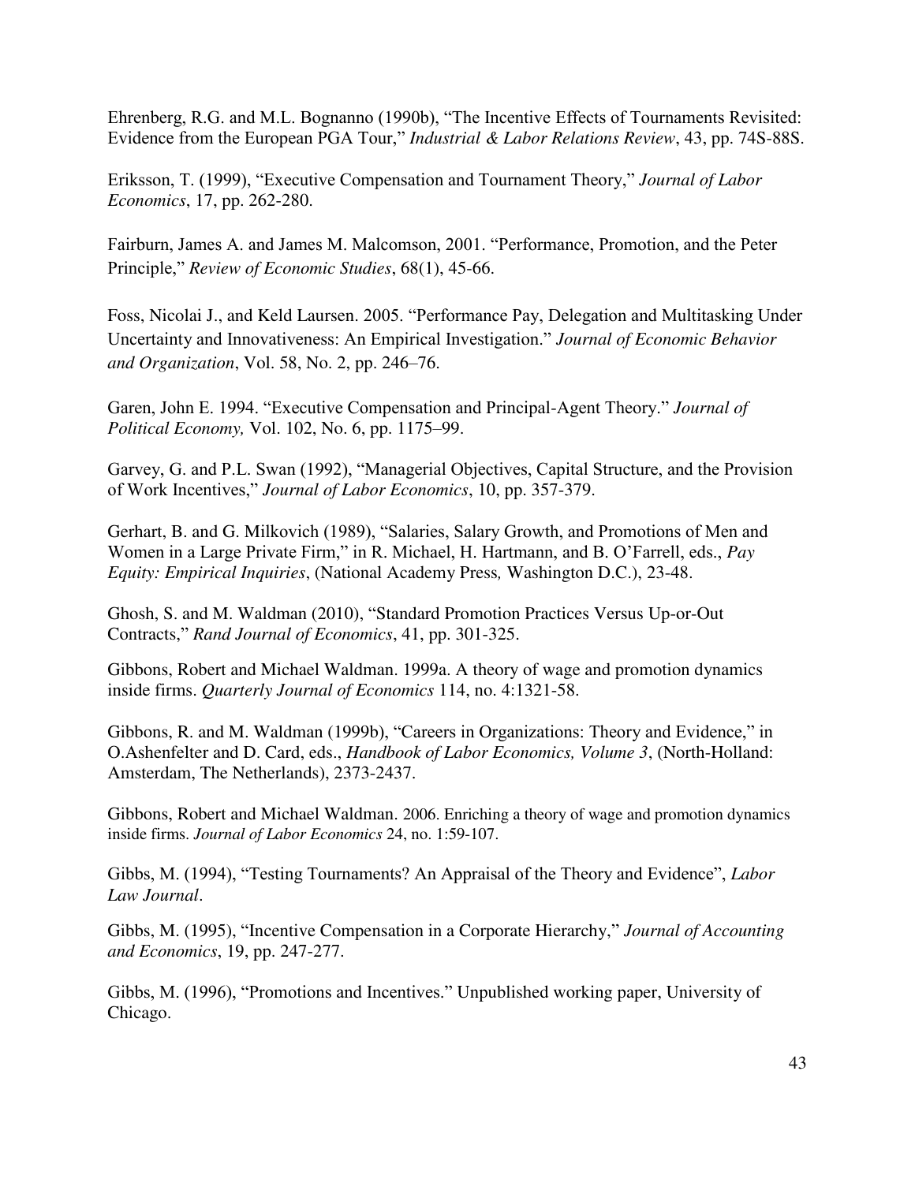Ehrenberg, R.G. and M.L. Bognanno (1990b), "The Incentive Effects of Tournaments Revisited: Evidence from the European PGA Tour," *Industrial & Labor Relations Review*, 43, pp. 74S-88S.

Eriksson, T. (1999), "Executive Compensation and Tournament Theory," *Journal of Labor Economics*, 17, pp. 262-280.

Fairburn, James A. and James M. Malcomson, 2001. "Performance, Promotion, and the Peter Principle," *Review of Economic Studies*, 68(1), 45-66.

Foss, Nicolai J., and Keld Laursen. 2005. "Performance Pay, Delegation and Multitasking Under Uncertainty and Innovativeness: An Empirical Investigation." *Journal of Economic Behavior and Organization*, Vol. 58, No. 2, pp. 246–76.

Garen, John E. 1994. "Executive Compensation and Principal-Agent Theory." *Journal of Political Economy,* Vol. 102, No. 6, pp. 1175–99.

Garvey, G. and P.L. Swan (1992), "Managerial Objectives, Capital Structure, and the Provision of Work Incentives," *Journal of Labor Economics*, 10, pp. 357-379.

Gerhart, B. and G. Milkovich (1989), "Salaries, Salary Growth, and Promotions of Men and Women in a Large Private Firm," in R. Michael, H. Hartmann, and B. O'Farrell, eds., *Pay Equity: Empirical Inquiries*, (National Academy Press*,* Washington D.C.), 23-48.

Ghosh, S. and M. Waldman (2010), "Standard Promotion Practices Versus Up-or-Out Contracts," *Rand Journal of Economics*, 41, pp. 301-325.

Gibbons, Robert and Michael Waldman. 1999a. A theory of wage and promotion dynamics inside firms. *Quarterly Journal of Economics* 114, no. 4:1321-58.

Gibbons, R. and M. Waldman (1999b), "Careers in Organizations: Theory and Evidence," in O.Ashenfelter and D. Card, eds., *Handbook of Labor Economics, Volume 3*, (North-Holland: Amsterdam, The Netherlands), 2373-2437.

Gibbons, Robert and Michael Waldman. 2006. Enriching a theory of wage and promotion dynamics inside firms. *Journal of Labor Economics* 24, no. 1:59-107.

Gibbs, M. (1994), "Testing Tournaments? An Appraisal of the Theory and Evidence", *Labor Law Journal*.

Gibbs, M. (1995), "Incentive Compensation in a Corporate Hierarchy," *Journal of Accounting and Economics*, 19, pp. 247-277.

Gibbs, M. (1996), "Promotions and Incentives." Unpublished working paper, University of Chicago.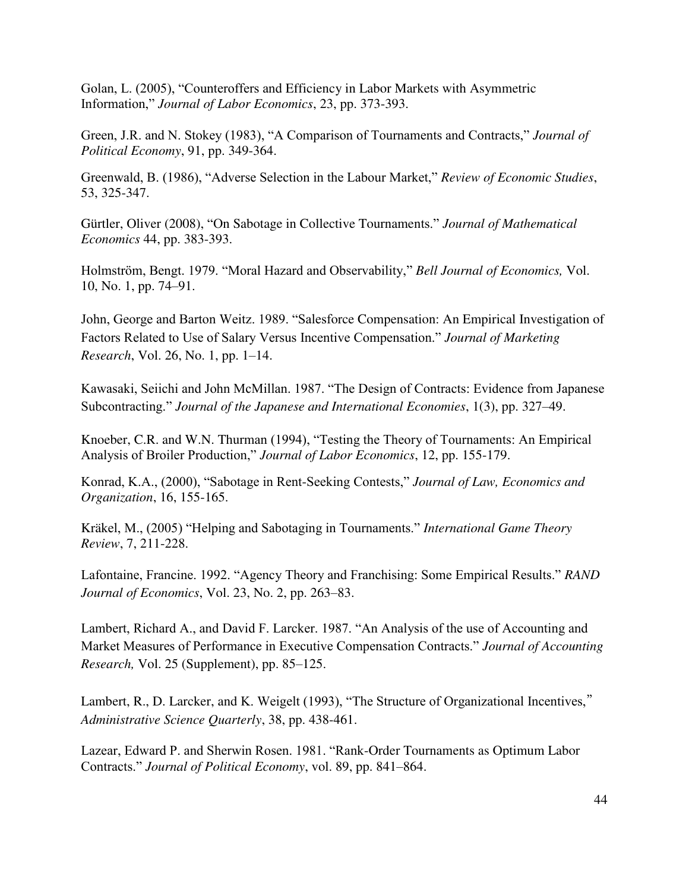Golan, L. (2005), "Counteroffers and Efficiency in Labor Markets with Asymmetric Information," *Journal of Labor Economics*, 23, pp. 373-393.

Green, J.R. and N. Stokey (1983), "A Comparison of Tournaments and Contracts," *Journal of Political Economy*, 91, pp. 349-364.

Greenwald, B. (1986), "Adverse Selection in the Labour Market," *Review of Economic Studies*, 53, 325-347.

Gürtler, Oliver (2008), "On Sabotage in Collective Tournaments." *Journal of Mathematical Economics* 44, pp. 383-393.

Holmström, Bengt. 1979. "Moral Hazard and Observability," *Bell Journal of Economics,* Vol. 10, No. 1, pp. 74–91.

John, George and Barton Weitz. 1989. "Salesforce Compensation: An Empirical Investigation of Factors Related to Use of Salary Versus Incentive Compensation." *Journal of Marketing Research*, Vol. 26, No. 1, pp. 1–14.

Kawasaki, Seiichi and John McMillan. 1987. "The Design of Contracts: Evidence from Japanese Subcontracting." *Journal of the Japanese and International Economies*, 1(3), pp. 327–49.

Knoeber, C.R. and W.N. Thurman (1994), "Testing the Theory of Tournaments: An Empirical Analysis of Broiler Production," *Journal of Labor Economics*, 12, pp. 155-179.

Konrad, K.A., (2000), "Sabotage in Rent-Seeking Contests," *Journal of Law, Economics and Organization*, 16, 155-165.

Kräkel, M., (2005) "Helping and Sabotaging in Tournaments." *International Game Theory Review*, 7, 211-228.

Lafontaine, Francine. 1992. "Agency Theory and Franchising: Some Empirical Results." *RAND Journal of Economics*, Vol. 23, No. 2, pp. 263–83.

Lambert, Richard A., and David F. Larcker. 1987. "An Analysis of the use of Accounting and Market Measures of Performance in Executive Compensation Contracts." *Journal of Accounting Research,* Vol. 25 (Supplement), pp. 85–125.

Lambert, R., D. Larcker, and K. Weigelt (1993), "The Structure of Organizational Incentives," *Administrative Science Quarterly*, 38, pp. 438-461.

Lazear, Edward P. and Sherwin Rosen. 1981. "Rank-Order Tournaments as Optimum Labor Contracts." *Journal of Political Economy*, vol. 89, pp. 841–864.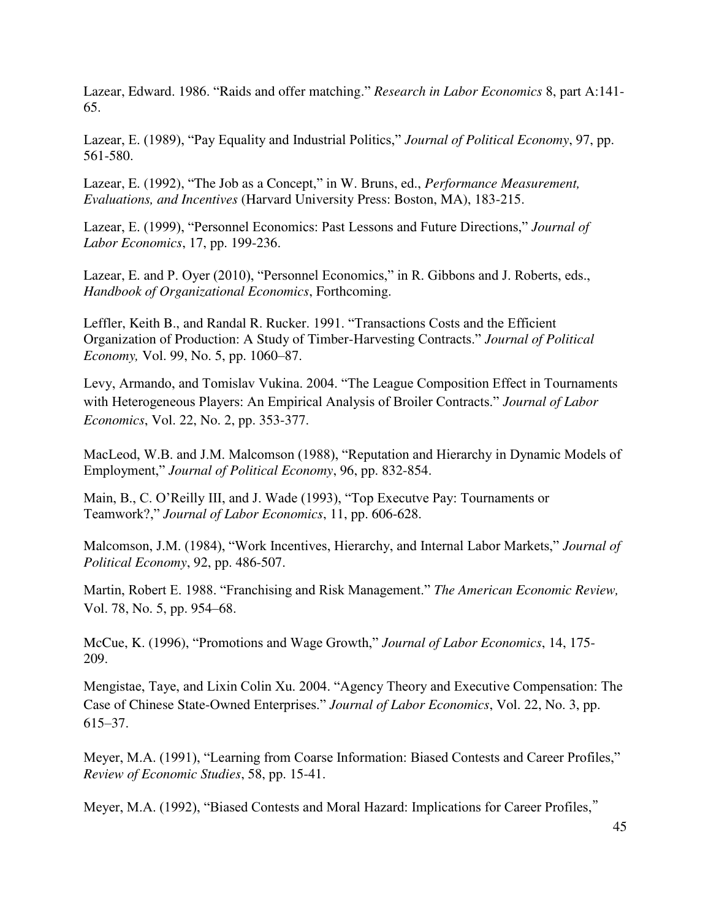Lazear, Edward. 1986. "Raids and offer matching." *Research in Labor Economics* 8, part A:141-65.

Lazear, E. (1989), "Pay Equality and Industrial Politics," *Journal of Political Economy*, 97, pp. 561-580.

Lazear, E. (1992), "The Job as a Concept," in W. Bruns, ed., *Performance Measurement, Evaluations, and Incentives* (Harvard University Press: Boston, MA), 183-215.

Lazear, E. (1999), "Personnel Economics: Past Lessons and Future Directions," *Journal of Labor Economics*, 17, pp. 199-236.

Lazear, E. and P. Oyer (2010), "Personnel Economics," in R. Gibbons and J. Roberts, eds., *Handbook of Organizational Economics*, Forthcoming.

Leffler, Keith B., and Randal R. Rucker. 1991. "Transactions Costs and the Efficient Organization of Production: A Study of Timber-Harvesting Contracts." *Journal of Political Economy,* Vol. 99, No. 5, pp. 1060–87.

Levy, Armando, and Tomislav Vukina. 2004. "The League Composition Effect in Tournaments with Heterogeneous Players: An Empirical Analysis of Broiler Contracts." *Journal of Labor Economics*, Vol. 22, No. 2, pp. 353-377.

MacLeod, W.B. and J.M. Malcomson (1988), "Reputation and Hierarchy in Dynamic Models of Employment," *Journal of Political Economy*, 96, pp. 832-854.

Main, B., C. O'Reilly III, and J. Wade (1993), "Top Executve Pay: Tournaments or Teamwork?," *Journal of Labor Economics*, 11, pp. 606-628.

Malcomson, J.M. (1984), "Work Incentives, Hierarchy, and Internal Labor Markets," *Journal of Political Economy*, 92, pp. 486-507.

Martin, Robert E. 1988. "Franchising and Risk Management." *The American Economic Review,* Vol. 78, No. 5, pp. 954–68.

McCue, K. (1996), "Promotions and Wage Growth," *Journal of Labor Economics*, 14, 175-209.

Mengistae, Taye, and Lixin Colin Xu. 2004. "Agency Theory and Executive Compensation: The Case of Chinese State-Owned Enterprises." *Journal of Labor Economics*, Vol. 22, No. 3, pp. 615–37.

Meyer, M.A. (1991), "Learning from Coarse Information: Biased Contests and Career Profiles," *Review of Economic Studies*, 58, pp. 15-41.

Meyer, M.A. (1992), "Biased Contests and Moral Hazard: Implications for Career Profiles,"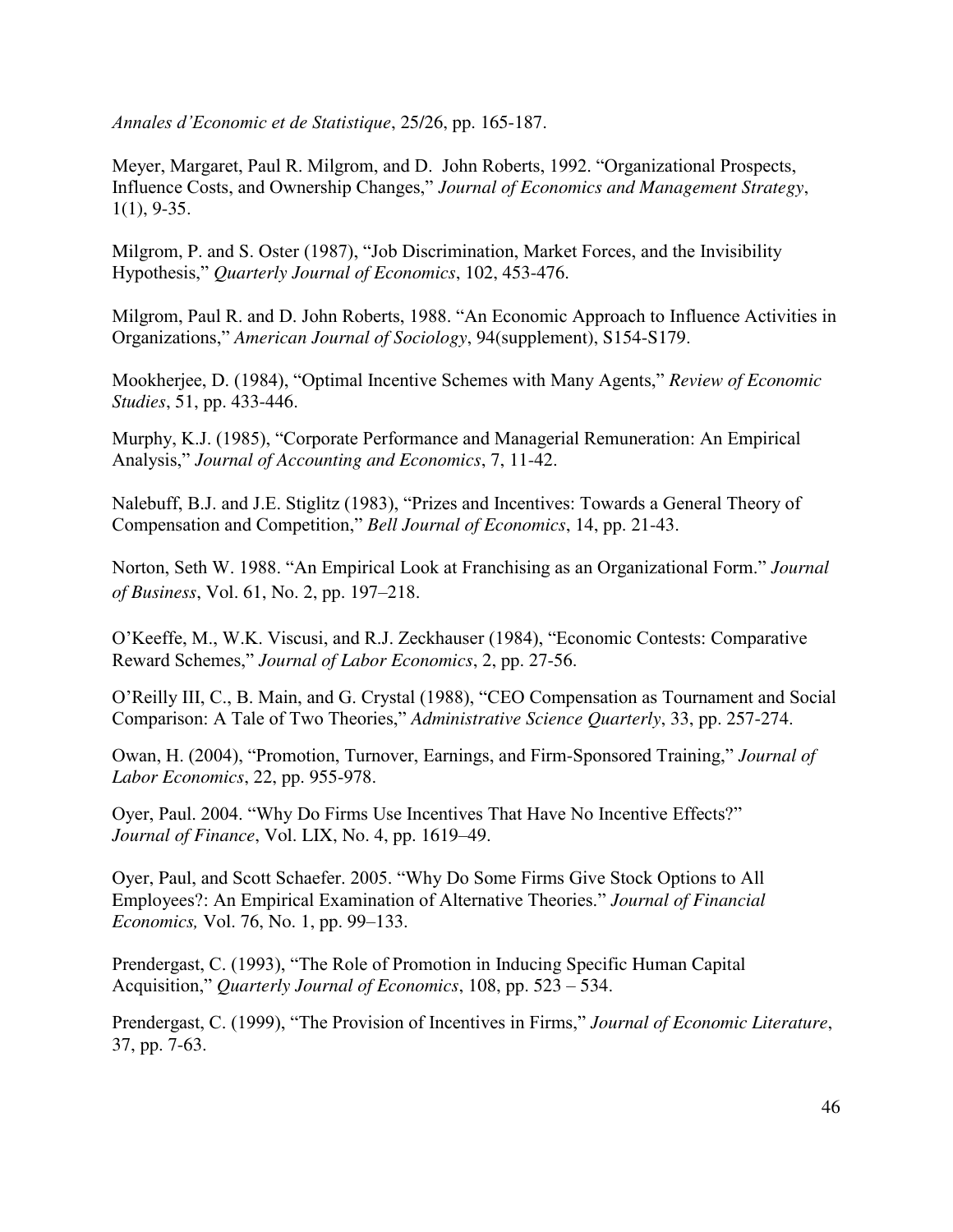*Annales d'Economic et de Statistique*, 25/26, pp. 165-187.

Meyer, Margaret, Paul R. Milgrom, and D. John Roberts, 1992. "Organizational Prospects, Influence Costs, and Ownership Changes," *Journal of Economics and Management Strategy*, 1(1), 9-35.

Milgrom, P. and S. Oster (1987), "Job Discrimination, Market Forces, and the Invisibility Hypothesis," *Quarterly Journal of Economics*, 102, 453-476.

Milgrom, Paul R. and D. John Roberts, 1988. "An Economic Approach to Influence Activities in Organizations," *American Journal of Sociology*, 94(supplement), S154-S179.

Mookherjee, D. (1984), "Optimal Incentive Schemes with Many Agents," *Review of Economic Studies*, 51, pp. 433-446.

Murphy, K.J. (1985), "Corporate Performance and Managerial Remuneration: An Empirical Analysis," *Journal of Accounting and Economics*, 7, 11-42.

Nalebuff, B.J. and J.E. Stiglitz (1983), "Prizes and Incentives: Towards a General Theory of Compensation and Competition," *Bell Journal of Economics*, 14, pp. 21-43.

Norton, Seth W. 1988. "An Empirical Look at Franchising as an Organizational Form." *Journal of Business*, Vol. 61, No. 2, pp. 197–218.

O'Keeffe, M., W.K. Viscusi, and R.J. Zeckhauser (1984), "Economic Contests: Comparative Reward Schemes," *Journal of Labor Economics*, 2, pp. 27-56.

O'Reilly III, C., B. Main, and G. Crystal (1988), "CEO Compensation as Tournament and Social Comparison: A Tale of Two Theories," *Administrative Science Quarterly*, 33, pp. 257-274.

Owan, H. (2004), "Promotion, Turnover, Earnings, and Firm-Sponsored Training," *Journal of Labor Economics*, 22, pp. 955-978.

Oyer, Paul. 2004. "Why Do Firms Use Incentives That Have No Incentive Effects?" *Journal of Finance*, Vol. LIX, No. 4, pp. 1619–49.

Oyer, Paul, and Scott Schaefer. 2005. "Why Do Some Firms Give Stock Options to All Employees?: An Empirical Examination of Alternative Theories." *Journal of Financial Economics,* Vol. 76, No. 1, pp. 99–133.

Prendergast, C. (1993), "The Role of Promotion in Inducing Specific Human Capital Acquisition," *Quarterly Journal of Economics*, 108, pp. 523 – 534.

Prendergast, C. (1999), "The Provision of Incentives in Firms," *Journal of Economic Literature*, 37, pp. 7-63.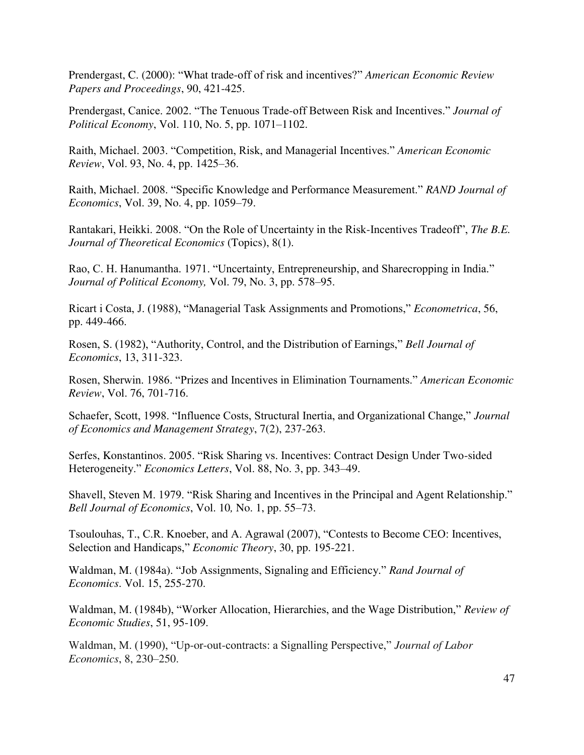Prendergast, C. (2000): "What trade-off of risk and incentives?" *American Economic Review Papers and Proceedings*, 90, 421-425.

Prendergast, Canice. 2002. "The Tenuous Trade-off Between Risk and Incentives." *Journal of Political Economy*, Vol. 110, No. 5, pp. 1071–1102.

Raith, Michael. 2003. "Competition, Risk, and Managerial Incentives." *American Economic Review*, Vol. 93, No. 4, pp. 1425–36.

Raith, Michael. 2008. "Specific Knowledge and Performance Measurement." *RAND Journal of Economics*, Vol. 39, No. 4, pp. 1059–79.

Rantakari, Heikki. 2008. "On the Role of Uncertainty in the Risk-Incentives Tradeoff", *The B.E. Journal of Theoretical Economics* (Topics), 8(1).

Rao, C. H. Hanumantha. 1971. "Uncertainty, Entrepreneurship, and Sharecropping in India." *Journal of Political Economy,* Vol. 79, No. 3, pp. 578–95.

Ricart i Costa, J. (1988), "Managerial Task Assignments and Promotions," *Econometrica*, 56, pp. 449-466.

Rosen, S. (1982), "Authority, Control, and the Distribution of Earnings," *Bell Journal of Economics*, 13, 311-323.

Rosen, Sherwin. 1986. "Prizes and Incentives in Elimination Tournaments." *American Economic Review*, Vol. 76, 701-716.

Schaefer, Scott, 1998. "Influence Costs, Structural Inertia, and Organizational Change," *Journal of Economics and Management Strategy*, 7(2), 237-263.

Serfes, Konstantinos. 2005. "Risk Sharing vs. Incentives: Contract Design Under Two-sided Heterogeneity." *Economics Letters*, Vol. 88, No. 3, pp. 343–49.

Shavell, Steven M. 1979. "Risk Sharing and Incentives in the Principal and Agent Relationship." *Bell Journal of Economics*, Vol. 10*,* No. 1, pp. 55–73.

Tsoulouhas, T., C.R. Knoeber, and A. Agrawal (2007), "Contests to Become CEO: Incentives, Selection and Handicaps," *Economic Theory*, 30, pp. 195-221.

Waldman, M. (1984a). "Job Assignments, Signaling and Efficiency." *Rand Journal of Economics*. Vol. 15, 255-270.

Waldman, M. (1984b), "Worker Allocation, Hierarchies, and the Wage Distribution," *Review of Economic Studies*, 51, 95-109.

Waldman, M. (1990), "Up-or-out-contracts: a Signalling Perspective," *Journal of Labor Economics*, 8, 230–250.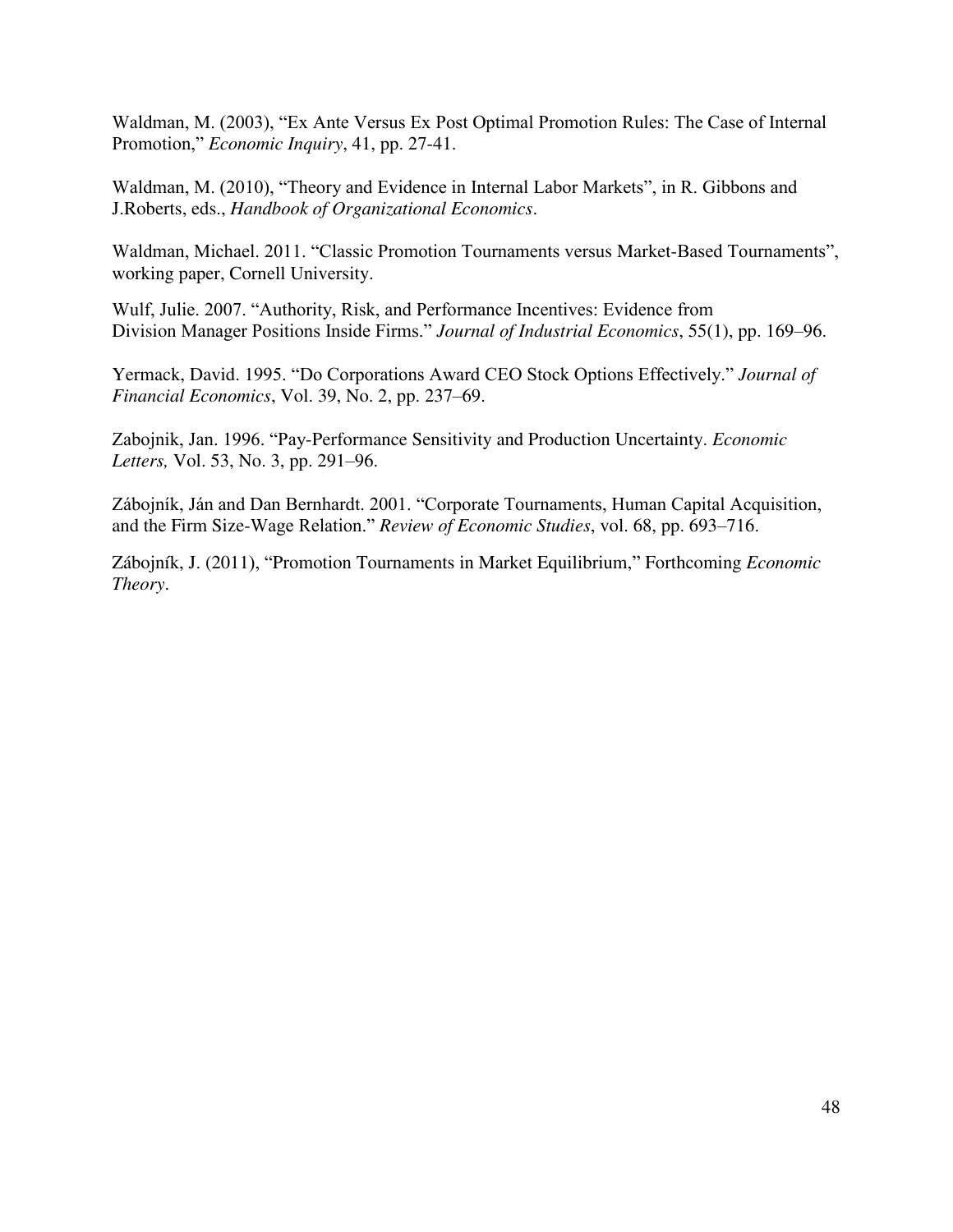Waldman, M. (2003), "Ex Ante Versus Ex Post Optimal Promotion Rules: The Case of Internal Promotion," *Economic Inquiry*, 41, pp. 27-41.

Waldman, M. (2010), "Theory and Evidence in Internal Labor Markets", in R. Gibbons and J.Roberts, eds., *Handbook of Organizational Economics*.

Waldman, Michael. 2011. "Classic Promotion Tournaments versus Market-Based Tournaments", working paper, Cornell University.

Wulf, Julie. 2007. "Authority, Risk, and Performance Incentives: Evidence from Division Manager Positions Inside Firms." *Journal of Industrial Economics*, 55(1), pp. 169–96.

Yermack, David. 1995. "Do Corporations Award CEO Stock Options Effectively." *Journal of Financial Economics*, Vol. 39, No. 2, pp. 237–69.

Zabojnik, Jan. 1996. "Pay-Performance Sensitivity and Production Uncertainty. *Economic Letters,* Vol. 53, No. 3, pp. 291–96.

Zábojník, Ján and Dan Bernhardt. 2001. "Corporate Tournaments, Human Capital Acquisition, and the Firm Size-Wage Relation." *Review of Economic Studies*, vol. 68, pp. 693–716.

Zábojník, J. (2011), "Promotion Tournaments in Market Equilibrium," Forthcoming *Economic Theory*.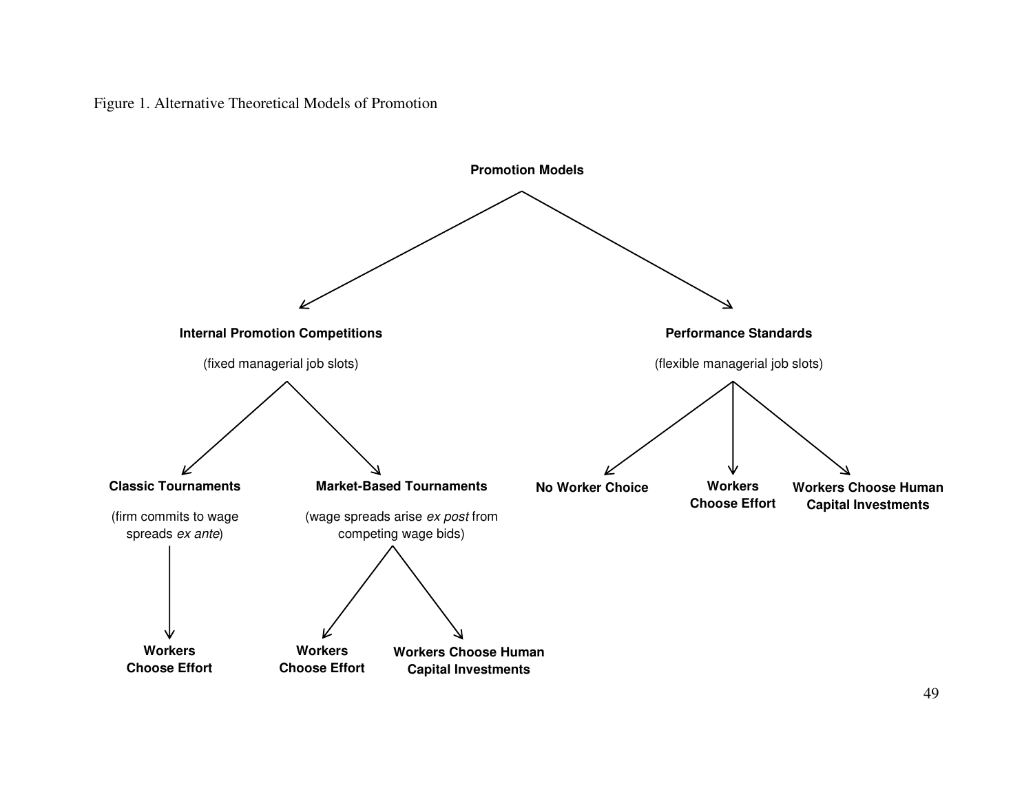Figure 1. Alternative Theoretical Models of Promotion

**Promotion Models**

**Internal Promotion Competitions**

(fixed managerial job slots)

**Performance Standards**

(flexible managerial job slots)

**Classic Tournaments**

(firm commits to wage spreads *ex ante*)

**Market-Based Tournaments**

(wage spreads arise *ex post* from competing wage bids)

**No Worker Choice**

**Workers Choose Effort**

**Workers Choose Human Capital Investments**

**Workers Choose Effort**

**Workers Choose Effort**

**Workers Choose Human Capital Investments**